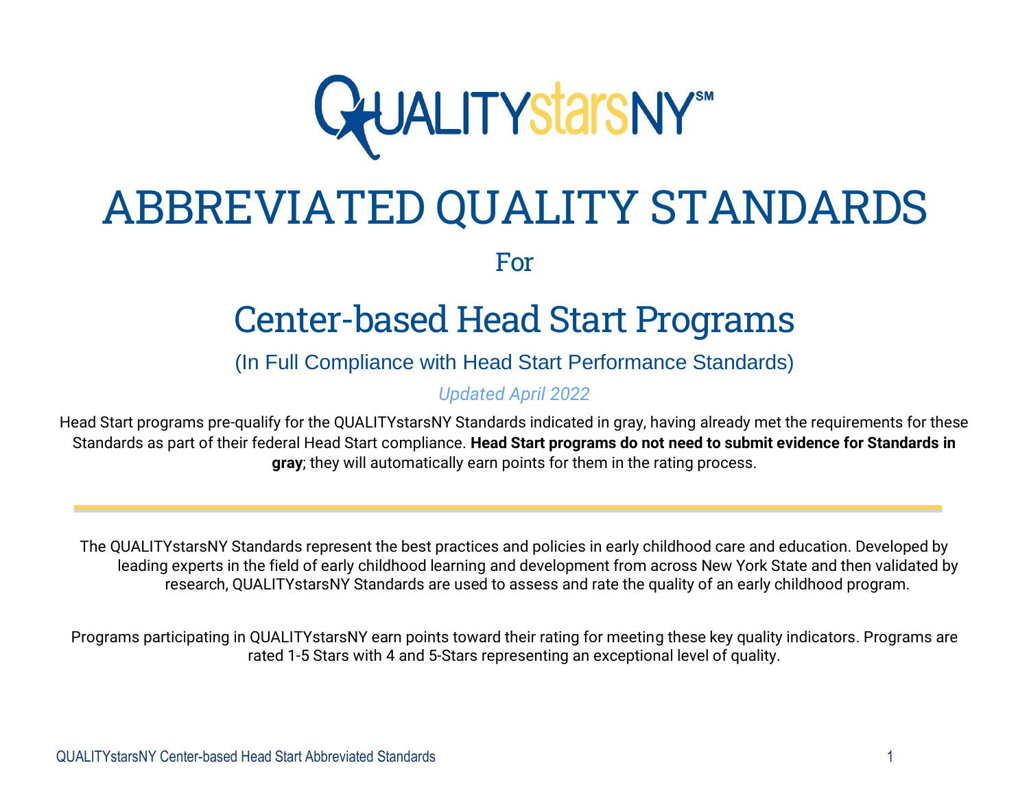QUALITYstarsNY℠

# ABBREVIATED QUALITY STANDARDS

For

## Center-based Head Start Programs

(In Full Compliance with Head Start Performance Standards)

*Updated April 2022*

Head Start programs pre-qualify for the QUALITYstarsNY Standards indicated in gray, having already met the requirements for these Standards as part of their federal Head Start compliance. **Head Start programs do not need to submit evidence for Standards in gray**; they will automatically earn points for them in the rating process.

---

The QUALITYstarsNY Standards represent the best practices and policies in early childhood care and education. Developed by leading experts in the field of early childhood learning and development from across New York State and then validated by research, QUALITYstarsNY Standards are used to assess and rate the quality of an early childhood program.

Programs participating in QUALITYstarsNY earn points toward their rating for meeting these key quality indicators. Programs are rated 1-5 Stars with 4 and 5-Stars representing an exceptional level of quality.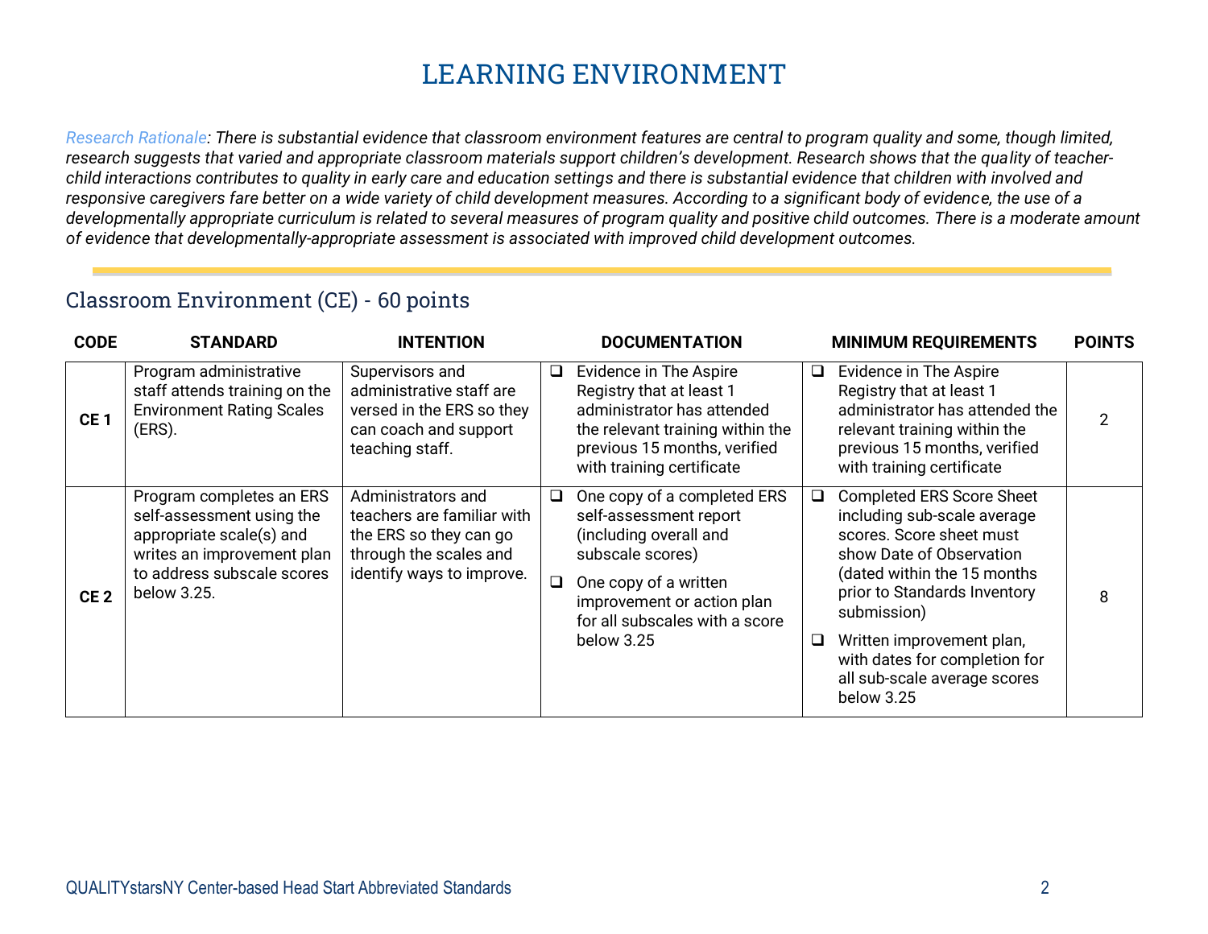# LEARNING ENVIRONMENT

*Research Rationale: There is substantial evidence that classroom environment features are central to program quality and some, though limited, research suggests that varied and appropriate classroom materials support children's development. Research shows that the quality of teacher-child interactions contributes to quality in early care and education settings and there is substantial evidence that children with involved and responsive caregivers fare better on a wide variety of child development measures. According to a significant body of evidence, the use of a developmentally appropriate curriculum is related to several measures of program quality and positive child outcomes. There is a moderate amount of evidence that developmentally-appropriate assessment is associated with improved child development outcomes.*

## Classroom Environment (CE) - 60 points

| CODE | STANDARD | INTENTION | DOCUMENTATION | MINIMUM REQUIREMENTS | POINTS |
|---|---|---|---|---|---|
| **CE 1** | Program administrative staff attends training on the Environment Rating Scales (ERS). | Supervisors and administrative staff are versed in the ERS so they can coach and support teaching staff. | ❑ Evidence in The Aspire Registry that at least 1 administrator has attended the relevant training within the previous 15 months, verified with training certificate | ❑ Evidence in The Aspire Registry that at least 1 administrator has attended the relevant training within the previous 15 months, verified with training certificate | 2 |
| **CE 2** | Program completes an ERS self-assessment using the appropriate scale(s) and writes an improvement plan to address subscale scores below 3.25. | Administrators and teachers are familiar with the ERS so they can go through the scales and identify ways to improve. | ❑ One copy of a completed ERS self-assessment report (including overall and subscale scores)<br>❑ One copy of a written improvement or action plan for all subscales with a score below 3.25 | ❑ Completed ERS Score Sheet including sub-scale average scores. Score sheet must show Date of Observation (dated within the 15 months prior to Standards Inventory submission)<br>❑ Written improvement plan, with dates for completion for all sub-scale average scores below 3.25 | 8 |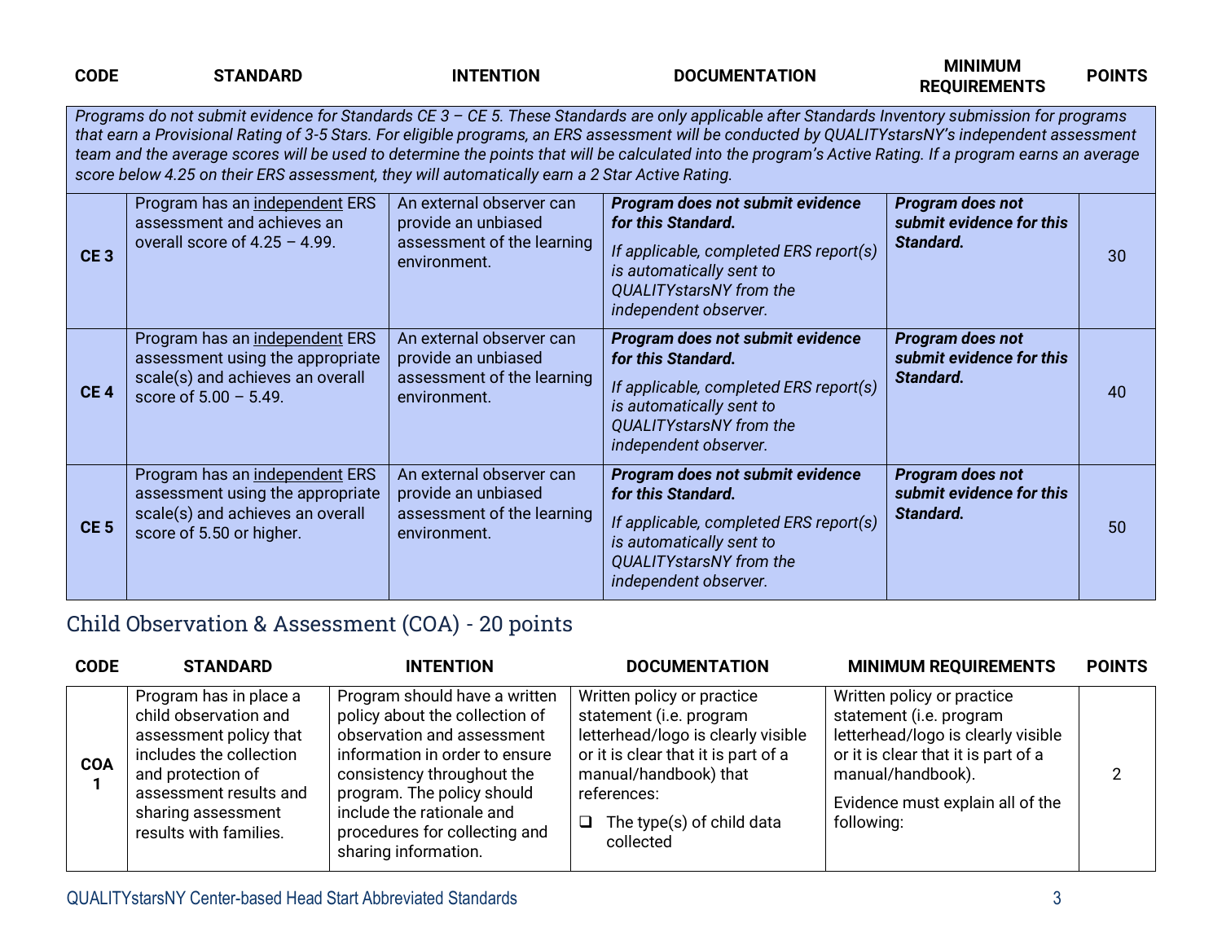| CODE | STANDARD | INTENTION | DOCUMENTATION | MINIMUM REQUIREMENTS | POINTS |
|---|---|---|---|---|---|
| *Programs do not submit evidence for Standards CE 3 – CE 5. These Standards are only applicable after Standards Inventory submission for programs that earn a Provisional Rating of 3-5 Stars. For eligible programs, an ERS assessment will be conducted by QUALITYstarsNY's independent assessment team and the average scores will be used to determine the points that will be calculated into the program's Active Rating. If a program earns an average score below 4.25 on their ERS assessment, they will automatically earn a 2 Star Active Rating.* | | | | | |
| **CE 3** | Program has an independent ERS assessment and achieves an overall score of 4.25 – 4.99. | An external observer can provide an unbiased assessment of the learning environment. | ***Program does not submit evidence for this Standard.*** *If applicable, completed ERS report(s) is automatically sent to QUALITYstarsNY from the independent observer.* | ***Program does not submit evidence for this Standard.*** | 30 |
| **CE 4** | Program has an independent ERS assessment using the appropriate scale(s) and achieves an overall score of 5.00 – 5.49. | An external observer can provide an unbiased assessment of the learning environment. | ***Program does not submit evidence for this Standard.*** *If applicable, completed ERS report(s) is automatically sent to QUALITYstarsNY from the independent observer.* | ***Program does not submit evidence for this Standard.*** | 40 |
| **CE 5** | Program has an independent ERS assessment using the appropriate scale(s) and achieves an overall score of 5.50 or higher. | An external observer can provide an unbiased assessment of the learning environment. | ***Program does not submit evidence for this Standard.*** *If applicable, completed ERS report(s) is automatically sent to QUALITYstarsNY from the independent observer.* | ***Program does not submit evidence for this Standard.*** | 50 |

## Child Observation & Assessment (COA) - 20 points

| CODE | STANDARD | INTENTION | DOCUMENTATION | MINIMUM REQUIREMENTS | POINTS |
|---|---|---|---|---|---|
| **COA 1** | Program has in place a child observation and assessment policy that includes the collection and protection of assessment results and sharing assessment results with families. | Program should have a written policy about the collection of observation and assessment information in order to ensure consistency throughout the program. The policy should include the rationale and procedures for collecting and sharing information. | Written policy or practice statement (i.e. program letterhead/logo is clearly visible or it is clear that it is part of a manual/handbook) that references: ❑ The type(s) of child data collected | Written policy or practice statement (i.e. program letterhead/logo is clearly visible or it is clear that it is part of a manual/handbook). Evidence must explain all of the following: | 2 |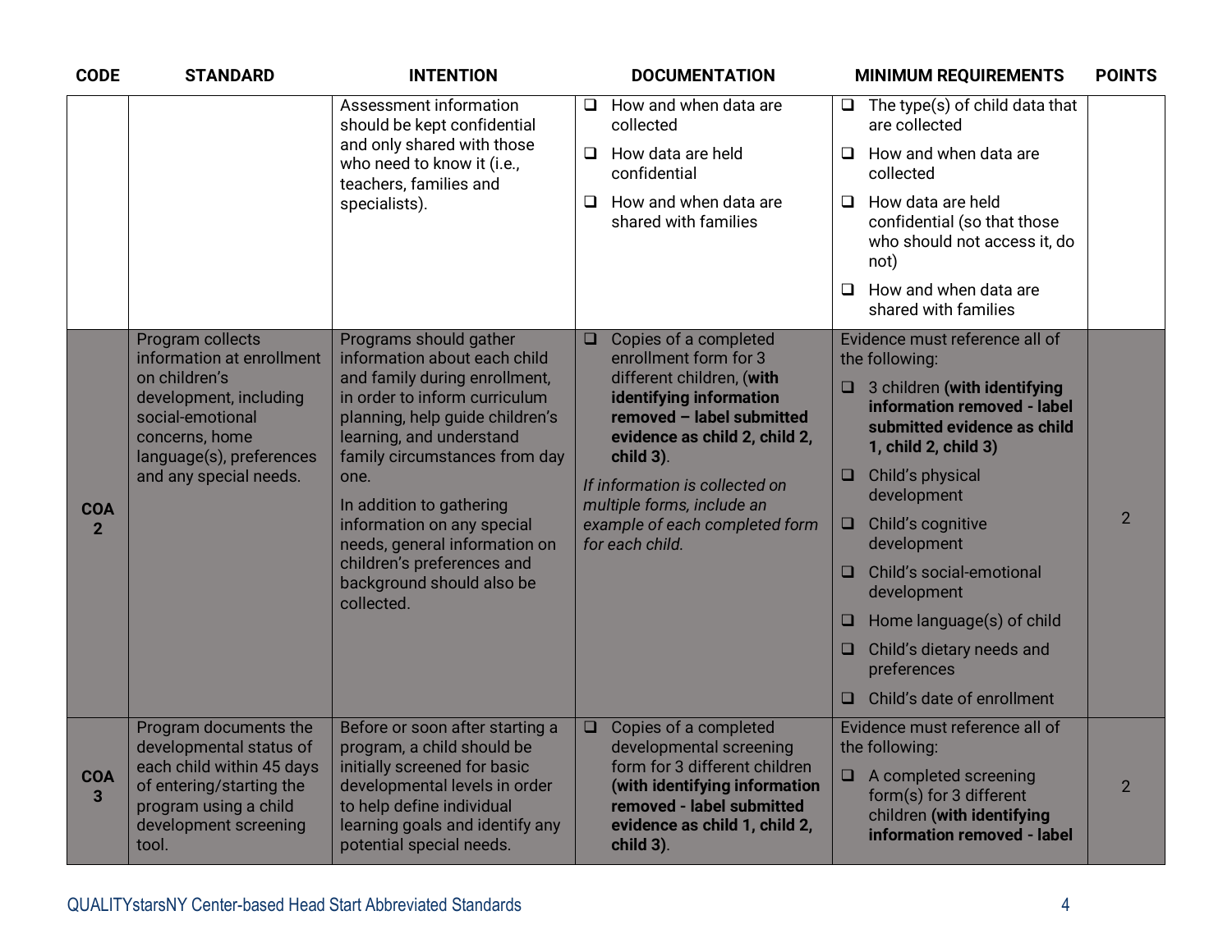| CODE | STANDARD | INTENTION | DOCUMENTATION | MINIMUM REQUIREMENTS | POINTS |
|---|---|---|---|---|---|
| | | Assessment information should be kept confidential and only shared with those who need to know it (i.e., teachers, families and specialists). | ❑ How and when data are collected<br>❑ How data are held confidential<br>❑ How and when data are shared with families | ❑ The type(s) of child data that are collected<br>❑ How and when data are collected<br>❑ How data are held confidential (so that those who should not access it, do not)<br>❑ How and when data are shared with families | |
| **COA 2** | Program collects information at enrollment on children's development, including social-emotional concerns, home language(s), preferences and any special needs. | Programs should gather information about each child and family during enrollment, in order to inform curriculum planning, help guide children's learning, and understand family circumstances from day one.<br>In addition to gathering information on any special needs, general information on children's preferences and background should also be collected. | ❑ Copies of a completed enrollment form for 3 different children, (**with identifying information removed – label submitted evidence as child 2, child 2, child 3**).<br>*If information is collected on multiple forms, include an example of each completed form for each child.* | Evidence must reference all of the following:<br>❑ 3 children **(with identifying information removed - label submitted evidence as child 1, child 2, child 3)**<br>❑ Child's physical development<br>❑ Child's cognitive development<br>❑ Child's social-emotional development<br>❑ Home language(s) of child<br>❑ Child's dietary needs and preferences<br>❑ Child's date of enrollment | 2 |
| **COA 3** | Program documents the developmental status of each child within 45 days of entering/starting the program using a child development screening tool. | Before or soon after starting a program, a child should be initially screened for basic developmental levels in order to help define individual learning goals and identify any potential special needs. | ❑ Copies of a completed developmental screening form for 3 different children **(with identifying information removed - label submitted evidence as child 1, child 2, child 3)**. | Evidence must reference all of the following:<br>❑ A completed screening form(s) for 3 different children **(with identifying information removed - label** | 2 |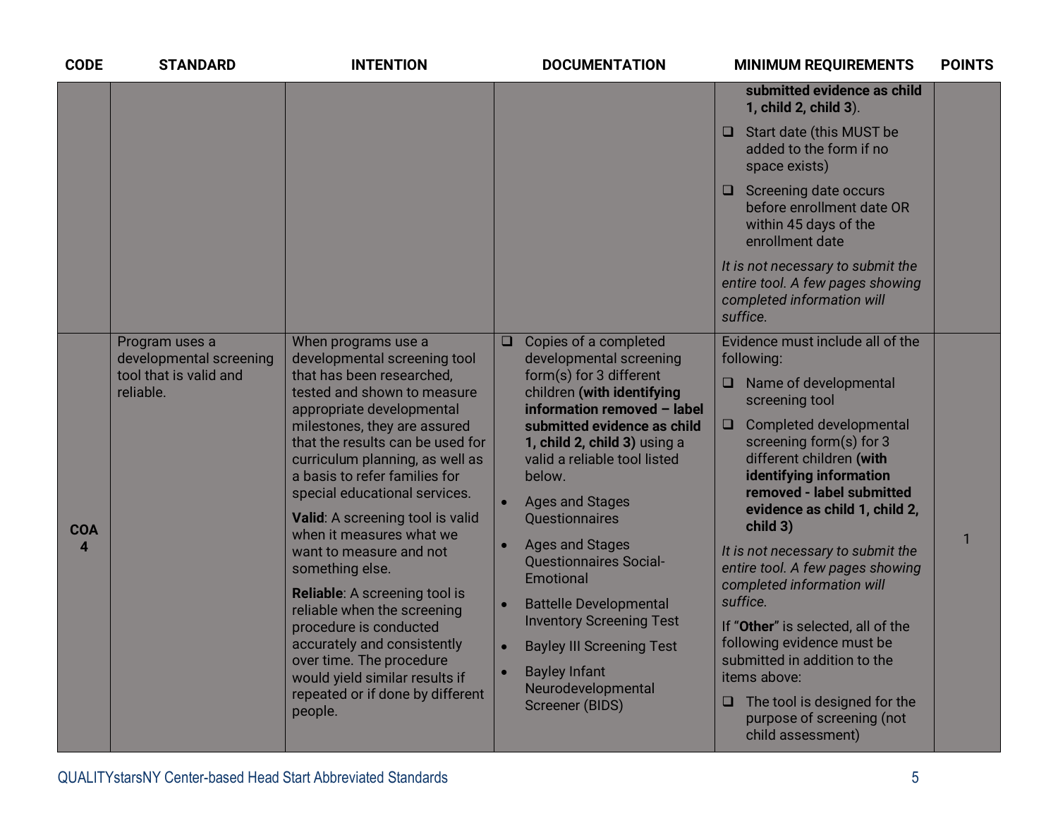| CODE | STANDARD | INTENTION | DOCUMENTATION | MINIMUM REQUIREMENTS | POINTS |
|---|---|---|---|---|---|
| | | | | **submitted evidence as child 1, child 2, child 3**).<br>❑ Start date (this MUST be added to the form if no space exists)<br>❑ Screening date occurs before enrollment date OR within 45 days of the enrollment date<br>*It is not necessary to submit the entire tool. A few pages showing completed information will suffice.* | |
| **COA 4** | Program uses a developmental screening tool that is valid and reliable. | When programs use a developmental screening tool that has been researched, tested and shown to measure appropriate developmental milestones, they are assured that the results can be used for curriculum planning, as well as a basis to refer families for special educational services.<br>**Valid**: A screening tool is valid when it measures what we want to measure and not something else.<br>**Reliable**: A screening tool is reliable when the screening procedure is conducted accurately and consistently over time. The procedure would yield similar results if repeated or if done by different people. | ❑ Copies of a completed developmental screening form(s) for 3 different children **(with identifying information removed – label submitted evidence as child 1, child 2, child 3)** using a valid a reliable tool listed below.<br>• Ages and Stages Questionnaires<br>• Ages and Stages Questionnaires Social-Emotional<br>• Battelle Developmental Inventory Screening Test<br>• Bayley III Screening Test<br>• Bayley Infant Neurodevelopmental Screener (BIDS) | Evidence must include all of the following:<br>❑ Name of developmental screening tool<br>❑ Completed developmental screening form(s) for 3 different children **(with identifying information removed - label submitted evidence as child 1, child 2, child 3)**<br>*It is not necessary to submit the entire tool. A few pages showing completed information will suffice.*<br>If "**Other**" is selected, all of the following evidence must be submitted in addition to the items above:<br>❑ The tool is designed for the purpose of screening (not child assessment) | 1 |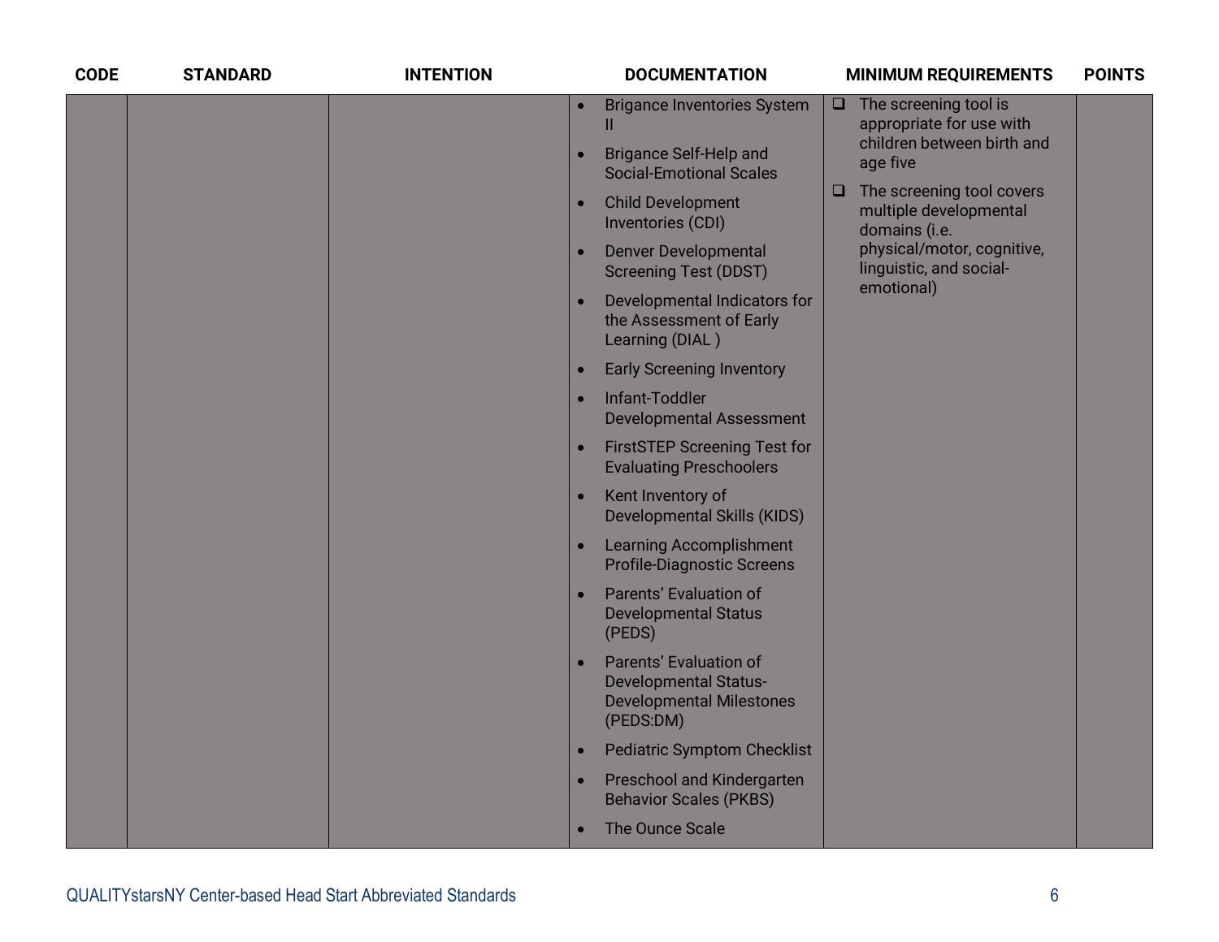| CODE | STANDARD | INTENTION | DOCUMENTATION | MINIMUM REQUIREMENTS | POINTS |
|---|---|---|---|---|---|
| | | | • Brigance Inventories System II<br>• Brigance Self-Help and Social-Emotional Scales<br>• Child Development Inventories (CDI)<br>• Denver Developmental Screening Test (DDST)<br>• Developmental Indicators for the Assessment of Early Learning (DIAL )<br>• Early Screening Inventory<br>• Infant-Toddler Developmental Assessment<br>• FirstSTEP Screening Test for Evaluating Preschoolers<br>• Kent Inventory of Developmental Skills (KIDS)<br>• Learning Accomplishment Profile-Diagnostic Screens<br>• Parents' Evaluation of Developmental Status (PEDS)<br>• Parents' Evaluation of Developmental Status-Developmental Milestones (PEDS:DM)<br>• Pediatric Symptom Checklist<br>• Preschool and Kindergarten Behavior Scales (PKBS)<br>• The Ounce Scale | ❑ The screening tool is appropriate for use with children between birth and age five<br>❑ The screening tool covers multiple developmental domains (i.e. physical/motor, cognitive, linguistic, and social-emotional) | |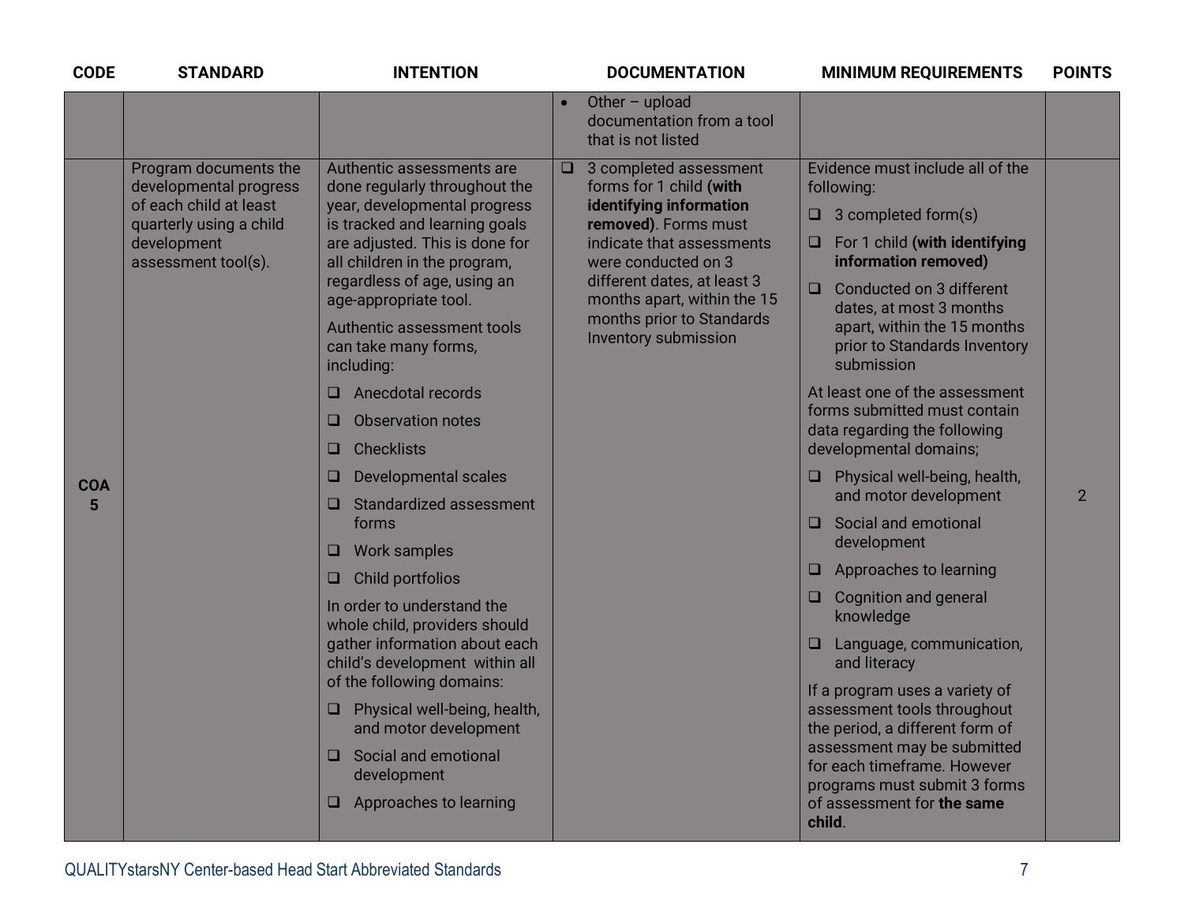| CODE | STANDARD | INTENTION | DOCUMENTATION | MINIMUM REQUIREMENTS | POINTS |
|---|---|---|---|---|---|
| | | | • Other – upload documentation from a tool that is not listed | | |
| **COA 5** | Program documents the developmental progress of each child at least quarterly using a child development assessment tool(s). | Authentic assessments are done regularly throughout the year, developmental progress is tracked and learning goals are adjusted. This is done for all children in the program, regardless of age, using an age-appropriate tool.<br><br>Authentic assessment tools can take many forms, including:<br>❑ Anecdotal records<br>❑ Observation notes<br>❑ Checklists<br>❑ Developmental scales<br>❑ Standardized assessment forms<br>❑ Work samples<br>❑ Child portfolios<br><br>In order to understand the whole child, providers should gather information about each child's development within all of the following domains:<br>❑ Physical well-being, health, and motor development<br>❑ Social and emotional development<br>❑ Approaches to learning | ❑ 3 completed assessment forms for 1 child **(with identifying information removed)**. Forms must indicate that assessments were conducted on 3 different dates, at least 3 months apart, within the 15 months prior to Standards Inventory submission | Evidence must include all of the following:<br>❑ 3 completed form(s)<br>❑ For 1 child **(with identifying information removed)**<br>❑ Conducted on 3 different dates, at most 3 months apart, within the 15 months prior to Standards Inventory submission<br><br>At least one of the assessment forms submitted must contain data regarding the following developmental domains;<br>❑ Physical well-being, health, and motor development<br>❑ Social and emotional development<br>❑ Approaches to learning<br>❑ Cognition and general knowledge<br>❑ Language, communication, and literacy<br><br>If a program uses a variety of assessment tools throughout the period, a different form of assessment may be submitted for each timeframe. However programs must submit 3 forms of assessment for **the same child**. | 2 |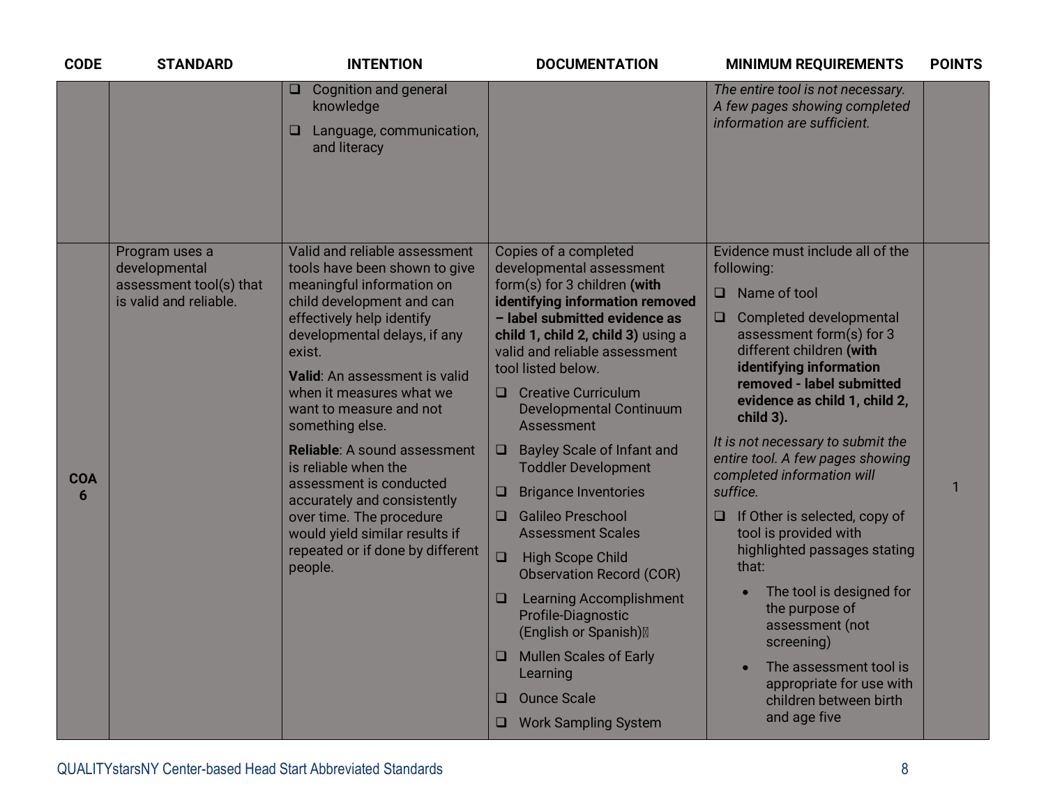| CODE | STANDARD | INTENTION | DOCUMENTATION | MINIMUM REQUIREMENTS | POINTS |
|---|---|---|---|---|---|
| | | ❑ Cognition and general knowledge<br>❑ Language, communication, and literacy | | *The entire tool is not necessary. A few pages showing completed information are sufficient.* | |
| **COA 6** | Program uses a developmental assessment tool(s) that is valid and reliable. | Valid and reliable assessment tools have been shown to give meaningful information on child development and can effectively help identify developmental delays, if any exist.<br>**Valid**: An assessment is valid when it measures what we want to measure and not something else.<br>**Reliable**: A sound assessment is reliable when the assessment is conducted accurately and consistently over time. The procedure would yield similar results if repeated or if done by different people. | Copies of a completed developmental assessment form(s) for 3 children **(with identifying information removed – label submitted evidence as child 1, child 2, child 3)** using a valid and reliable assessment tool listed below.<br>❑ Creative Curriculum Developmental Continuum Assessment<br>❑ Bayley Scale of Infant and Toddler Development<br>❑ Brigance Inventories<br>❑ Galileo Preschool Assessment Scales<br>❑ High Scope Child Observation Record (COR)<br>❑ Learning Accomplishment Profile-Diagnostic (English or Spanish)<br>❑ Mullen Scales of Early Learning<br>❑ Ounce Scale<br>❑ Work Sampling System | Evidence must include all of the following:<br>❑ Name of tool<br>❑ Completed developmental assessment form(s) for 3 different children **(with identifying information removed - label submitted evidence as child 1, child 2, child 3).**<br>*It is not necessary to submit the entire tool. A few pages showing completed information will suffice.*<br>❑ If Other is selected, copy of tool is provided with highlighted passages stating that:<br>• The tool is designed for the purpose of assessment (not screening)<br>• The assessment tool is appropriate for use with children between birth and age five | 1 |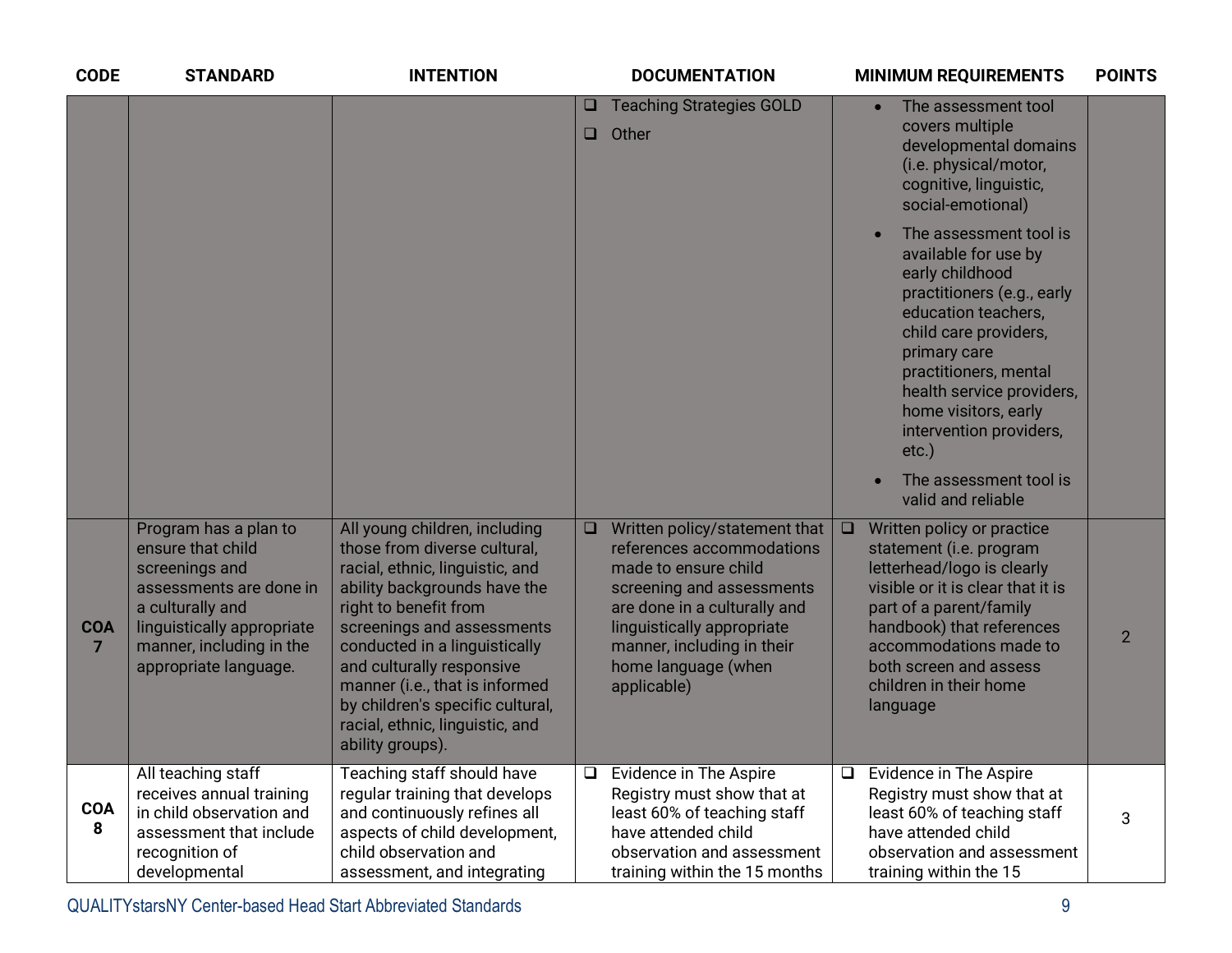| CODE | STANDARD | INTENTION | DOCUMENTATION | MINIMUM REQUIREMENTS | POINTS |
|---|---|---|---|---|---|
| | | | ❑ Teaching Strategies GOLD<br>❑ Other | • The assessment tool covers multiple developmental domains (i.e. physical/motor, cognitive, linguistic, social-emotional)<br>• The assessment tool is available for use by early childhood practitioners (e.g., early education teachers, child care providers, primary care practitioners, mental health service providers, home visitors, early intervention providers, etc.)<br>• The assessment tool is valid and reliable | |
| **COA 7** | Program has a plan to ensure that child screenings and assessments are done in a culturally and linguistically appropriate manner, including in the appropriate language. | All young children, including those from diverse cultural, racial, ethnic, linguistic, and ability backgrounds have the right to benefit from screenings and assessments conducted in a linguistically and culturally responsive manner (i.e., that is informed by children's specific cultural, racial, ethnic, linguistic, and ability groups). | ❑ Written policy/statement that references accommodations made to ensure child screening and assessments are done in a culturally and linguistically appropriate manner, including in their home language (when applicable) | ❑ Written policy or practice statement (i.e. program letterhead/logo is clearly visible or it is clear that it is part of a parent/family handbook) that references accommodations made to both screen and assess children in their home language | 2 |
| **COA 8** | All teaching staff receives annual training in child observation and assessment that include recognition of developmental | Teaching staff should have regular training that develops and continuously refines all aspects of child development, child observation and assessment, and integrating | ❑ Evidence in The Aspire Registry must show that at least 60% of teaching staff have attended child observation and assessment training within the 15 months | ❑ Evidence in The Aspire Registry must show that at least 60% of teaching staff have attended child observation and assessment training within the 15 | 3 |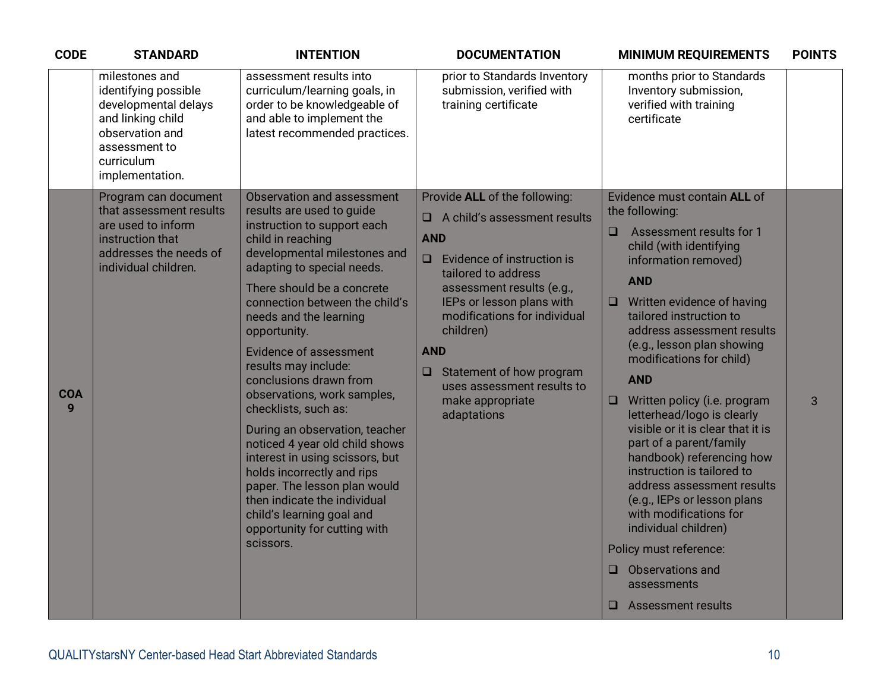| CODE | STANDARD | INTENTION | DOCUMENTATION | MINIMUM REQUIREMENTS | POINTS |
|---|---|---|---|---|---|
| | milestones and identifying possible developmental delays and linking child observation and assessment to curriculum implementation. | assessment results into curriculum/learning goals, in order to be knowledgeable of and able to implement the latest recommended practices. | prior to Standards Inventory submission, verified with training certificate | months prior to Standards Inventory submission, verified with training certificate | |
| **COA 9** | Program can document that assessment results are used to inform instruction that addresses the needs of individual children. | Observation and assessment results are used to guide instruction to support each child in reaching developmental milestones and adapting to special needs.<br><br>There should be a concrete connection between the child's needs and the learning opportunity.<br><br>Evidence of assessment results may include: conclusions drawn from observations, work samples, checklists, such as:<br><br>During an observation, teacher noticed 4 year old child shows interest in using scissors, but holds incorrectly and rips paper. The lesson plan would then indicate the individual child's learning goal and opportunity for cutting with scissors. | Provide **ALL** of the following:<br><br>❑ A child's assessment results<br><br>**AND**<br><br>❑ Evidence of instruction is tailored to address assessment results (e.g., IEPs or lesson plans with modifications for individual children)<br><br>**AND**<br><br>❑ Statement of how program uses assessment results to make appropriate adaptations | Evidence must contain **ALL** of the following:<br><br>❑ Assessment results for 1 child (with identifying information removed)<br><br>**AND**<br><br>❑ Written evidence of having tailored instruction to address assessment results (e.g., lesson plan showing modifications for child)<br><br>**AND**<br><br>❑ Written policy (i.e. program letterhead/logo is clearly visible or it is clear that it is part of a parent/family handbook) referencing how instruction is tailored to address assessment results (e.g., IEPs or lesson plans with modifications for individual children)<br><br>Policy must reference:<br><br>❑ Observations and assessments<br><br>❑ Assessment results | 3 |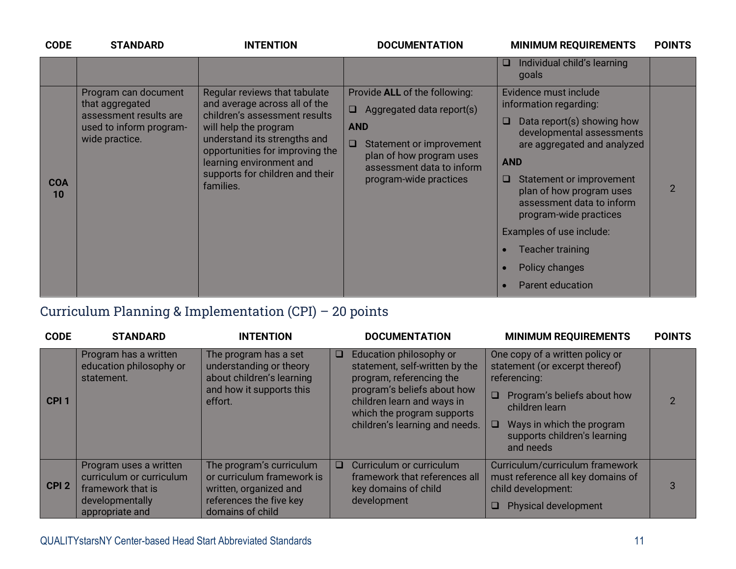| CODE | STANDARD | INTENTION | DOCUMENTATION | MINIMUM REQUIREMENTS | POINTS |
|---|---|---|---|---|---|
| | | | | ❑ Individual child's learning goals | |
| **COA 10** | Program can document that aggregated assessment results are used to inform program-wide practice. | Regular reviews that tabulate and average across all of the children's assessment results will help the program understand its strengths and opportunities for improving the learning environment and supports for children and their families. | Provide **ALL** of the following:<br>❑ Aggregated data report(s)<br>**AND**<br>❑ Statement or improvement plan of how program uses assessment data to inform program-wide practices | Evidence must include information regarding:<br>❑ Data report(s) showing how developmental assessments are aggregated and analyzed<br>**AND**<br>❑ Statement or improvement plan of how program uses assessment data to inform program-wide practices<br>Examples of use include:<br>• Teacher training<br>• Policy changes<br>• Parent education | 2 |

## Curriculum Planning & Implementation (CPI) – 20 points

| CODE | STANDARD | INTENTION | DOCUMENTATION | MINIMUM REQUIREMENTS | POINTS |
|---|---|---|---|---|---|
| **CPI 1** | Program has a written education philosophy or statement. | The program has a set understanding or theory about children's learning and how it supports this effort. | ❑ Education philosophy or statement, self-written by the program, referencing the program's beliefs about how children learn and ways in which the program supports children's learning and needs. | One copy of a written policy or statement (or excerpt thereof) referencing:<br>❑ Program's beliefs about how children learn<br>❑ Ways in which the program supports children's learning and needs | 2 |
| **CPI 2** | Program uses a written curriculum or curriculum framework that is developmentally appropriate and | The program's curriculum or curriculum framework is written, organized and references the five key domains of child | ❑ Curriculum or curriculum framework that references all key domains of child development | Curriculum/curriculum framework must reference all key domains of child development:<br>❑ Physical development | 3 |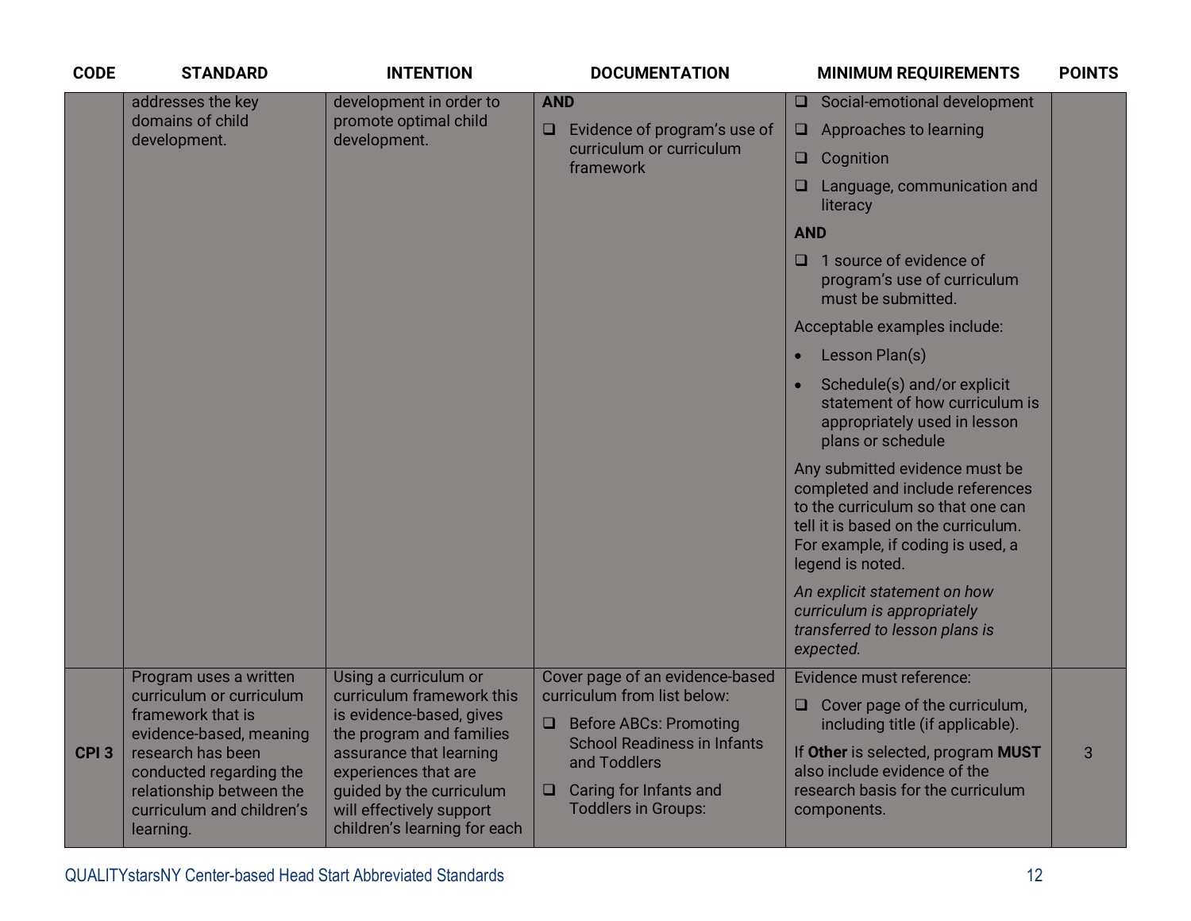| CODE | STANDARD | INTENTION | DOCUMENTATION | MINIMUM REQUIREMENTS | POINTS |
|---|---|---|---|---|---|
| | addresses the key domains of child development. | development in order to promote optimal child development. | **AND**<br>❑ Evidence of program's use of curriculum or curriculum framework | ❑ Social-emotional development<br>❑ Approaches to learning<br>❑ Cognition<br>❑ Language, communication and literacy<br>**AND**<br>❑ 1 source of evidence of program's use of curriculum must be submitted.<br>Acceptable examples include:<br>• Lesson Plan(s)<br>• Schedule(s) and/or explicit statement of how curriculum is appropriately used in lesson plans or schedule<br>Any submitted evidence must be completed and include references to the curriculum so that one can tell it is based on the curriculum. For example, if coding is used, a legend is noted.<br>*An explicit statement on how curriculum is appropriately transferred to lesson plans is expected.* | |
| **CPI 3** | Program uses a written curriculum or curriculum framework that is evidence-based, meaning research has been conducted regarding the relationship between the curriculum and children's learning. | Using a curriculum or curriculum framework this is evidence-based, gives the program and families assurance that learning experiences that are guided by the curriculum will effectively support children's learning for each | Cover page of an evidence-based curriculum from list below:<br>❑ Before ABCs: Promoting School Readiness in Infants and Toddlers<br>❑ Caring for Infants and Toddlers in Groups: | Evidence must reference:<br>❑ Cover page of the curriculum, including title (if applicable).<br>If **Other** is selected, program **MUST** also include evidence of the research basis for the curriculum components. | 3 |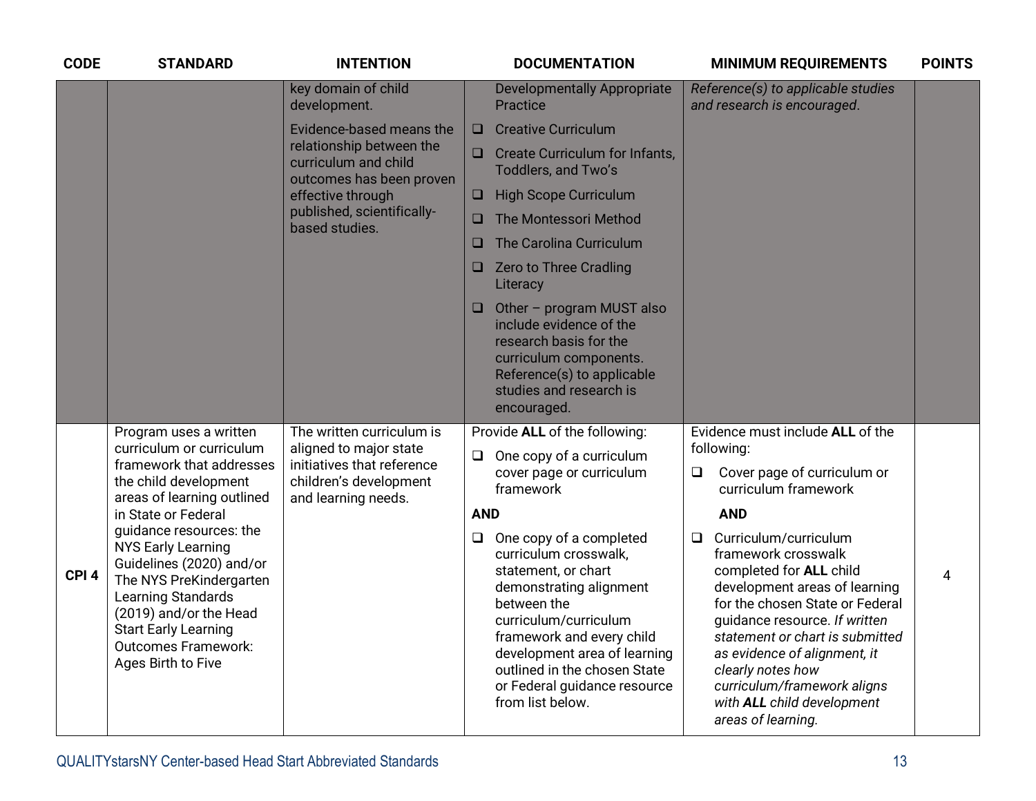| CODE | STANDARD | INTENTION | DOCUMENTATION | MINIMUM REQUIREMENTS | POINTS |
|---|---|---|---|---|---|
| | | key domain of child development.<br><br>Evidence-based means the relationship between the curriculum and child outcomes has been proven effective through published, scientifically-based studies. | Developmentally Appropriate Practice<br>❑ Creative Curriculum<br>❑ Create Curriculum for Infants, Toddlers, and Two's<br>❑ High Scope Curriculum<br>❑ The Montessori Method<br>❑ The Carolina Curriculum<br>❑ Zero to Three Cradling Literacy<br>❑ Other – program MUST also include evidence of the research basis for the curriculum components. Reference(s) to applicable studies and research is encouraged. | *Reference(s) to applicable studies and research is encouraged*. | |
| **CPI 4** | Program uses a written curriculum or curriculum framework that addresses the child development areas of learning outlined in State or Federal guidance resources: the NYS Early Learning Guidelines (2020) and/or The NYS PreKindergarten Learning Standards (2019) and/or the Head Start Early Learning Outcomes Framework: Ages Birth to Five | The written curriculum is aligned to major state initiatives that reference children's development and learning needs. | Provide **ALL** of the following:<br>❑ One copy of a curriculum cover page or curriculum framework<br>**AND**<br>❑ One copy of a completed curriculum crosswalk, statement, or chart demonstrating alignment between the curriculum/curriculum framework and every child development area of learning outlined in the chosen State or Federal guidance resource from list below. | Evidence must include **ALL** of the following:<br>❑ Cover page of curriculum or curriculum framework<br>**AND**<br>❑ Curriculum/curriculum framework crosswalk completed for **ALL** child development areas of learning for the chosen State or Federal guidance resource. *If written statement or chart is submitted as evidence of alignment, it clearly notes how curriculum/framework aligns with **ALL** child development areas of learning.* | 4 |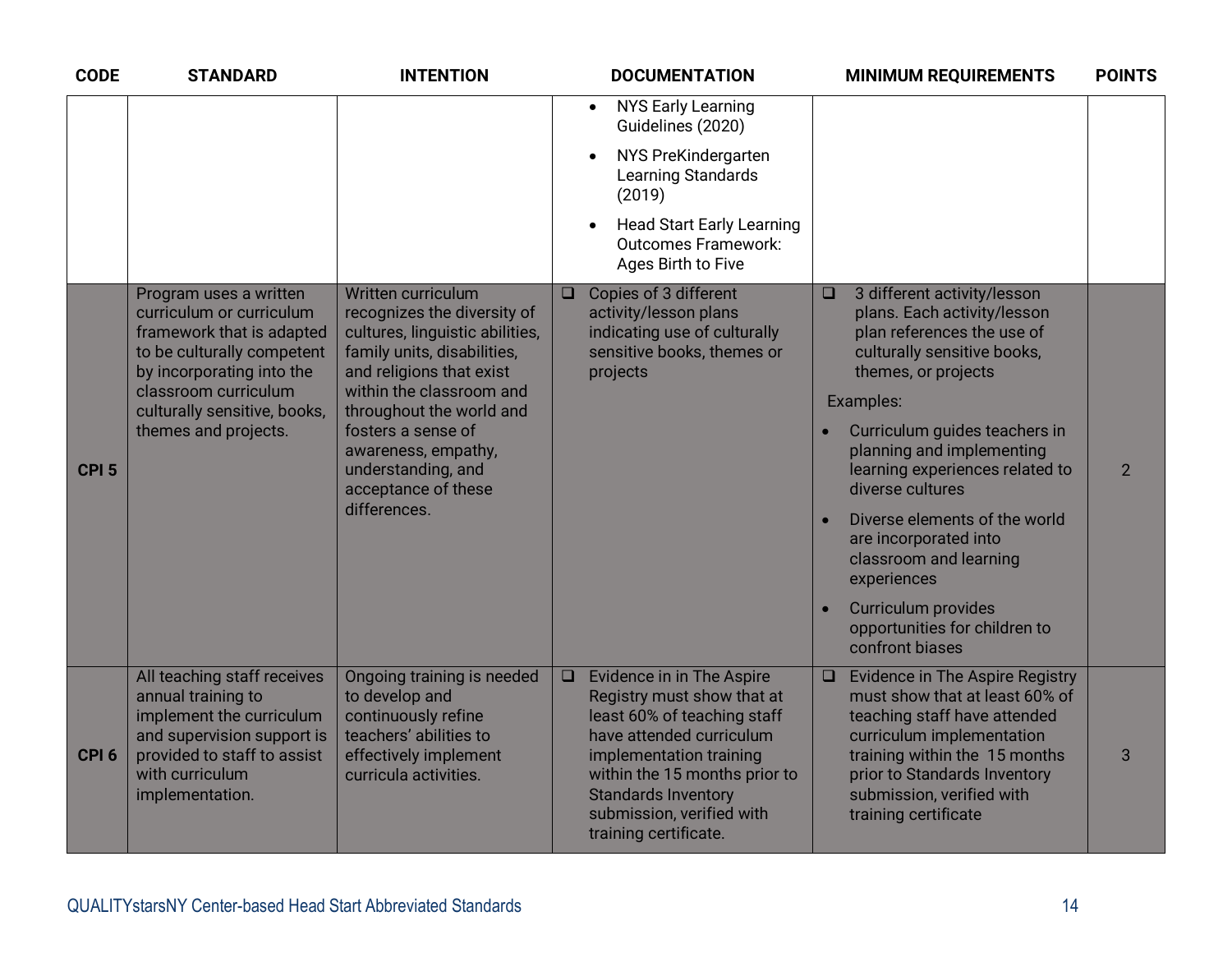| CODE | STANDARD | INTENTION | DOCUMENTATION | MINIMUM REQUIREMENTS | POINTS |
|---|---|---|---|---|---|
| | | | • NYS Early Learning Guidelines (2020)<br>• NYS PreKindergarten Learning Standards (2019)<br>• Head Start Early Learning Outcomes Framework: Ages Birth to Five | | |
| CPI 5 | Program uses a written curriculum or curriculum framework that is adapted to be culturally competent by incorporating into the classroom curriculum culturally sensitive, books, themes and projects. | Written curriculum recognizes the diversity of cultures, linguistic abilities, family units, disabilities, and religions that exist within the classroom and throughout the world and fosters a sense of awareness, empathy, understanding, and acceptance of these differences. | ❑ Copies of 3 different activity/lesson plans indicating use of culturally sensitive books, themes or projects | ❑ 3 different activity/lesson plans. Each activity/lesson plan references the use of culturally sensitive books, themes, or projects<br>Examples:<br>• Curriculum guides teachers in planning and implementing learning experiences related to diverse cultures<br>• Diverse elements of the world are incorporated into classroom and learning experiences<br>• Curriculum provides opportunities for children to confront biases | 2 |
| CPI 6 | All teaching staff receives annual training to implement the curriculum and supervision support is provided to staff to assist with curriculum implementation. | Ongoing training is needed to develop and continuously refine teachers' abilities to effectively implement curricula activities. | ❑ Evidence in in The Aspire Registry must show that at least 60% of teaching staff have attended curriculum implementation training within the 15 months prior to Standards Inventory submission, verified with training certificate. | ❑ Evidence in The Aspire Registry must show that at least 60% of teaching staff have attended curriculum implementation training within the 15 months prior to Standards Inventory submission, verified with training certificate | 3 |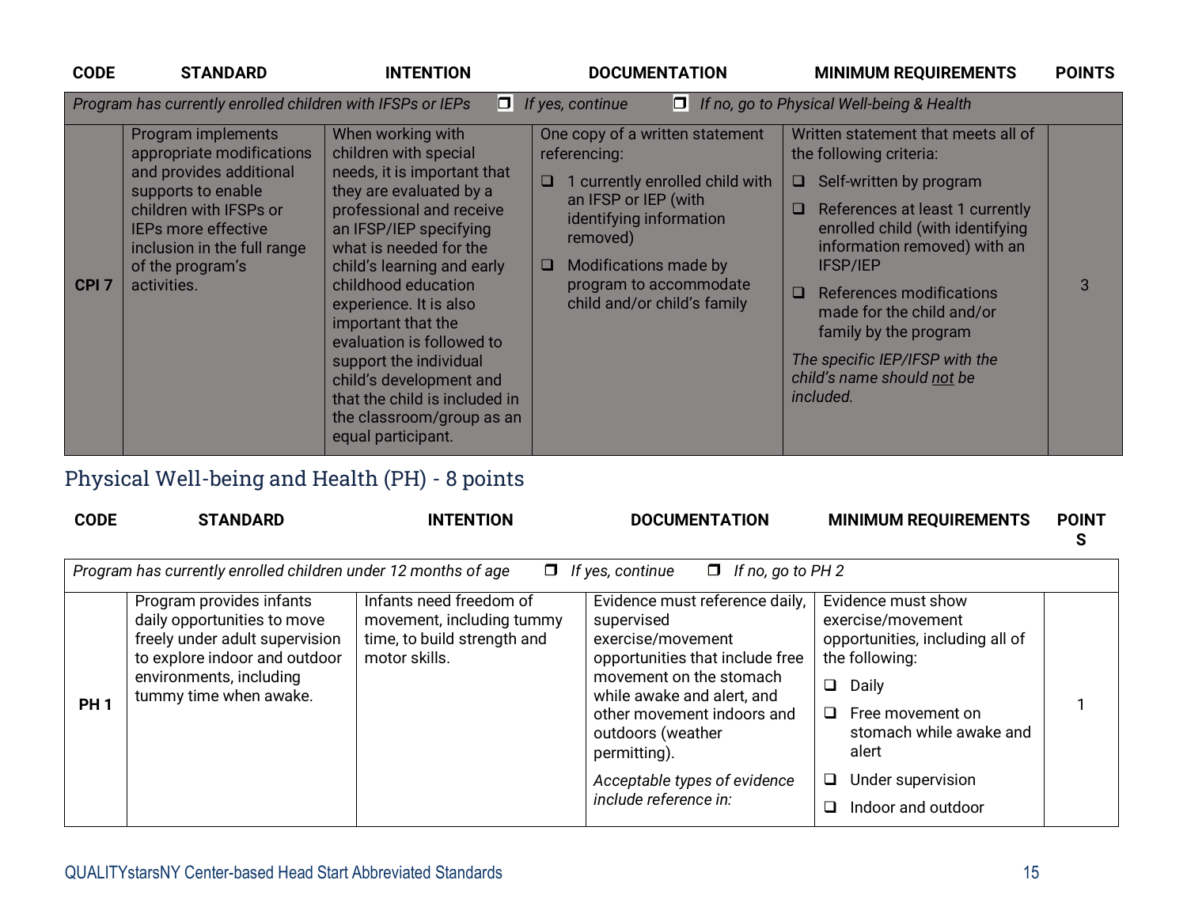| CODE | STANDARD | INTENTION | DOCUMENTATION | MINIMUM REQUIREMENTS | POINTS |
|---|---|---|---|---|---|
| *Program has currently enrolled children with IFSPs or IEPs* | | ❒ *If yes, continue* | ❒ *If no, go to Physical Well-being & Health* | | |
| **CPI 7** | Program implements appropriate modifications and provides additional supports to enable children with IFSPs or IEPs more effective inclusion in the full range of the program's activities. | When working with children with special needs, it is important that they are evaluated by a professional and receive an IFSP/IEP specifying what is needed for the child's learning and early childhood education experience. It is also important that the evaluation is followed to support the individual child's development and that the child is included in the classroom/group as an equal participant. | One copy of a written statement referencing:<br>❑ 1 currently enrolled child with an IFSP or IEP (with identifying information removed)<br>❑ Modifications made by program to accommodate child and/or child's family | Written statement that meets all of the following criteria:<br>❑ Self-written by program<br>❑ References at least 1 currently enrolled child (with identifying information removed) with an IFSP/IEP<br>❑ References modifications made for the child and/or family by the program<br>*The specific IEP/IFSP with the child's name should not be included.* | 3 |

## Physical Well-being and Health (PH) - 8 points

| CODE | STANDARD | INTENTION | DOCUMENTATION | MINIMUM REQUIREMENTS | POINTS |
|---|---|---|---|---|---|
| *Program has currently enrolled children under 12 months of age* | | ❒ *If yes, continue* | ❒ *If no, go to PH 2* | | |
| **PH 1** | Program provides infants daily opportunities to move freely under adult supervision to explore indoor and outdoor environments, including tummy time when awake. | Infants need freedom of movement, including tummy time, to build strength and motor skills. | Evidence must reference daily, supervised exercise/movement opportunities that include free movement on the stomach while awake and alert, and other movement indoors and outdoors (weather permitting).<br>*Acceptable types of evidence include reference in:* | Evidence must show exercise/movement opportunities, including all of the following:<br>❑ Daily<br>❑ Free movement on stomach while awake and alert<br>❑ Under supervision<br>❑ Indoor and outdoor | 1 |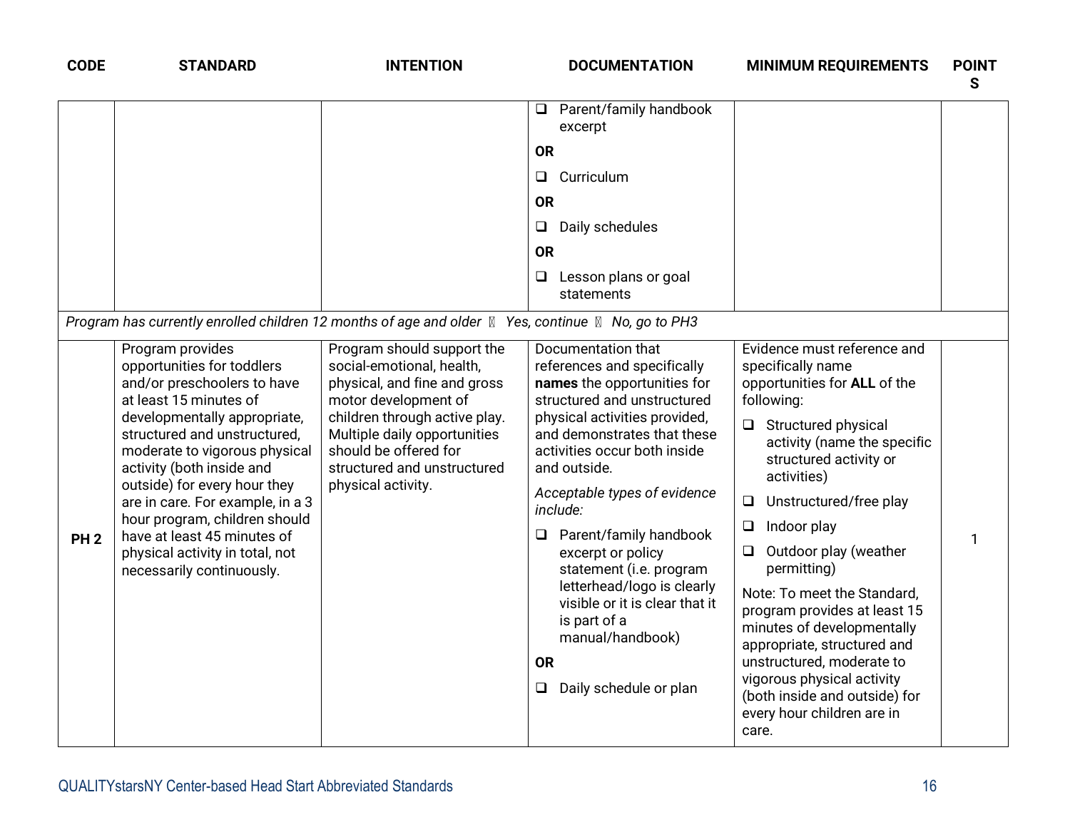| CODE | STANDARD | INTENTION | DOCUMENTATION | MINIMUM REQUIREMENTS | POINTS |
|---|---|---|---|---|---|
| | | | ❑ Parent/family handbook excerpt<br>**OR**<br>❑ Curriculum<br>**OR**<br>❑ Daily schedules<br>**OR**<br>❑ Lesson plans or goal statements | | |
| *Program has currently enrolled children 12 months of age and older ❑ Yes, continue ❑ No, go to PH3* | | | | | |
| **PH 2** | Program provides opportunities for toddlers and/or preschoolers to have at least 15 minutes of developmentally appropriate, structured and unstructured, moderate to vigorous physical activity (both inside and outside) for every hour they are in care. For example, in a 3 hour program, children should have at least 45 minutes of physical activity in total, not necessarily continuously. | Program should support the social-emotional, health, physical, and fine and gross motor development of children through active play. Multiple daily opportunities should be offered for structured and unstructured physical activity. | Documentation that references and specifically **names** the opportunities for structured and unstructured physical activities provided, and demonstrates that these activities occur both inside and outside.<br>*Acceptable types of evidence include:*<br>❑ Parent/family handbook excerpt or policy statement (i.e. program letterhead/logo is clearly visible or it is clear that it is part of a manual/handbook)<br>**OR**<br>❑ Daily schedule or plan | Evidence must reference and specifically name opportunities for **ALL** of the following:<br>❑ Structured physical activity (name the specific structured activity or activities)<br>❑ Unstructured/free play<br>❑ Indoor play<br>❑ Outdoor play (weather permitting)<br>Note: To meet the Standard, program provides at least 15 minutes of developmentally appropriate, structured and unstructured, moderate to vigorous physical activity (both inside and outside) for every hour children are in care. | 1 |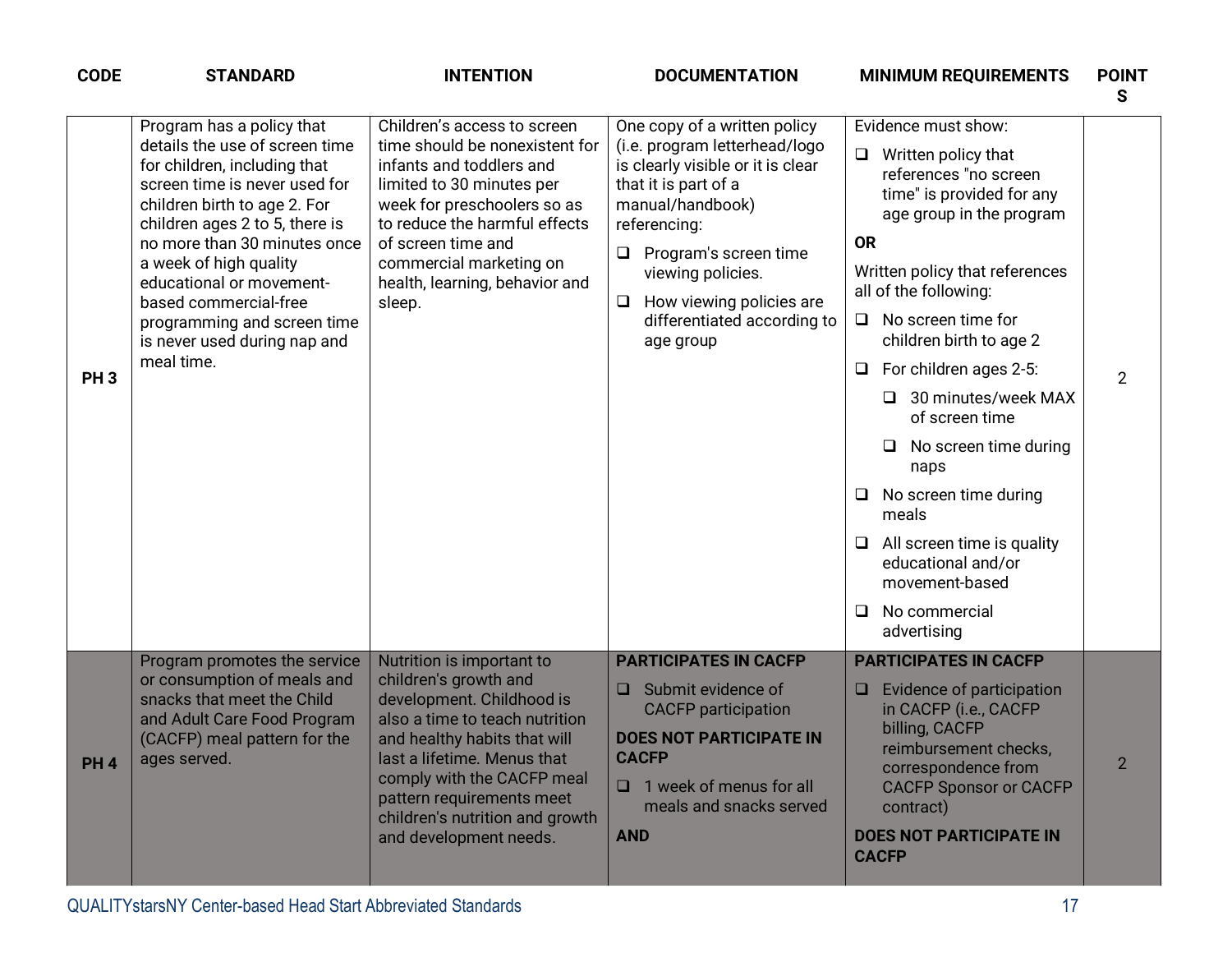| CODE | STANDARD | INTENTION | DOCUMENTATION | MINIMUM REQUIREMENTS | POINTS |
|---|---|---|---|---|---|
| PH 3 | Program has a policy that details the use of screen time for children, including that screen time is never used for children birth to age 2. For children ages 2 to 5, there is no more than 30 minutes once a week of high quality educational or movement-based commercial-free programming and screen time is never used during nap and meal time. | Children's access to screen time should be nonexistent for infants and toddlers and limited to 30 minutes per week for preschoolers so as to reduce the harmful effects of screen time and commercial marketing on health, learning, behavior and sleep. | One copy of a written policy (i.e. program letterhead/logo is clearly visible or it is clear that it is part of a manual/handbook) referencing:<br>❑ Program's screen time viewing policies.<br>❑ How viewing policies are differentiated according to age group | Evidence must show:<br>❑ Written policy that references "no screen time" is provided for any age group in the program<br>**OR**<br>Written policy that references all of the following:<br>❑ No screen time for children birth to age 2<br>❑ For children ages 2-5:<br>&nbsp;&nbsp;❑ 30 minutes/week MAX of screen time<br>&nbsp;&nbsp;❑ No screen time during naps<br>❑ No screen time during meals<br>❑ All screen time is quality educational and/or movement-based<br>❑ No commercial advertising | 2 |
| PH 4 | Program promotes the service or consumption of meals and snacks that meet the Child and Adult Care Food Program (CACFP) meal pattern for the ages served. | Nutrition is important to children's growth and development. Childhood is also a time to teach nutrition and healthy habits that will last a lifetime. Menus that comply with the CACFP meal pattern requirements meet children's nutrition and growth and development needs. | **PARTICIPATES IN CACFP**<br>❑ Submit evidence of CACFP participation<br>**DOES NOT PARTICIPATE IN CACFP**<br>❑ 1 week of menus for all meals and snacks served<br>**AND** | **PARTICIPATES IN CACFP**<br>❑ Evidence of participation in CACFP (i.e., CACFP billing, CACFP reimbursement checks, correspondence from CACFP Sponsor or CACFP contract)<br>**DOES NOT PARTICIPATE IN CACFP** | 2 |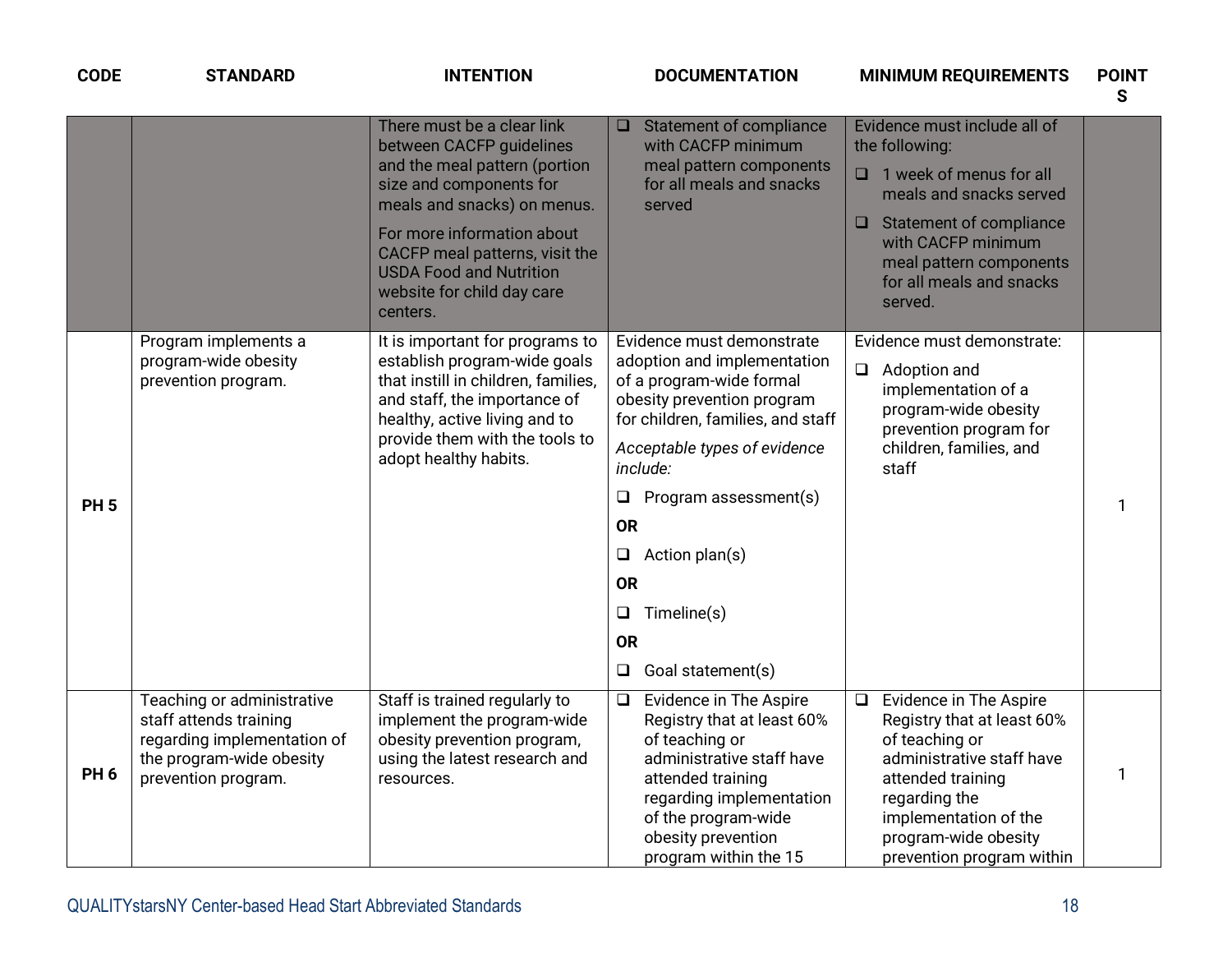| CODE | STANDARD | INTENTION | DOCUMENTATION | MINIMUM REQUIREMENTS | POINTS |
|---|---|---|---|---|---|
| | | There must be a clear link between CACFP guidelines and the meal pattern (portion size and components for meals and snacks) on menus.<br><br>For more information about CACFP meal patterns, visit the USDA Food and Nutrition website for child day care centers. | ❑ Statement of compliance with CACFP minimum meal pattern components for all meals and snacks served | Evidence must include all of the following:<br><br>❑ 1 week of menus for all meals and snacks served<br><br>❑ Statement of compliance with CACFP minimum meal pattern components for all meals and snacks served. | |
| **PH 5** | Program implements a program-wide obesity prevention program. | It is important for programs to establish program-wide goals that instill in children, families, and staff, the importance of healthy, active living and to provide them with the tools to adopt healthy habits. | Evidence must demonstrate adoption and implementation of a program-wide formal obesity prevention program for children, families, and staff<br><br>*Acceptable types of evidence include:*<br><br>❑ Program assessment(s)<br><br>**OR**<br><br>❑ Action plan(s)<br><br>**OR**<br><br>❑ Timeline(s)<br><br>**OR**<br><br>❑ Goal statement(s) | Evidence must demonstrate:<br><br>❑ Adoption and implementation of a program-wide obesity prevention program for children, families, and staff | 1 |
| **PH 6** | Teaching or administrative staff attends training regarding implementation of the program-wide obesity prevention program. | Staff is trained regularly to implement the program-wide obesity prevention program, using the latest research and resources. | ❑ Evidence in The Aspire Registry that at least 60% of teaching or administrative staff have attended training regarding implementation of the program-wide obesity prevention program within the 15 | ❑ Evidence in The Aspire Registry that at least 60% of teaching or administrative staff have attended training regarding the implementation of the program-wide obesity prevention program within | 1 |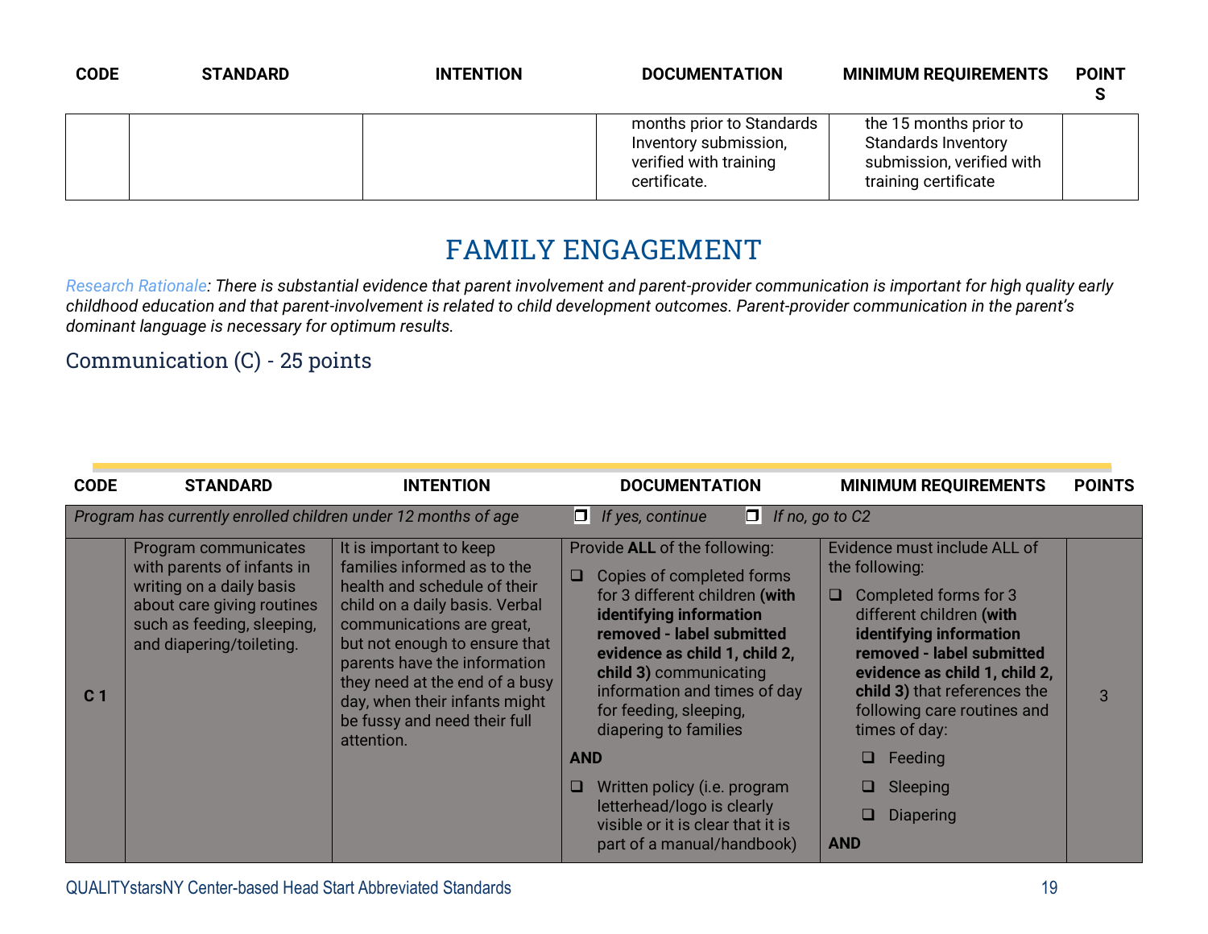| CODE | STANDARD | INTENTION | DOCUMENTATION | MINIMUM REQUIREMENTS | POINTS |
|---|---|---|---|---|---|
| | | | months prior to Standards Inventory submission, verified with training certificate. | the 15 months prior to Standards Inventory submission, verified with training certificate | |

# FAMILY ENGAGEMENT

*Research Rationale: There is substantial evidence that parent involvement and parent-provider communication is important for high quality early childhood education and that parent-involvement is related to child development outcomes. Parent-provider communication in the parent's dominant language is necessary for optimum results.*

## Communication (C) - 25 points

| CODE | STANDARD | INTENTION | DOCUMENTATION | MINIMUM REQUIREMENTS | POINTS |
|---|---|---|---|---|---|
| *Program has currently enrolled children under 12 months of age* | | | ❐ *If yes, continue* | ❐ *If no, go to C2* | |
| C 1 | Program communicates with parents of infants in writing on a daily basis about care giving routines such as feeding, sleeping, and diapering/toileting. | It is important to keep families informed as to the health and schedule of their child on a daily basis. Verbal communications are great, but not enough to ensure that parents have the information they need at the end of a busy day, when their infants might be fussy and need their full attention. | Provide **ALL** of the following:<br>❑ Copies of completed forms for 3 different children **(with identifying information removed - label submitted evidence as child 1, child 2, child 3)** communicating information and times of day for feeding, sleeping, diapering to families<br>**AND**<br>❑ Written policy (i.e. program letterhead/logo is clearly visible or it is clear that it is part of a manual/handbook) | Evidence must include ALL of the following:<br>❑ Completed forms for 3 different children **(with identifying information removed - label submitted evidence as child 1, child 2, child 3)** that references the following care routines and times of day:<br>❑ Feeding<br>❑ Sleeping<br>❑ Diapering<br>**AND** | 3 |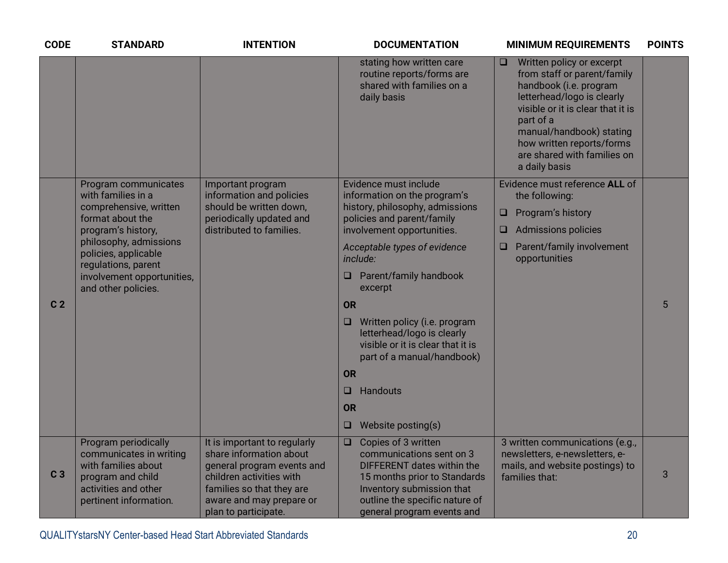| CODE | STANDARD | INTENTION | DOCUMENTATION | MINIMUM REQUIREMENTS | POINTS |
|---|---|---|---|---|---|
| | | | stating how written care routine reports/forms are shared with families on a daily basis | ❑ Written policy or excerpt from staff or parent/family handbook (i.e. program letterhead/logo is clearly visible or it is clear that it is part of a manual/handbook) stating how written reports/forms are shared with families on a daily basis | |
| C 2 | Program communicates with families in a comprehensive, written format about the program's history, philosophy, admissions policies, applicable regulations, parent involvement opportunities, and other policies. | Important program information and policies should be written down, periodically updated and distributed to families. | Evidence must include information on the program's history, philosophy, admissions policies and parent/family involvement opportunities.<br><br>*Acceptable types of evidence include:*<br><br>❑ Parent/family handbook excerpt<br><br>**OR**<br><br>❑ Written policy (i.e. program letterhead/logo is clearly visible or it is clear that it is part of a manual/handbook)<br><br>**OR**<br><br>❑ Handouts<br><br>**OR**<br><br>❑ Website posting(s) | Evidence must reference **ALL** of the following:<br><br>❑ Program's history<br><br>❑ Admissions policies<br><br>❑ Parent/family involvement opportunities | 5 |
| C 3 | Program periodically communicates in writing with families about program and child activities and other pertinent information. | It is important to regularly share information about general program events and children activities with families so that they are aware and may prepare or plan to participate. | ❑ Copies of 3 written communications sent on 3 DIFFERENT dates within the 15 months prior to Standards Inventory submission that outline the specific nature of general program events and | 3 written communications (e.g., newsletters, e-newsletters, e-mails, and website postings) to families that: | 3 |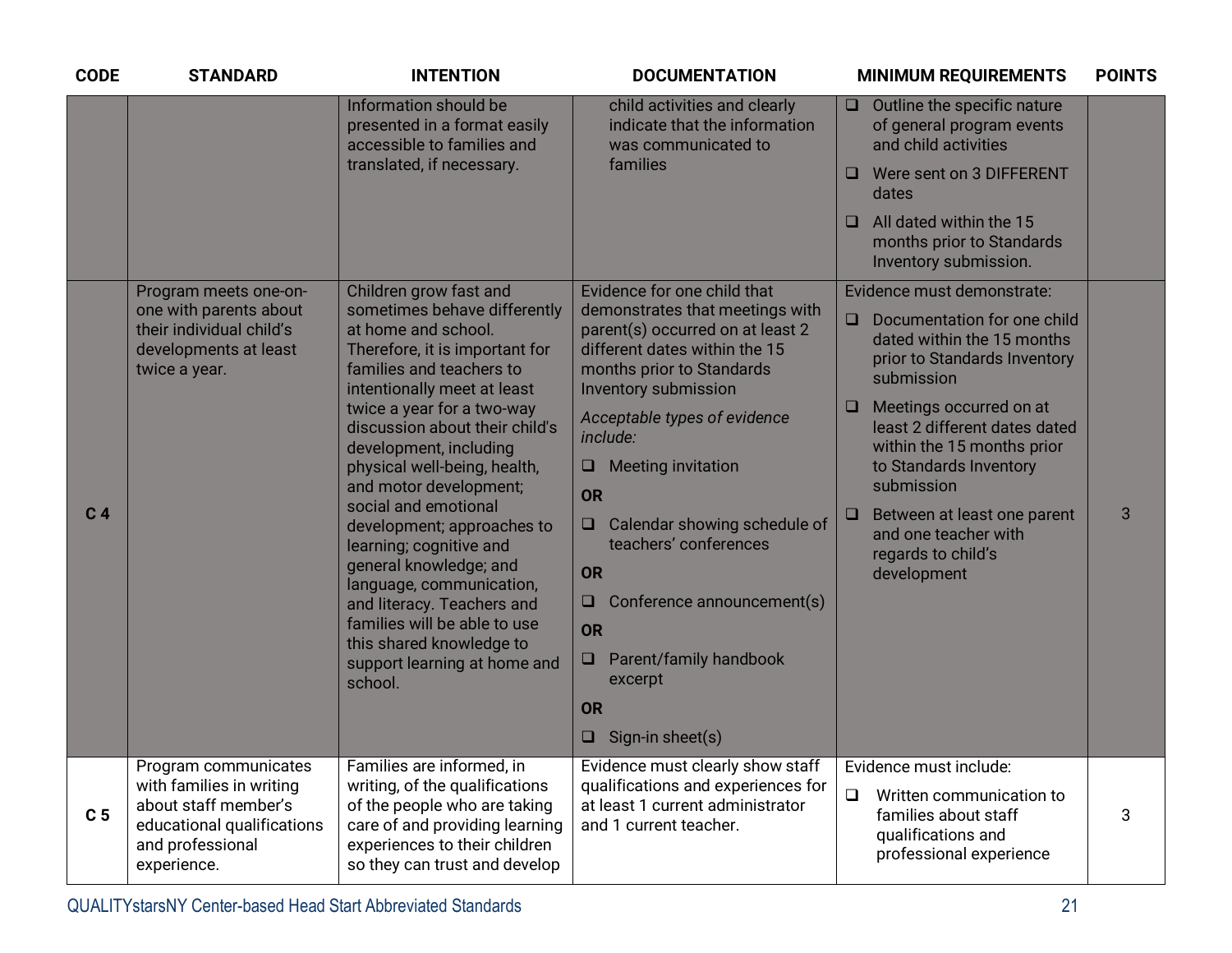| CODE | STANDARD | INTENTION | DOCUMENTATION | MINIMUM REQUIREMENTS | POINTS |
|---|---|---|---|---|---|
| | | Information should be presented in a format easily accessible to families and translated, if necessary. | child activities and clearly indicate that the information was communicated to families | ❑ Outline the specific nature of general program events and child activities<br>❑ Were sent on 3 DIFFERENT dates<br>❑ All dated within the 15 months prior to Standards Inventory submission. | |
| C 4 | Program meets one-on-one with parents about their individual child's developments at least twice a year. | Children grow fast and sometimes behave differently at home and school. Therefore, it is important for families and teachers to intentionally meet at least twice a year for a two-way discussion about their child's development, including physical well-being, health, and motor development; social and emotional development; approaches to learning; cognitive and general knowledge; and language, communication, and literacy. Teachers and families will be able to use this shared knowledge to support learning at home and school. | Evidence for one child that demonstrates that meetings with parent(s) occurred on at least 2 different dates within the 15 months prior to Standards Inventory submission<br>*Acceptable types of evidence include:*<br>❑ Meeting invitation<br>**OR**<br>❑ Calendar showing schedule of teachers' conferences<br>**OR**<br>❑ Conference announcement(s)<br>**OR**<br>❑ Parent/family handbook excerpt<br>**OR**<br>❑ Sign-in sheet(s) | Evidence must demonstrate:<br>❑ Documentation for one child dated within the 15 months prior to Standards Inventory submission<br>❑ Meetings occurred on at least 2 different dates dated within the 15 months prior to Standards Inventory submission<br>❑ Between at least one parent and one teacher with regards to child's development | 3 |
| C 5 | Program communicates with families in writing about staff member's educational qualifications and professional experience. | Families are informed, in writing, of the qualifications of the people who are taking care of and providing learning experiences to their children so they can trust and develop | Evidence must clearly show staff qualifications and experiences for at least 1 current administrator and 1 current teacher. | Evidence must include:<br>❑ Written communication to families about staff qualifications and professional experience | 3 |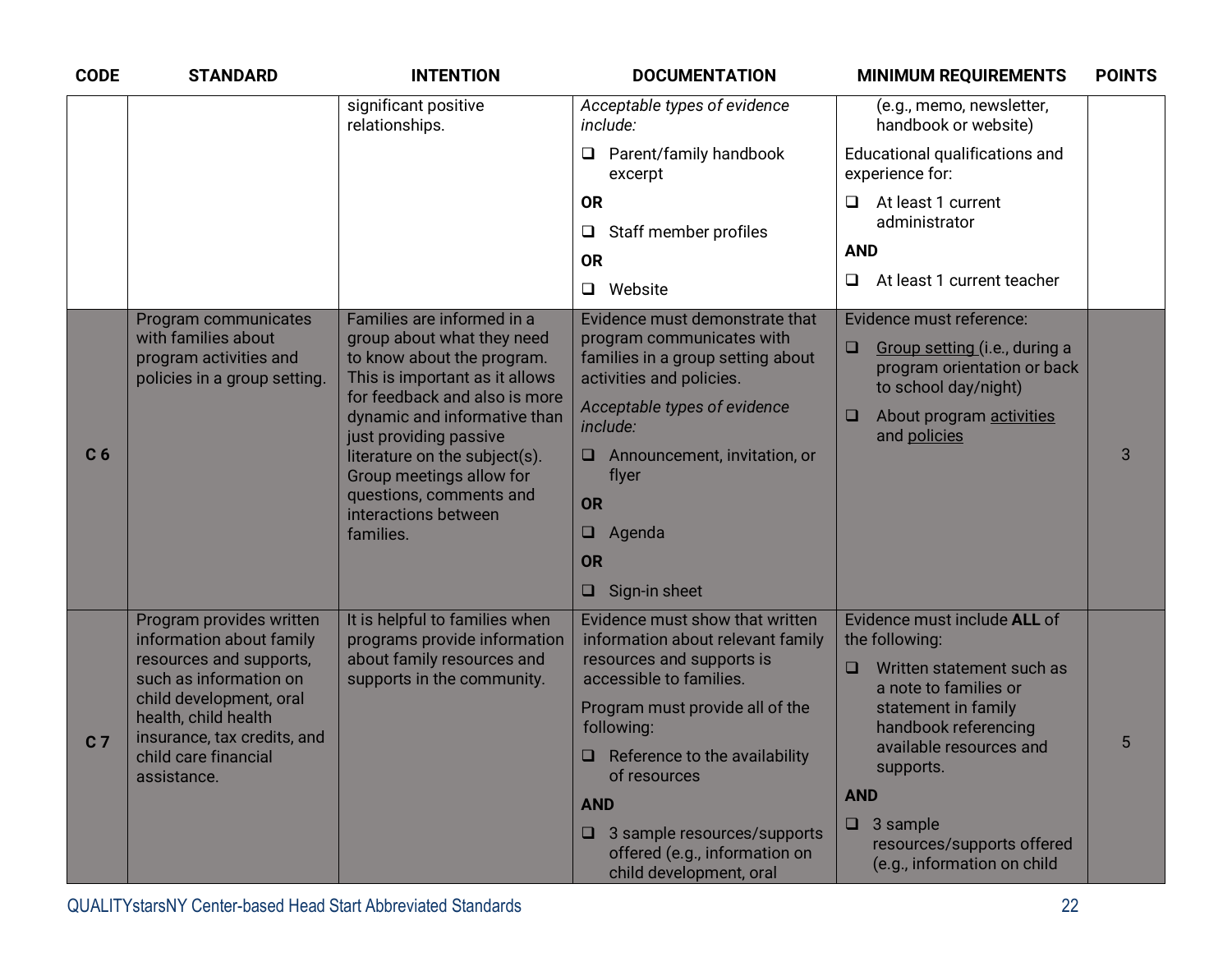| CODE | STANDARD | INTENTION | DOCUMENTATION | MINIMUM REQUIREMENTS | POINTS |
|---|---|---|---|---|---|
| | | significant positive relationships. | *Acceptable types of evidence include:*<br>❑ Parent/family handbook excerpt<br>**OR**<br>❑ Staff member profiles<br>**OR**<br>❑ Website | (e.g., memo, newsletter, handbook or website)<br>Educational qualifications and experience for:<br>❑ At least 1 current administrator<br>**AND**<br>❑ At least 1 current teacher | |
| **C 6** | Program communicates with families about program activities and policies in a group setting. | Families are informed in a group about what they need to know about the program. This is important as it allows for feedback and also is more dynamic and informative than just providing passive literature on the subject(s). Group meetings allow for questions, comments and interactions between families. | Evidence must demonstrate that program communicates with families in a group setting about activities and policies.<br>*Acceptable types of evidence include:*<br>❑ Announcement, invitation, or flyer<br>**OR**<br>❑ Agenda<br>**OR**<br>❑ Sign-in sheet | Evidence must reference:<br>❑ Group setting (i.e., during a program orientation or back to school day/night)<br>❑ About program activities and policies | 3 |
| **C 7** | Program provides written information about family resources and supports, such as information on child development, oral health, child health insurance, tax credits, and child care financial assistance. | It is helpful to families when programs provide information about family resources and supports in the community. | Evidence must show that written information about relevant family resources and supports is accessible to families.<br>Program must provide all of the following:<br>❑ Reference to the availability of resources<br>**AND**<br>❑ 3 sample resources/supports offered (e.g., information on child development, oral | Evidence must include **ALL** of the following:<br>❑ Written statement such as a note to families or statement in family handbook referencing available resources and supports.<br>**AND**<br>❑ 3 sample resources/supports offered (e.g., information on child | 5 |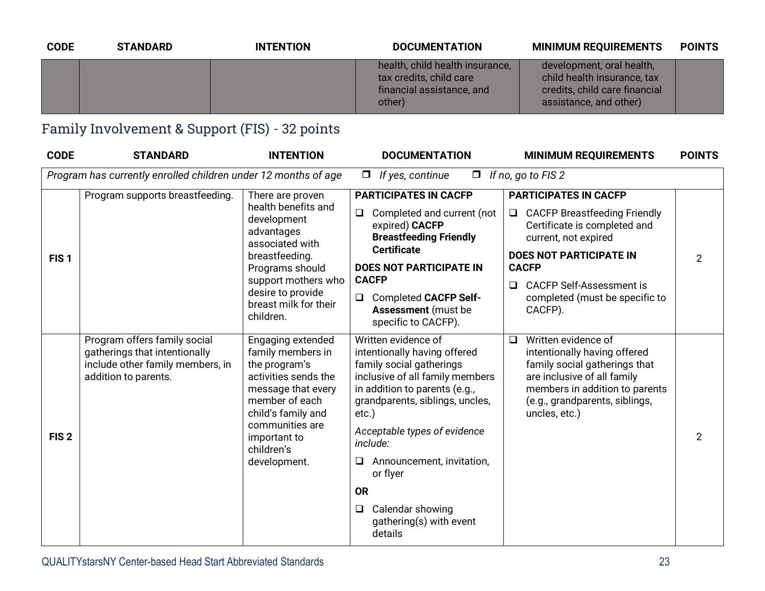| CODE | STANDARD | INTENTION | DOCUMENTATION | MINIMUM REQUIREMENTS | POINTS |
|---|---|---|---|---|---|
| | | | health, child health insurance, tax credits, child care financial assistance, and other) | development, oral health, child health insurance, tax credits, child care financial assistance, and other) | |

## Family Involvement & Support (FIS) - 32 points

| CODE | STANDARD | INTENTION | DOCUMENTATION | MINIMUM REQUIREMENTS | POINTS |
|---|---|---|---|---|---|
| *Program has currently enrolled children under 12 months of age* | ❒ *If yes, continue* | ❒ *If no, go to FIS 2* | | | |
| **FIS 1** | Program supports breastfeeding. | There are proven health benefits and development advantages associated with breastfeeding. Programs should support mothers who desire to provide breast milk for their children. | **PARTICIPATES IN CACFP**<br>❑ Completed and current (not expired) **CACFP Breastfeeding Friendly Certificate**<br>**DOES NOT PARTICIPATE IN CACFP**<br>❑ Completed **CACFP Self-Assessment** (must be specific to CACFP). | **PARTICIPATES IN CACFP**<br>❑ CACFP Breastfeeding Friendly Certificate is completed and current, not expired<br>**DOES NOT PARTICIPATE IN CACFP**<br>❑ CACFP Self-Assessment is completed (must be specific to CACFP). | 2 |
| **FIS 2** | Program offers family social gatherings that intentionally include other family members, in addition to parents. | Engaging extended family members in the program's activities sends the message that every member of each child's family and communities are important to children's development. | Written evidence of intentionally having offered family social gatherings inclusive of all family members in addition to parents (e.g., grandparents, siblings, uncles, etc.)<br>*Acceptable types of evidence include:*<br>❑ Announcement, invitation, or flyer<br>**OR**<br>❑ Calendar showing gathering(s) with event details | ❑ Written evidence of intentionally having offered family social gatherings that are inclusive of all family members in addition to parents (e.g., grandparents, siblings, uncles, etc.) | 2 |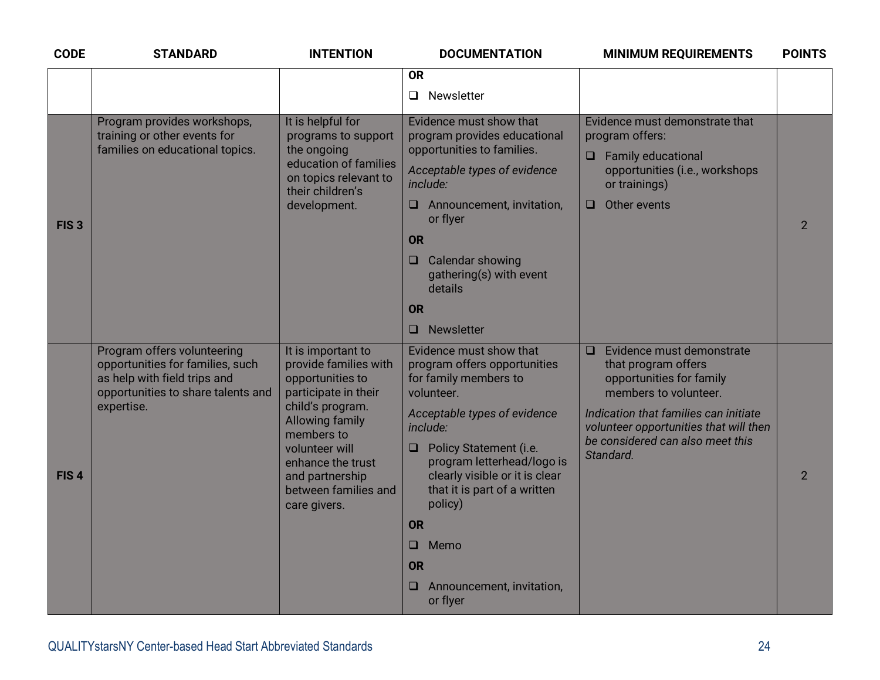| CODE | STANDARD | INTENTION | DOCUMENTATION | MINIMUM REQUIREMENTS | POINTS |
|---|---|---|---|---|---|
| | | | **OR**<br>❑ Newsletter | | |
| FIS 3 | Program provides workshops, training or other events for families on educational topics. | It is helpful for programs to support the ongoing education of families on topics relevant to their children's development. | Evidence must show that program provides educational opportunities to families.<br>*Acceptable types of evidence include:*<br>❑ Announcement, invitation, or flyer<br>**OR**<br>❑ Calendar showing gathering(s) with event details<br>**OR**<br>❑ Newsletter | Evidence must demonstrate that program offers:<br>❑ Family educational opportunities (i.e., workshops or trainings)<br>❑ Other events | 2 |
| FIS 4 | Program offers volunteering opportunities for families, such as help with field trips and opportunities to share talents and expertise. | It is important to provide families with opportunities to participate in their child's program. Allowing family members to volunteer will enhance the trust and partnership between families and care givers. | Evidence must show that program offers opportunities for family members to volunteer.<br>*Acceptable types of evidence include:*<br>❑ Policy Statement (i.e. program letterhead/logo is clearly visible or it is clear that it is part of a written policy)<br>**OR**<br>❑ Memo<br>**OR**<br>❑ Announcement, invitation, or flyer | ❑ Evidence must demonstrate that program offers opportunities for family members to volunteer.<br>*Indication that families can initiate volunteer opportunities that will then be considered can also meet this Standard.* | 2 |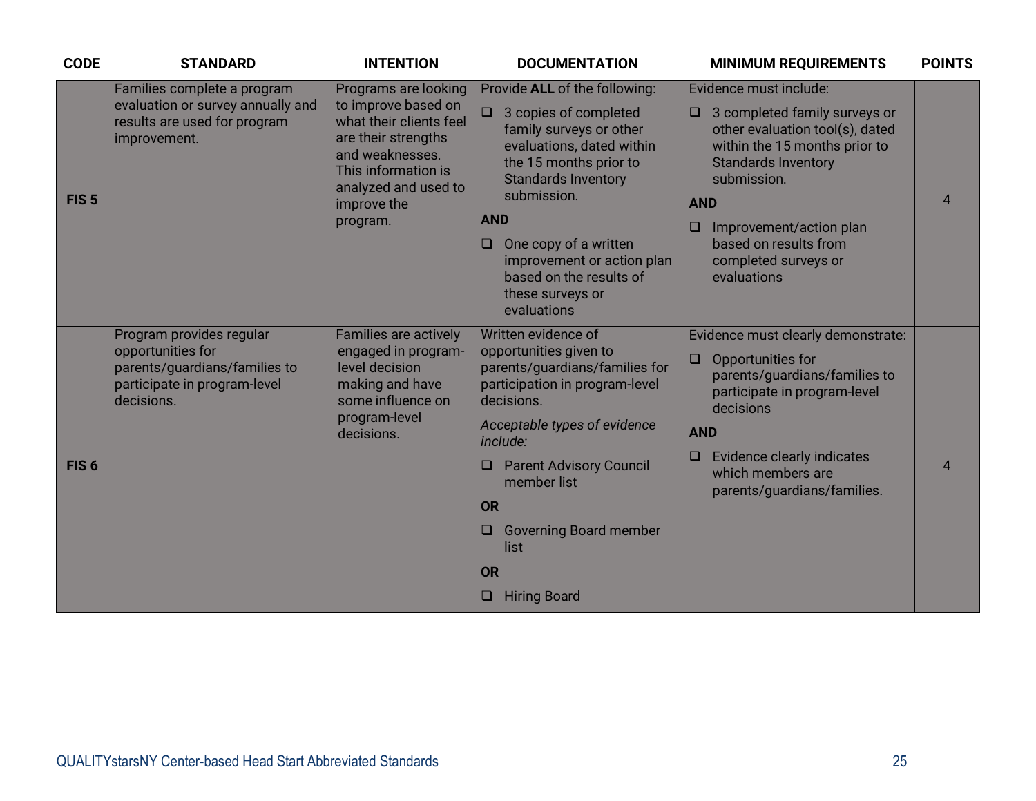| CODE | STANDARD | INTENTION | DOCUMENTATION | MINIMUM REQUIREMENTS | POINTS |
|---|---|---|---|---|---|
| **FIS 5** | Families complete a program evaluation or survey annually and results are used for program improvement. | Programs are looking to improve based on what their clients feel are their strengths and weaknesses. This information is analyzed and used to improve the program. | Provide **ALL** of the following:<br>❑ 3 copies of completed family surveys or other evaluations, dated within the 15 months prior to Standards Inventory submission.<br>**AND**<br>❑ One copy of a written improvement or action plan based on the results of these surveys or evaluations | Evidence must include:<br>❑ 3 completed family surveys or other evaluation tool(s), dated within the 15 months prior to Standards Inventory submission.<br>**AND**<br>❑ Improvement/action plan based on results from completed surveys or evaluations | 4 |
| **FIS 6** | Program provides regular opportunities for parents/guardians/families to participate in program-level decisions. | Families are actively engaged in program-level decision making and have some influence on program-level decisions. | Written evidence of opportunities given to parents/guardians/families for participation in program-level decisions.<br>*Acceptable types of evidence include:*<br>❑ Parent Advisory Council member list<br>**OR**<br>❑ Governing Board member list<br>**OR**<br>❑ Hiring Board | Evidence must clearly demonstrate:<br>❑ Opportunities for parents/guardians/families to participate in program-level decisions<br>**AND**<br>❑ Evidence clearly indicates which members are parents/guardians/families. | 4 |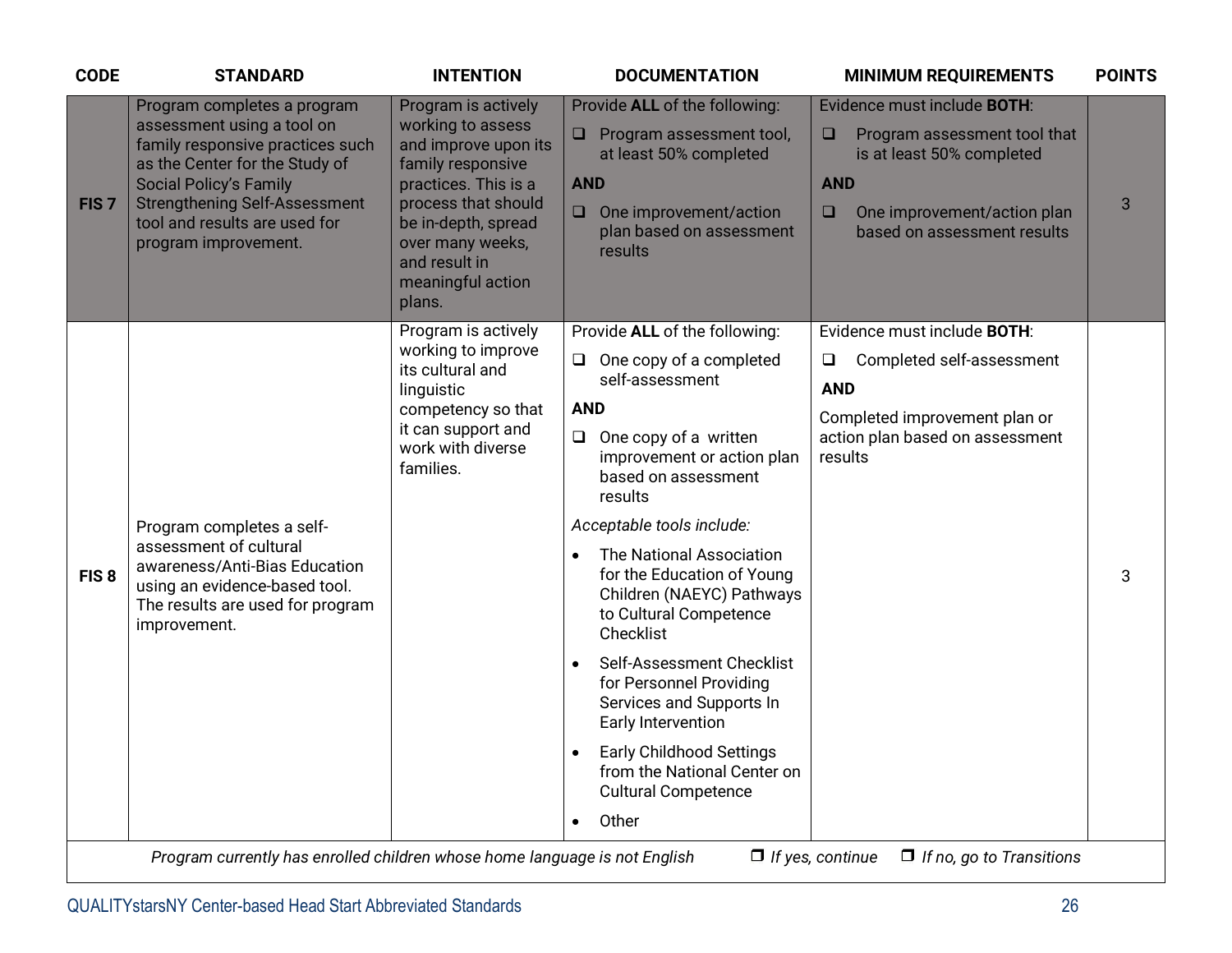| CODE | STANDARD | INTENTION | DOCUMENTATION | MINIMUM REQUIREMENTS | POINTS |
|---|---|---|---|---|---|
| FIS 7 | Program completes a program assessment using a tool on family responsive practices such as the Center for the Study of Social Policy's Family Strengthening Self-Assessment tool and results are used for program improvement. | Program is actively working to assess and improve upon its family responsive practices. This is a process that should be in-depth, spread over many weeks, and result in meaningful action plans. | Provide **ALL** of the following:<br>❑ Program assessment tool, at least 50% completed<br>**AND**<br>❑ One improvement/action plan based on assessment results | Evidence must include **BOTH**:<br>❑ Program assessment tool that is at least 50% completed<br>**AND**<br>❑ One improvement/action plan based on assessment results | 3 |
| FIS 8 | Program completes a self-assessment of cultural awareness/Anti-Bias Education using an evidence-based tool. The results are used for program improvement. | Program is actively working to improve its cultural and linguistic competency so that it can support and work with diverse families. | Provide **ALL** of the following:<br>❑ One copy of a completed self-assessment<br>**AND**<br>❑ One copy of a written improvement or action plan based on assessment results<br>*Acceptable tools include:*<br>• The National Association for the Education of Young Children (NAEYC) Pathways to Cultural Competence Checklist<br>• Self-Assessment Checklist for Personnel Providing Services and Supports In Early Intervention<br>• Early Childhood Settings from the National Center on Cultural Competence<br>• Other | Evidence must include **BOTH**:<br>❑ Completed self-assessment<br>**AND**<br>Completed improvement plan or action plan based on assessment results | 3 |

*Program currently has enrolled children whose home language is not English* ❒ *If yes, continue* ❒ *If no, go to Transitions*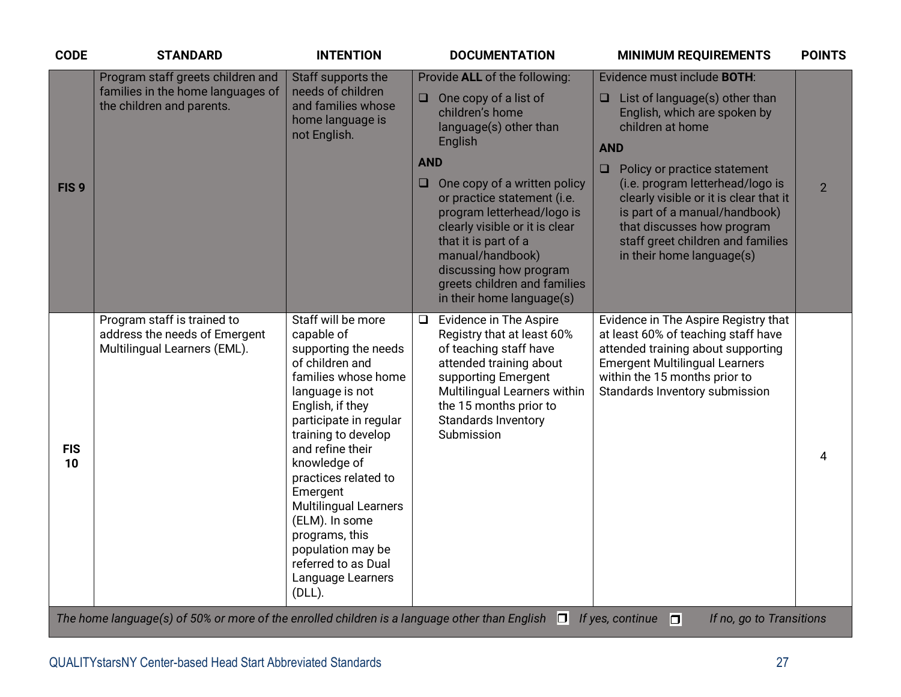| CODE | STANDARD | INTENTION | DOCUMENTATION | MINIMUM REQUIREMENTS | POINTS |
|---|---|---|---|---|---|
| **FIS 9** | Program staff greets children and families in the home languages of the children and parents. | Staff supports the needs of children and families whose home language is not English. | Provide **ALL** of the following:<br>❑ One copy of a list of children's home language(s) other than English<br>**AND**<br>❑ One copy of a written policy or practice statement (i.e. program letterhead/logo is clearly visible or it is clear that it is part of a manual/handbook) discussing how program greets children and families in their home language(s) | Evidence must include **BOTH**:<br>❑ List of language(s) other than English, which are spoken by children at home<br>**AND**<br>❑ Policy or practice statement (i.e. program letterhead/logo is clearly visible or it is clear that it is part of a manual/handbook) that discusses how program staff greet children and families in their home language(s) | 2 |
| **FIS 10** | Program staff is trained to address the needs of Emergent Multilingual Learners (EML). | Staff will be more capable of supporting the needs of children and families whose home language is not English, if they participate in regular training to develop and refine their knowledge of practices related to Emergent Multilingual Learners (ELM). In some programs, this population may be referred to as Dual Language Learners (DLL). | ❑ Evidence in The Aspire Registry that at least 60% of teaching staff have attended training about supporting Emergent Multilingual Learners within the 15 months prior to Standards Inventory Submission | Evidence in The Aspire Registry that at least 60% of teaching staff have attended training about supporting Emergent Multilingual Learners within the 15 months prior to Standards Inventory submission | 4 |

*The home language(s) of 50% or more of the enrolled children is a language other than English* ❐ *If yes, continue* ❐ *If no, go to Transitions*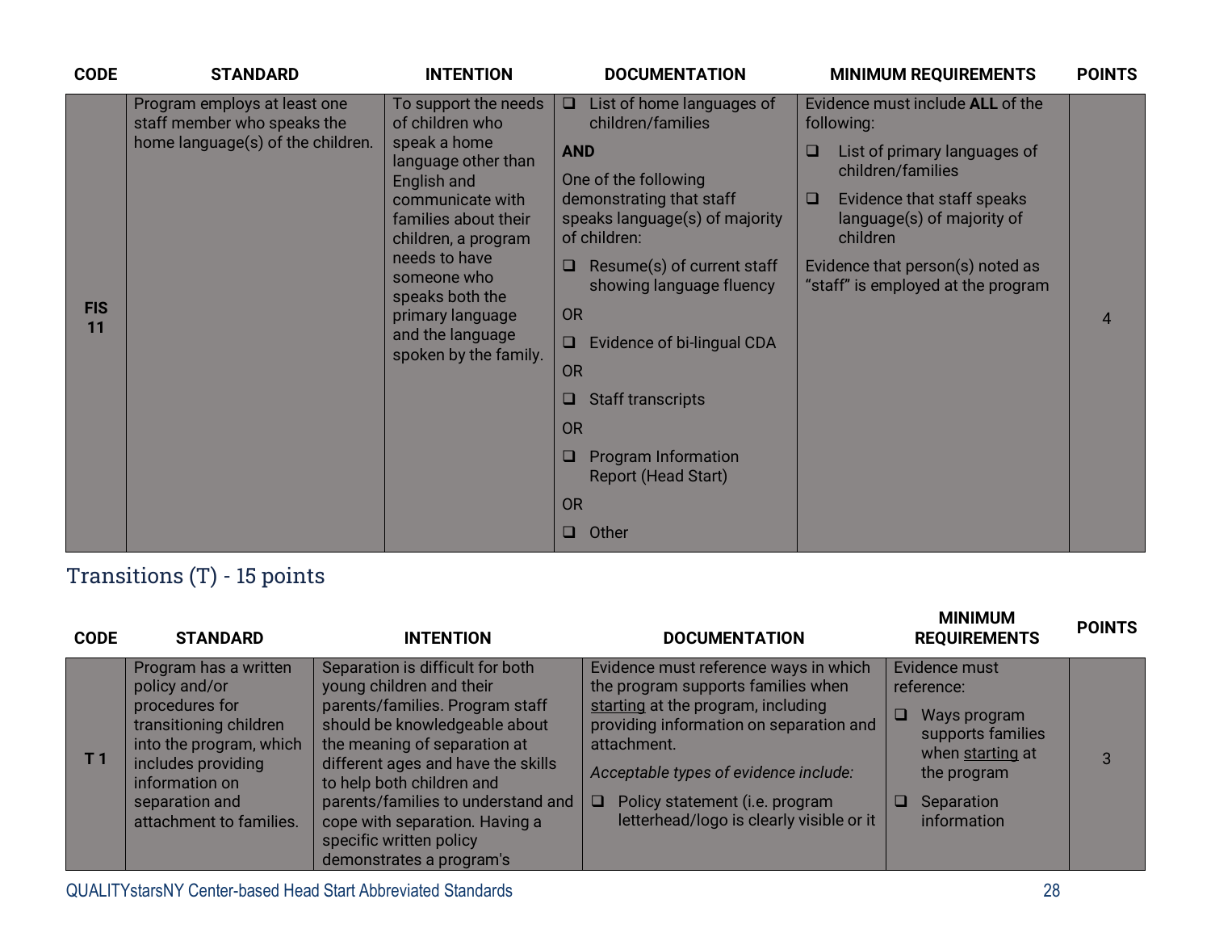| CODE | STANDARD | INTENTION | DOCUMENTATION | MINIMUM REQUIREMENTS | POINTS |
|---|---|---|---|---|---|
| **FIS 11** | Program employs at least one staff member who speaks the home language(s) of the children. | To support the needs of children who speak a home language other than English and communicate with families about their children, a program needs to have someone who speaks both the primary language and the language spoken by the family. | ❑ List of home languages of children/families<br>**AND**<br>One of the following demonstrating that staff speaks language(s) of majority of children:<br>❑ Resume(s) of current staff showing language fluency<br>OR<br>❑ Evidence of bi-lingual CDA<br>OR<br>❑ Staff transcripts<br>OR<br>❑ Program Information Report (Head Start)<br>OR<br>❑ Other | Evidence must include **ALL** of the following:<br>❑ List of primary languages of children/families<br>❑ Evidence that staff speaks language(s) of majority of children<br>Evidence that person(s) noted as "staff" is employed at the program | 4 |

## Transitions (T) - 15 points

| CODE | STANDARD | INTENTION | DOCUMENTATION | MINIMUM REQUIREMENTS | POINTS |
|---|---|---|---|---|---|
| **T 1** | Program has a written policy and/or procedures for transitioning children into the program, which includes providing information on separation and attachment to families. | Separation is difficult for both young children and their parents/families. Program staff should be knowledgeable about the meaning of separation at different ages and have the skills to help both children and parents/families to understand and cope with separation. Having a specific written policy demonstrates a program's | Evidence must reference ways in which the program supports families when starting at the program, including providing information on separation and attachment.<br>*Acceptable types of evidence include:*<br>❑ Policy statement (i.e. program letterhead/logo is clearly visible or it | Evidence must reference:<br>❑ Ways program supports families when starting at the program<br>❑ Separation information | 3 |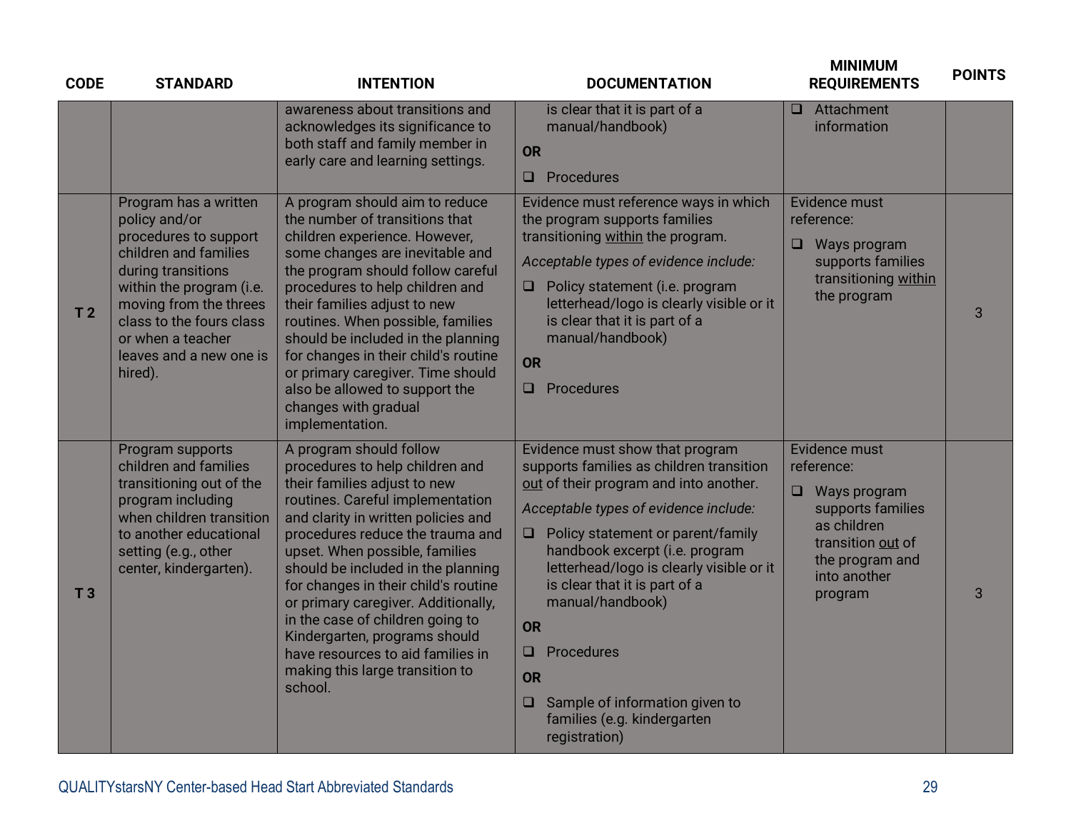| CODE | STANDARD | INTENTION | DOCUMENTATION | MINIMUM REQUIREMENTS | POINTS |
|---|---|---|---|---|---|
| | | awareness about transitions and acknowledges its significance to both staff and family member in early care and learning settings. | is clear that it is part of a manual/handbook)<br>**OR**<br>❑ Procedures | ❑ Attachment information | |
| T 2 | Program has a written policy and/or procedures to support children and families during transitions within the program (i.e. moving from the threes class to the fours class or when a teacher leaves and a new one is hired). | A program should aim to reduce the number of transitions that children experience. However, some changes are inevitable and the program should follow careful procedures to help children and their families adjust to new routines. When possible, families should be included in the planning for changes in their child's routine or primary caregiver. Time should also be allowed to support the changes with gradual implementation. | Evidence must reference ways in which the program supports families transitioning <u>within</u> the program.<br>*Acceptable types of evidence include:*<br>❑ Policy statement (i.e. program letterhead/logo is clearly visible or it is clear that it is part of a manual/handbook)<br>**OR**<br>❑ Procedures | Evidence must reference:<br>❑ Ways program supports families transitioning <u>within</u> the program | 3 |
| T 3 | Program supports children and families transitioning out of the program including when children transition to another educational setting (e.g., other center, kindergarten). | A program should follow procedures to help children and their families adjust to new routines. Careful implementation and clarity in written policies and procedures reduce the trauma and upset. When possible, families should be included in the planning for changes in their child's routine or primary caregiver. Additionally, in the case of children going to Kindergarten, programs should have resources to aid families in making this large transition to school. | Evidence must show that program supports families as children transition <u>out</u> of their program and into another.<br>*Acceptable types of evidence include:*<br>❑ Policy statement or parent/family handbook excerpt (i.e. program letterhead/logo is clearly visible or it is clear that it is part of a manual/handbook)<br>**OR**<br>❑ Procedures<br>**OR**<br>❑ Sample of information given to families (e.g. kindergarten registration) | Evidence must reference:<br>❑ Ways program supports families as children transition <u>out</u> of the program and into another program | 3 |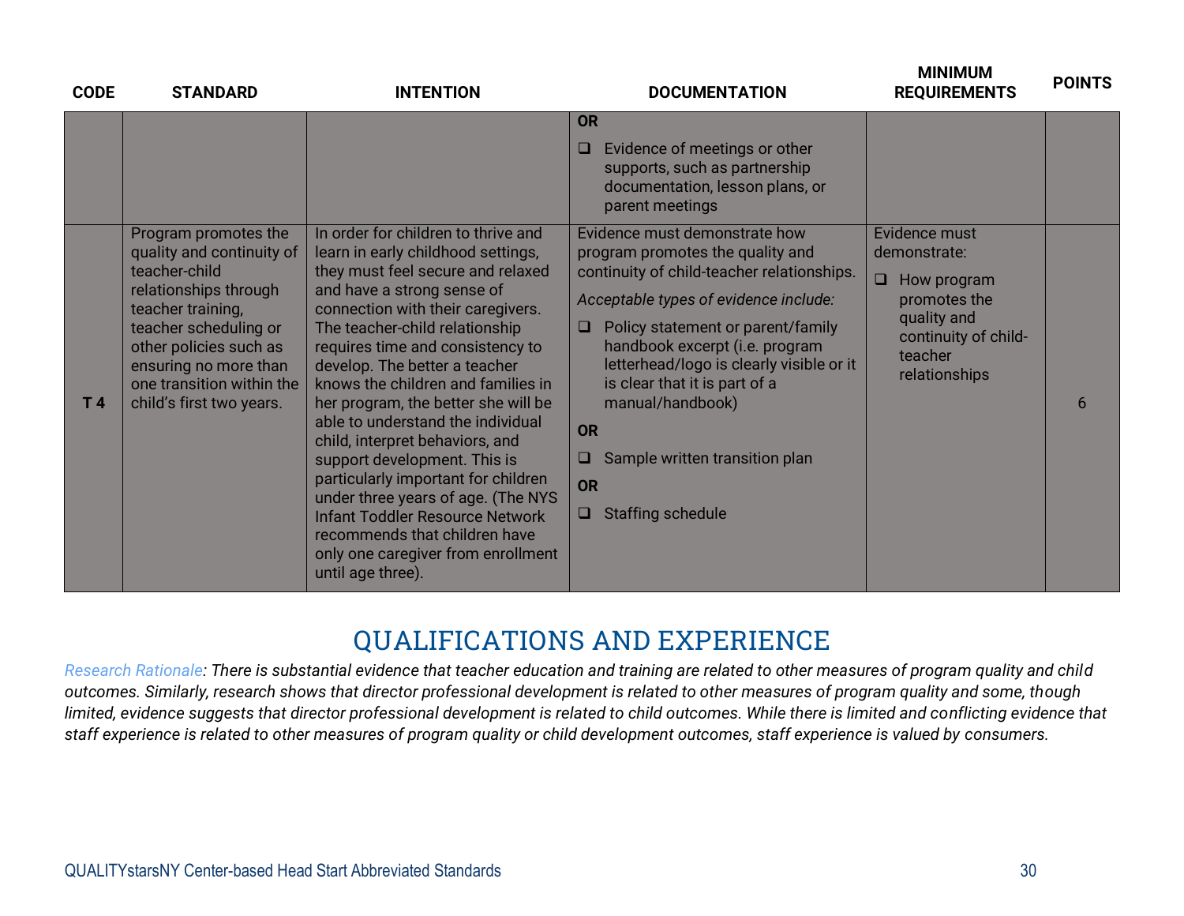| CODE | STANDARD | INTENTION | DOCUMENTATION | MINIMUM REQUIREMENTS | POINTS |
|---|---|---|---|---|---|
| | | | **OR**<br>❑ Evidence of meetings or other supports, such as partnership documentation, lesson plans, or parent meetings | | |
| T 4 | Program promotes the quality and continuity of teacher-child relationships through teacher training, teacher scheduling or other policies such as ensuring no more than one transition within the child's first two years. | In order for children to thrive and learn in early childhood settings, they must feel secure and relaxed and have a strong sense of connection with their caregivers. The teacher-child relationship requires time and consistency to develop. The better a teacher knows the children and families in her program, the better she will be able to understand the individual child, interpret behaviors, and support development. This is particularly important for children under three years of age. (The NYS Infant Toddler Resource Network recommends that children have only one caregiver from enrollment until age three). | Evidence must demonstrate how program promotes the quality and continuity of child-teacher relationships.<br>*Acceptable types of evidence include:*<br>❑ Policy statement or parent/family handbook excerpt (i.e. program letterhead/logo is clearly visible or it is clear that it is part of a manual/handbook)<br>**OR**<br>❑ Sample written transition plan<br>**OR**<br>❑ Staffing schedule | Evidence must demonstrate:<br>❑ How program promotes the quality and continuity of child-teacher relationships | 6 |

# QUALIFICATIONS AND EXPERIENCE

*Research Rationale: There is substantial evidence that teacher education and training are related to other measures of program quality and child outcomes. Similarly, research shows that director professional development is related to other measures of program quality and some, though limited, evidence suggests that director professional development is related to child outcomes. While there is limited and conflicting evidence that staff experience is related to other measures of program quality or child development outcomes, staff experience is valued by consumers.*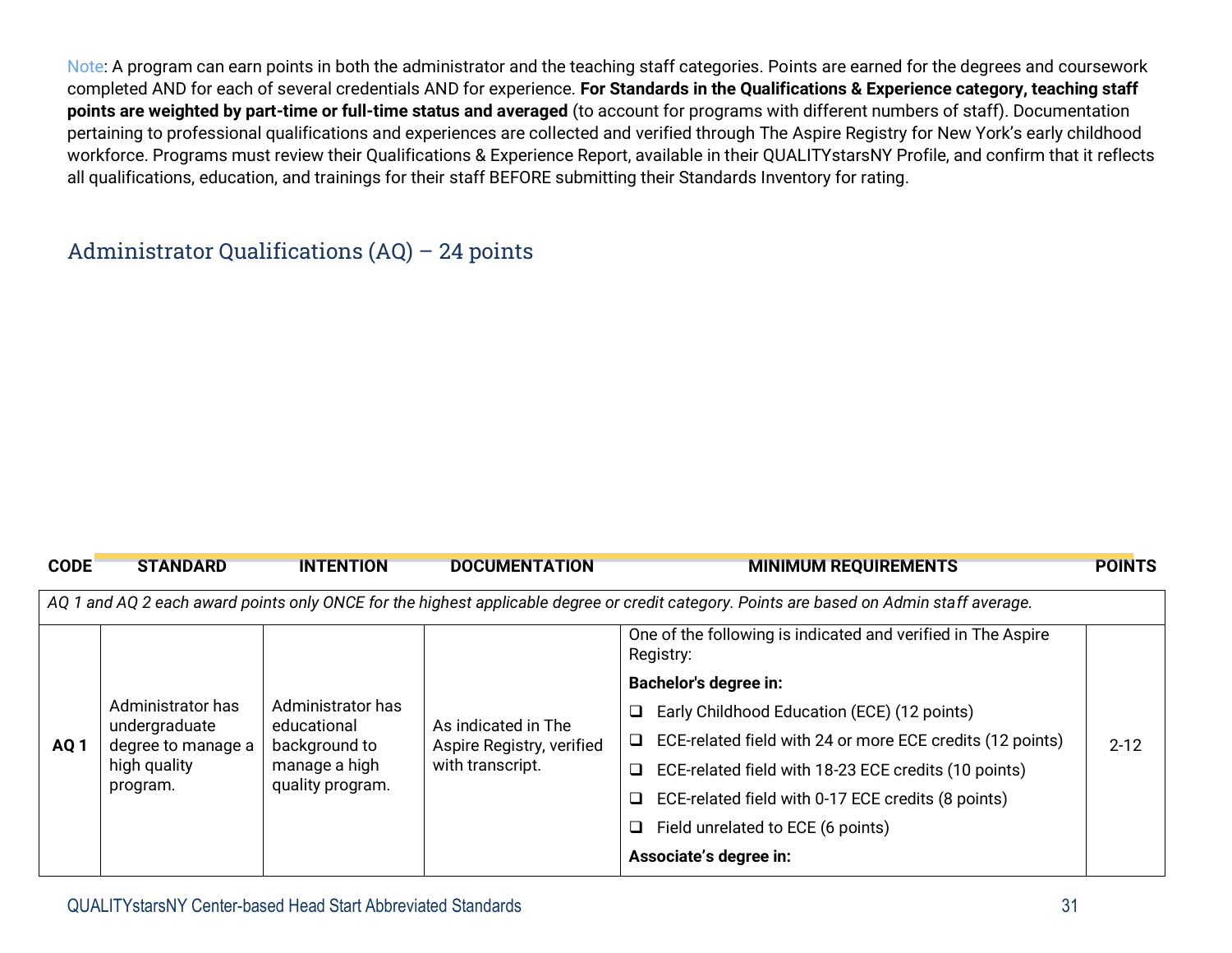Note: A program can earn points in both the administrator and the teaching staff categories. Points are earned for the degrees and coursework completed AND for each of several credentials AND for experience. **For Standards in the Qualifications & Experience category, teaching staff points are weighted by part-time or full-time status and averaged** (to account for programs with different numbers of staff). Documentation pertaining to professional qualifications and experiences are collected and verified through The Aspire Registry for New York's early childhood workforce. Programs must review their Qualifications & Experience Report, available in their QUALITYstarsNY Profile, and confirm that it reflects all qualifications, education, and trainings for their staff BEFORE submitting their Standards Inventory for rating.

## Administrator Qualifications (AQ) – 24 points

| CODE | STANDARD | INTENTION | DOCUMENTATION | MINIMUM REQUIREMENTS | POINTS |
|---|---|---|---|---|---|
| *AQ 1 and AQ 2 each award points only ONCE for the highest applicable degree or credit category. Points are based on Admin staff average.* | | | | | |
| **AQ 1** | Administrator has undergraduate degree to manage a high quality program. | Administrator has educational background to manage a high quality program. | As indicated in The Aspire Registry, verified with transcript. | One of the following is indicated and verified in The Aspire Registry:<br><br>**Bachelor's degree in:**<br>❑ Early Childhood Education (ECE) (12 points)<br>❑ ECE-related field with 24 or more ECE credits (12 points)<br>❑ ECE-related field with 18-23 ECE credits (10 points)<br>❑ ECE-related field with 0-17 ECE credits (8 points)<br>❑ Field unrelated to ECE (6 points)<br><br>**Associate's degree in:** | 2-12 |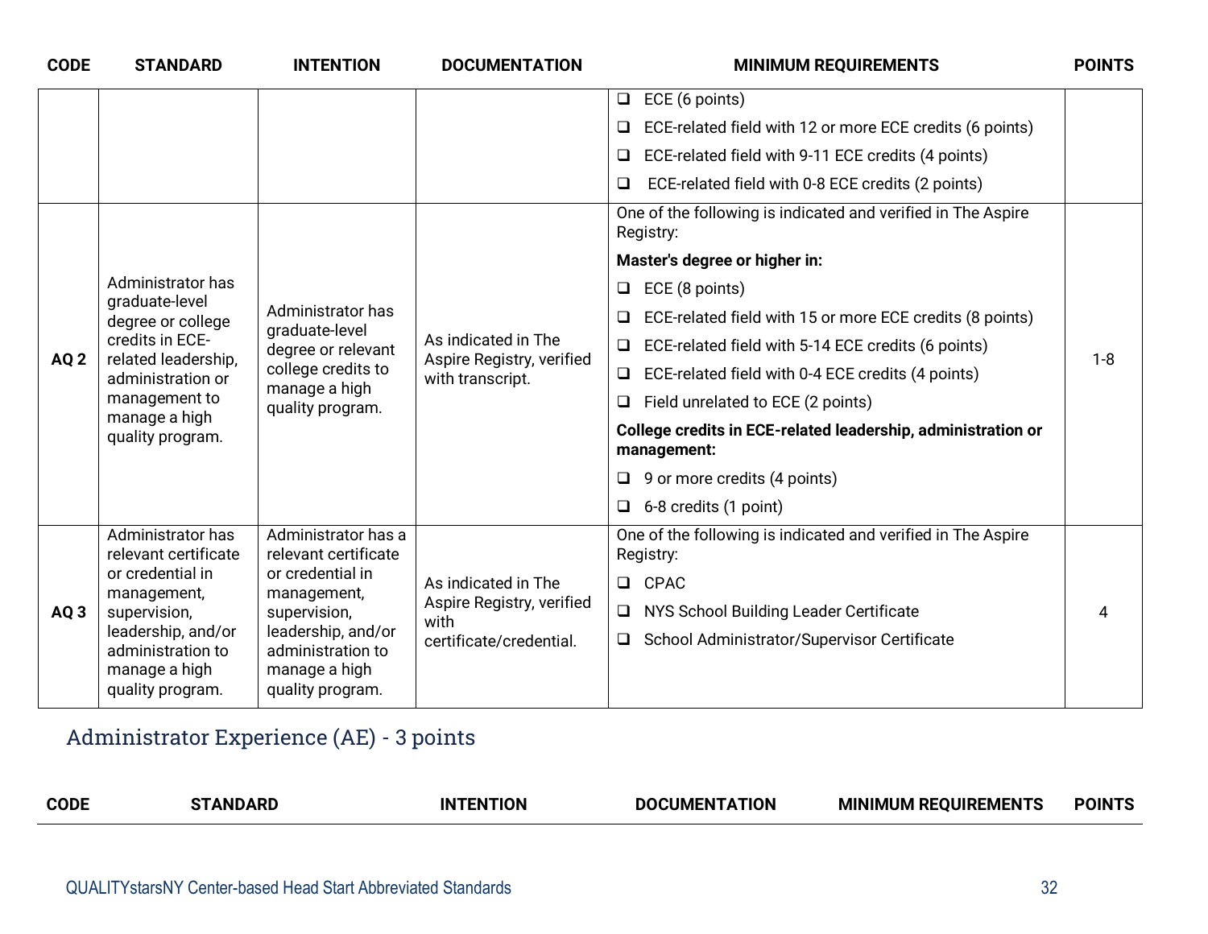| CODE | STANDARD | INTENTION | DOCUMENTATION | MINIMUM REQUIREMENTS | POINTS |
|---|---|---|---|---|---|
| | | | | ❑ ECE (6 points)<br>❑ ECE-related field with 12 or more ECE credits (6 points)<br>❑ ECE-related field with 9-11 ECE credits (4 points)<br>❑ ECE-related field with 0-8 ECE credits (2 points) | |
| AQ 2 | Administrator has graduate-level degree or college credits in ECE-related leadership, administration or management to manage a high quality program. | Administrator has graduate-level degree or relevant college credits to manage a high quality program. | As indicated in The Aspire Registry, verified with transcript. | One of the following is indicated and verified in The Aspire Registry:<br>**Master's degree or higher in:**<br>❑ ECE (8 points)<br>❑ ECE-related field with 15 or more ECE credits (8 points)<br>❑ ECE-related field with 5-14 ECE credits (6 points)<br>❑ ECE-related field with 0-4 ECE credits (4 points)<br>❑ Field unrelated to ECE (2 points)<br>**College credits in ECE-related leadership, administration or management:**<br>❑ 9 or more credits (4 points)<br>❑ 6-8 credits (1 point) | 1-8 |
| AQ 3 | Administrator has relevant certificate or credential in management, supervision, leadership, and/or administration to manage a high quality program. | Administrator has a relevant certificate or credential in management, supervision, leadership, and/or administration to manage a high quality program. | As indicated in The Aspire Registry, verified with certificate/credential. | One of the following is indicated and verified in The Aspire Registry:<br>❑ CPAC<br>❑ NYS School Building Leader Certificate<br>❑ School Administrator/Supervisor Certificate | 4 |

## Administrator Experience (AE) - 3 points

| CODE | STANDARD | INTENTION | DOCUMENTATION | MINIMUM REQUIREMENTS | POINTS |
|---|---|---|---|---|---|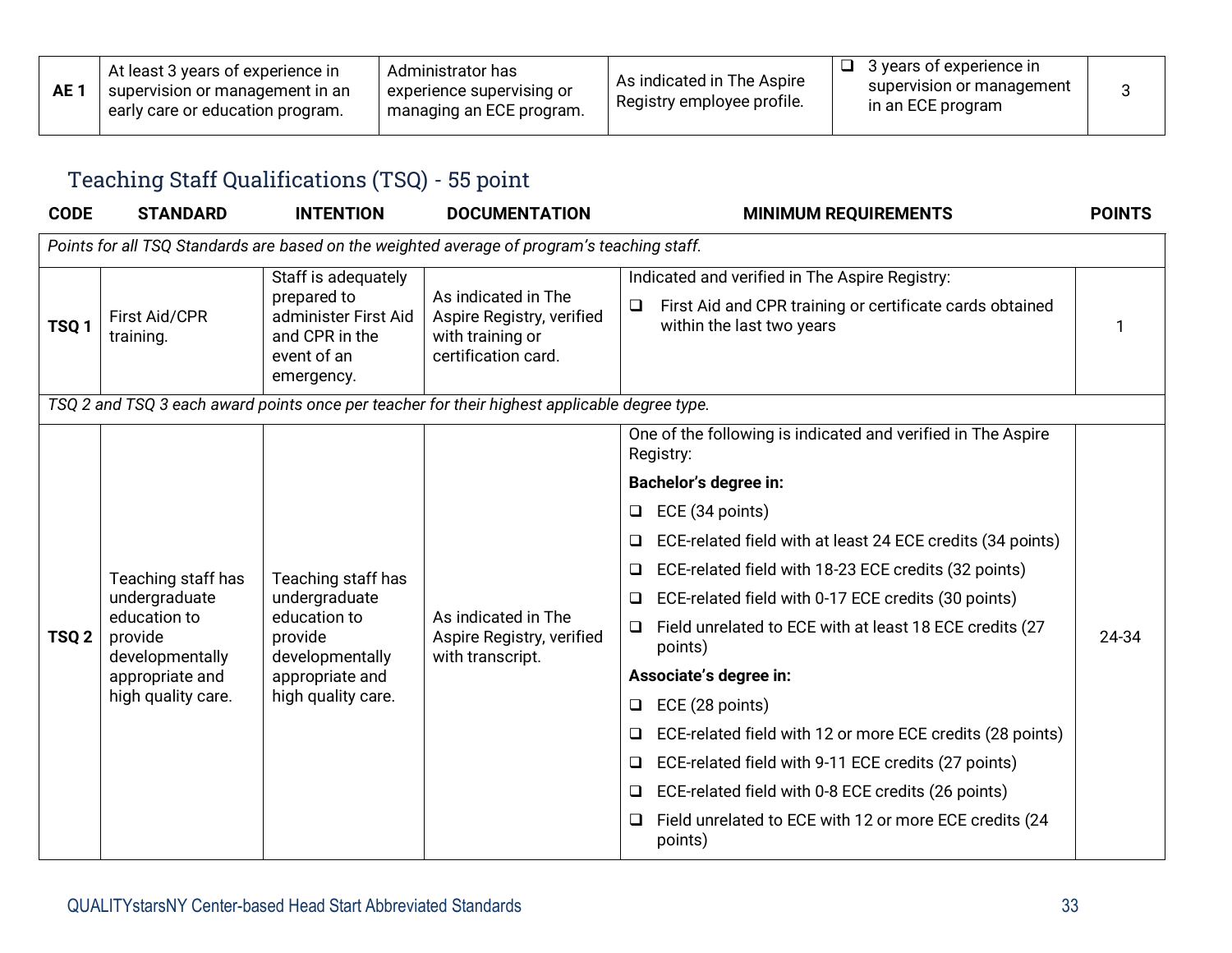| AE 1 | At least 3 years of experience in supervision or management in an early care or education program. | Administrator has experience supervising or managing an ECE program. | As indicated in The Aspire Registry employee profile. | ❑ 3 years of experience in supervision or management in an ECE program | 3 |
|---|---|---|---|---|---|

## Teaching Staff Qualifications (TSQ) - 55 point

| CODE | STANDARD | INTENTION | DOCUMENTATION | MINIMUM REQUIREMENTS | POINTS |
|---|---|---|---|---|---|
| *Points for all TSQ Standards are based on the weighted average of program's teaching staff.* | | | | | |
| TSQ 1 | First Aid/CPR training. | Staff is adequately prepared to administer First Aid and CPR in the event of an emergency. | As indicated in The Aspire Registry, verified with training or certification card. | Indicated and verified in The Aspire Registry:<br>❑ First Aid and CPR training or certificate cards obtained within the last two years | 1 |
| *TSQ 2 and TSQ 3 each award points once per teacher for their highest applicable degree type.* | | | | | |
| TSQ 2 | Teaching staff has undergraduate education to provide developmentally appropriate and high quality care. | Teaching staff has undergraduate education to provide developmentally appropriate and high quality care. | As indicated in The Aspire Registry, verified with transcript. | One of the following is indicated and verified in The Aspire Registry:<br>**Bachelor's degree in:**<br>❑ ECE (34 points)<br>❑ ECE-related field with at least 24 ECE credits (34 points)<br>❑ ECE-related field with 18-23 ECE credits (32 points)<br>❑ ECE-related field with 0-17 ECE credits (30 points)<br>❑ Field unrelated to ECE with at least 18 ECE credits (27 points)<br>**Associate's degree in:**<br>❑ ECE (28 points)<br>❑ ECE-related field with 12 or more ECE credits (28 points)<br>❑ ECE-related field with 9-11 ECE credits (27 points)<br>❑ ECE-related field with 0-8 ECE credits (26 points)<br>❑ Field unrelated to ECE with 12 or more ECE credits (24 points) | 24-34 |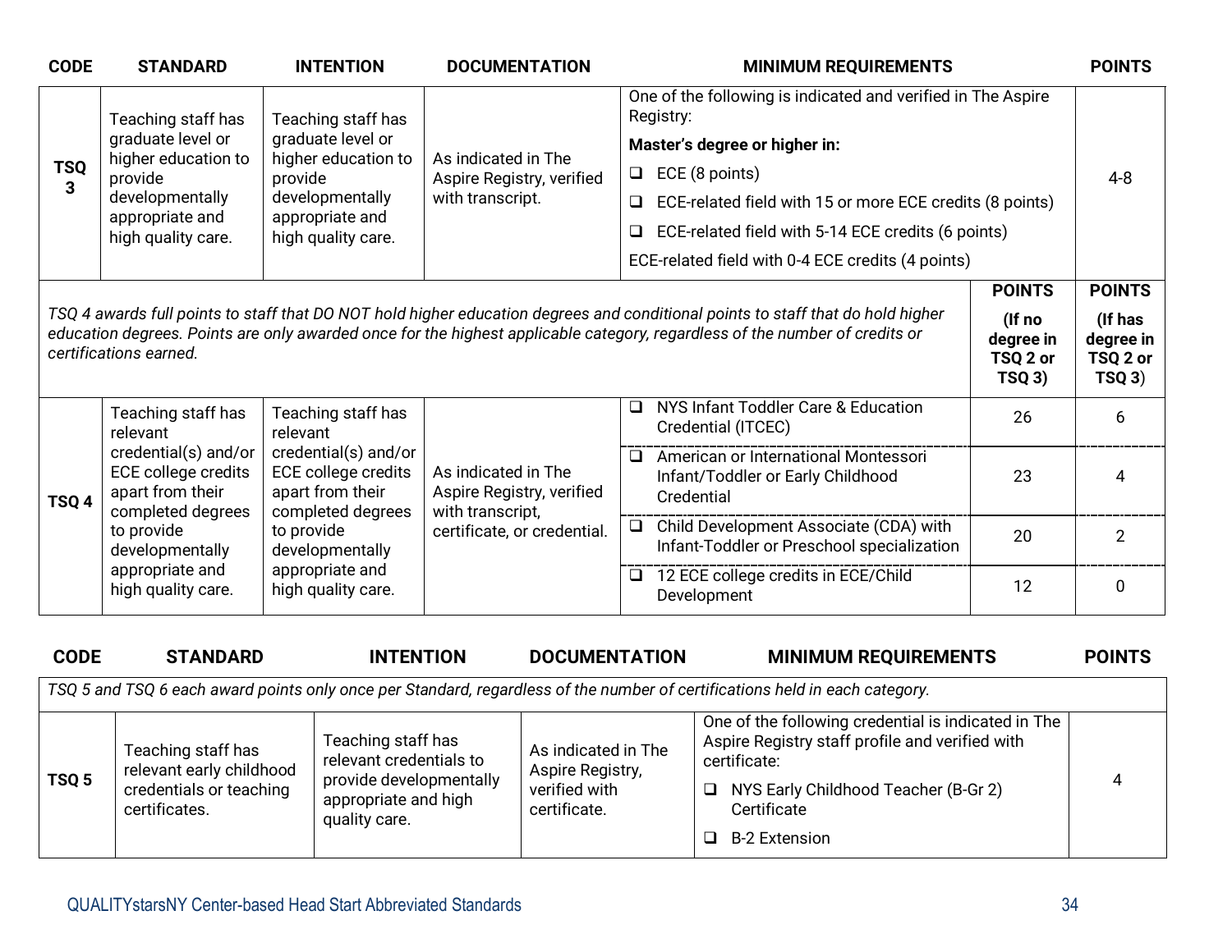| CODE | STANDARD | INTENTION | DOCUMENTATION | MINIMUM REQUIREMENTS | POINTS |
|---|---|---|---|---|---|
| TSQ 3 | Teaching staff has graduate level or higher education to provide developmentally appropriate and high quality care. | Teaching staff has graduate level or higher education to provide developmentally appropriate and high quality care. | As indicated in The Aspire Registry, verified with transcript. | One of the following is indicated and verified in The Aspire Registry:<br>**Master's degree or higher in:**<br>❑ ECE (8 points)<br>❑ ECE-related field with 15 or more ECE credits (8 points)<br>❑ ECE-related field with 5-14 ECE credits (6 points)<br>ECE-related field with 0-4 ECE credits (4 points) | 4-8 |

*TSQ 4 awards full points to staff that DO NOT hold higher education degrees and conditional points to staff that do hold higher education degrees. Points are only awarded once for the highest applicable category, regardless of the number of credits or certifications earned.*

| CODE | STANDARD | INTENTION | DOCUMENTATION | MINIMUM REQUIREMENTS | POINTS (If no degree in TSQ 2 or TSQ 3) | POINTS (If has degree in TSQ 2 or TSQ 3) |
|---|---|---|---|---|---|---|
| TSQ 4 | Teaching staff has relevant credential(s) and/or ECE college credits apart from their completed degrees to provide developmentally appropriate and high quality care. | Teaching staff has relevant credential(s) and/or ECE college credits apart from their completed degrees to provide developmentally appropriate and high quality care. | As indicated in The Aspire Registry, verified with transcript, certificate, or credential. | ❑ NYS Infant Toddler Care & Education Credential (ITCEC) | 26 | 6 |
| | | | | ❑ American or International Montessori Infant/Toddler or Early Childhood Credential | 23 | 4 |
| | | | | ❑ Child Development Associate (CDA) with Infant-Toddler or Preschool specialization | 20 | 2 |
| | | | | ❑ 12 ECE college credits in ECE/Child Development | 12 | 0 |

*TSQ 5 and TSQ 6 each award points only once per Standard, regardless of the number of certifications held in each category.*

| CODE | STANDARD | INTENTION | DOCUMENTATION | MINIMUM REQUIREMENTS | POINTS |
|---|---|---|---|---|---|
| TSQ 5 | Teaching staff has relevant early childhood credentials or teaching certificates. | Teaching staff has relevant credentials to provide developmentally appropriate and high quality care. | As indicated in The Aspire Registry, verified with certificate. | One of the following credential is indicated in The Aspire Registry staff profile and verified with certificate:<br>❑ NYS Early Childhood Teacher (B-Gr 2) Certificate<br>❑ B-2 Extension | 4 |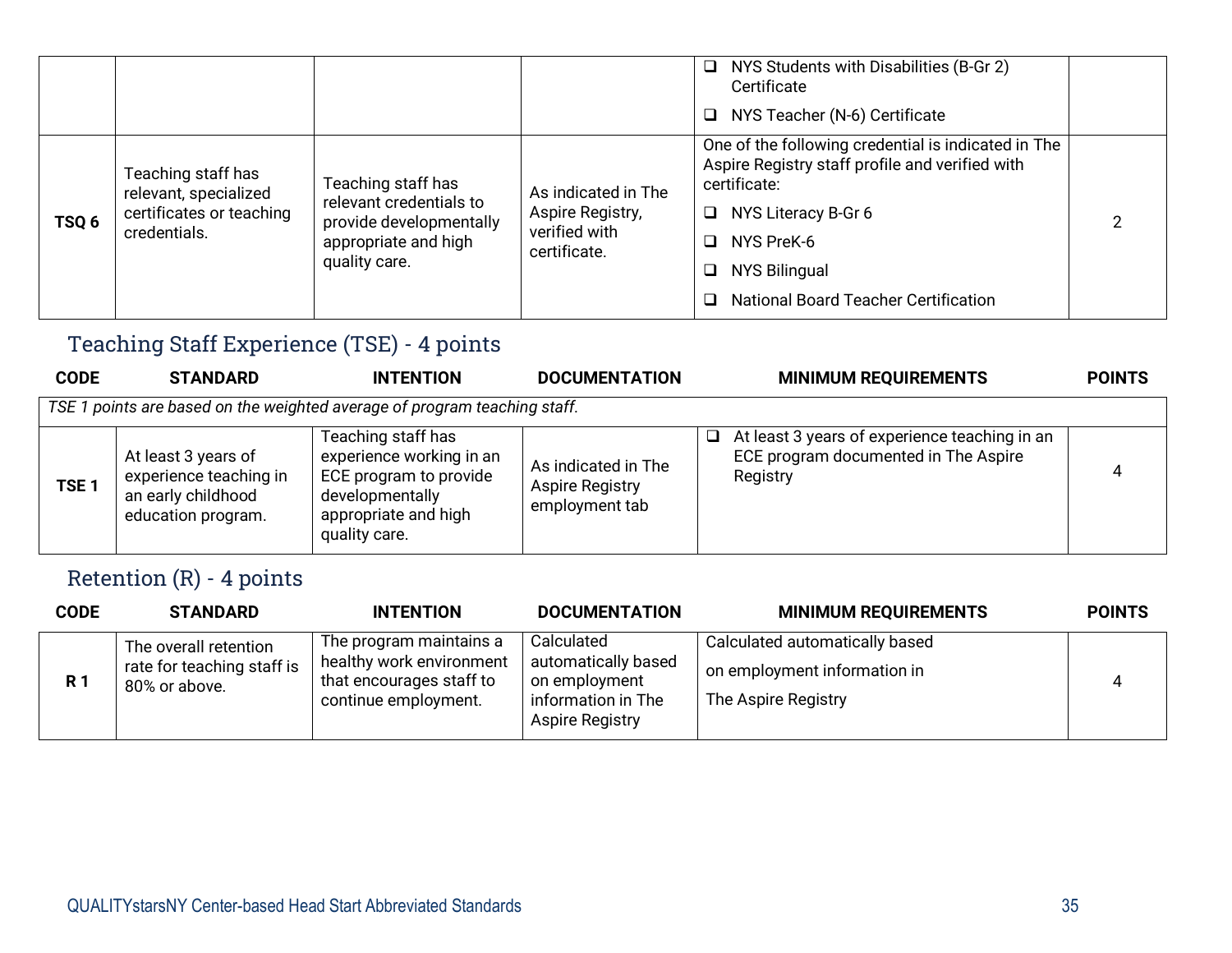| | | | | | |
|---|---|---|---|---|---|
| | | | | ❑ NYS Students with Disabilities (B-Gr 2) Certificate<br>❑ NYS Teacher (N-6) Certificate | |
| **TSQ 6** | Teaching staff has relevant, specialized certificates or teaching credentials. | Teaching staff has relevant credentials to provide developmentally appropriate and high quality care. | As indicated in The Aspire Registry, verified with certificate. | One of the following credential is indicated in The Aspire Registry staff profile and verified with certificate:<br>❑ NYS Literacy B-Gr 6<br>❑ NYS PreK-6<br>❑ NYS Bilingual<br>❑ National Board Teacher Certification | 2 |

## Teaching Staff Experience (TSE) - 4 points

| CODE | STANDARD | INTENTION | DOCUMENTATION | MINIMUM REQUIREMENTS | POINTS |
|---|---|---|---|---|---|
| *TSE 1 points are based on the weighted average of program teaching staff.* | | | | | |
| **TSE 1** | At least 3 years of experience teaching in an early childhood education program. | Teaching staff has experience working in an ECE program to provide developmentally appropriate and high quality care. | As indicated in The Aspire Registry employment tab | ❑ At least 3 years of experience teaching in an ECE program documented in The Aspire Registry | 4 |

## Retention (R) - 4 points

| CODE | STANDARD | INTENTION | DOCUMENTATION | MINIMUM REQUIREMENTS | POINTS |
|---|---|---|---|---|---|
| **R 1** | The overall retention rate for teaching staff is 80% or above. | The program maintains a healthy work environment that encourages staff to continue employment. | Calculated automatically based on employment information in The Aspire Registry | Calculated automatically based on employment information in The Aspire Registry | 4 |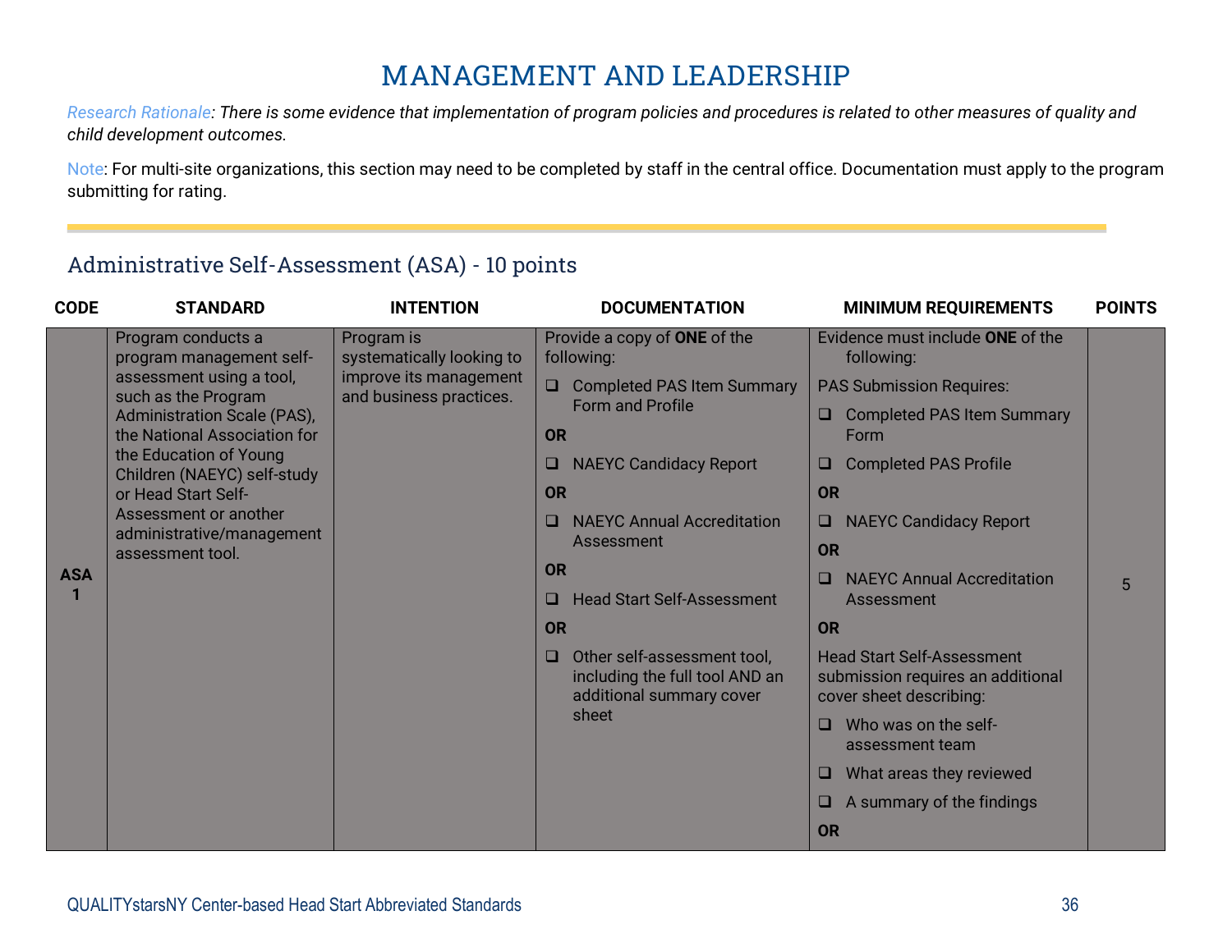# MANAGEMENT AND LEADERSHIP

*Research Rationale: There is some evidence that implementation of program policies and procedures is related to other measures of quality and child development outcomes.*

Note: For multi-site organizations, this section may need to be completed by staff in the central office. Documentation must apply to the program submitting for rating.

## Administrative Self-Assessment (ASA) - 10 points

| CODE | STANDARD | INTENTION | DOCUMENTATION | MINIMUM REQUIREMENTS | POINTS |
|---|---|---|---|---|---|
| ASA 1 | Program conducts a program management self-assessment using a tool, such as the Program Administration Scale (PAS), the National Association for the Education of Young Children (NAEYC) self-study or Head Start Self-Assessment or another administrative/management assessment tool. | Program is systematically looking to improve its management and business practices. | Provide a copy of **ONE** of the following:<br>❑ Completed PAS Item Summary Form and Profile<br>**OR**<br>❑ NAEYC Candidacy Report<br>**OR**<br>❑ NAEYC Annual Accreditation Assessment<br>**OR**<br>❑ Head Start Self-Assessment<br>**OR**<br>❑ Other self-assessment tool, including the full tool AND an additional summary cover sheet | Evidence must include **ONE** of the following:<br>PAS Submission Requires:<br>❑ Completed PAS Item Summary Form<br>❑ Completed PAS Profile<br>**OR**<br>❑ NAEYC Candidacy Report<br>**OR**<br>❑ NAEYC Annual Accreditation Assessment<br>**OR**<br>Head Start Self-Assessment submission requires an additional cover sheet describing:<br>❑ Who was on the self-assessment team<br>❑ What areas they reviewed<br>❑ A summary of the findings<br>**OR** | 5 |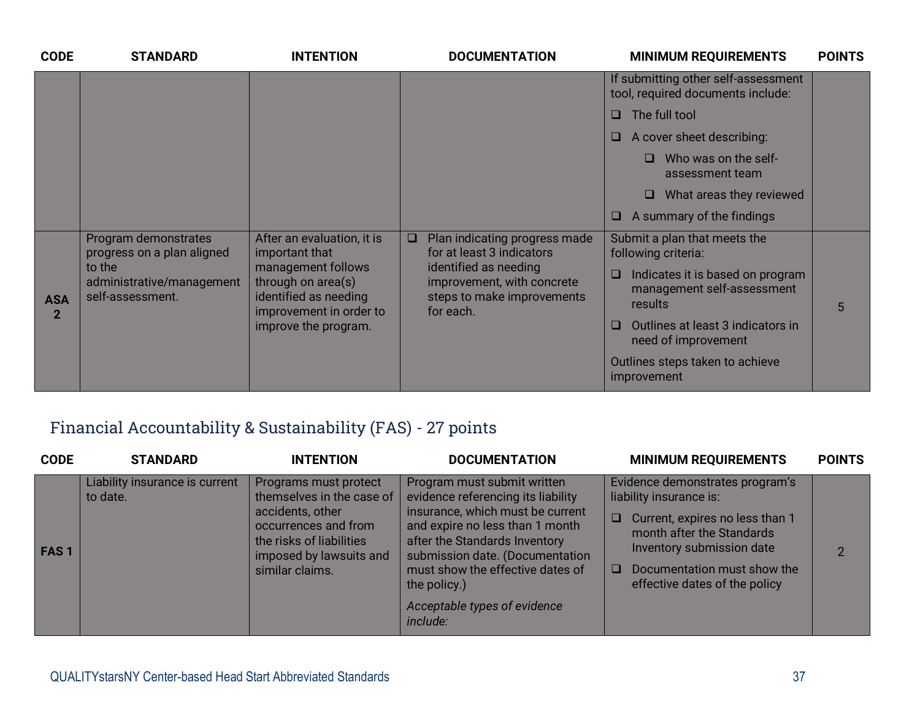| CODE | STANDARD | INTENTION | DOCUMENTATION | MINIMUM REQUIREMENTS | POINTS |
|---|---|---|---|---|---|
| | | | | If submitting other self-assessment tool, required documents include:<br>❑ The full tool<br>❑ A cover sheet describing:<br>  ❑ Who was on the self-assessment team<br>  ❑ What areas they reviewed<br>❑ A summary of the findings | |
| **ASA 2** | Program demonstrates progress on a plan aligned to the administrative/management self-assessment. | After an evaluation, it is important that management follows through on area(s) identified as needing improvement in order to improve the program. | ❑ Plan indicating progress made for at least 3 indicators identified as needing improvement, with concrete steps to make improvements for each. | Submit a plan that meets the following criteria:<br>❑ Indicates it is based on program management self-assessment results<br>❑ Outlines at least 3 indicators in need of improvement<br>Outlines steps taken to achieve improvement | 5 |

## Financial Accountability & Sustainability (FAS) - 27 points

| CODE | STANDARD | INTENTION | DOCUMENTATION | MINIMUM REQUIREMENTS | POINTS |
|---|---|---|---|---|---|
| **FAS 1** | Liability insurance is current to date. | Programs must protect themselves in the case of accidents, other occurrences and from the risks of liabilities imposed by lawsuits and similar claims. | Program must submit written evidence referencing its liability insurance, which must be current and expire no less than 1 month after the Standards Inventory submission date. (Documentation must show the effective dates of the policy.)<br>*Acceptable types of evidence include:* | Evidence demonstrates program's liability insurance is:<br>❑ Current, expires no less than 1 month after the Standards Inventory submission date<br>❑ Documentation must show the effective dates of the policy | 2 |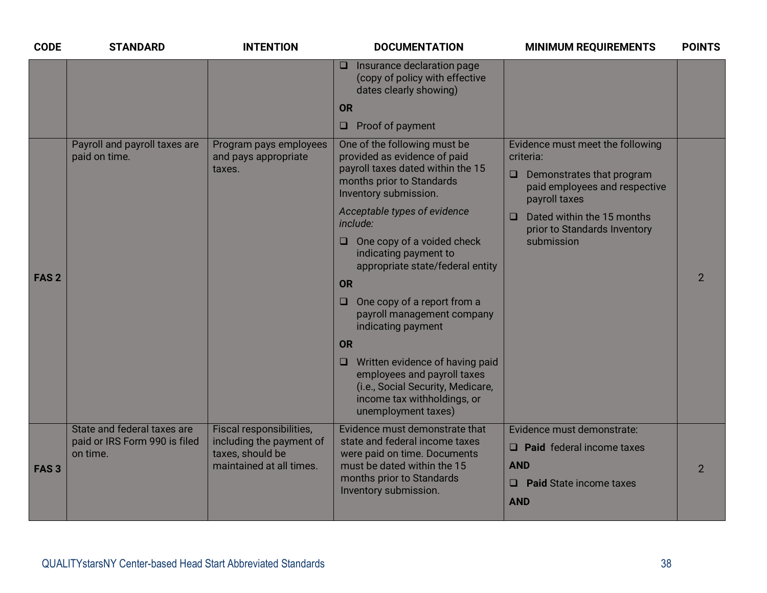| CODE | STANDARD | INTENTION | DOCUMENTATION | MINIMUM REQUIREMENTS | POINTS |
|---|---|---|---|---|---|
| | | | ❑ Insurance declaration page (copy of policy with effective dates clearly showing)<br>**OR**<br>❑ Proof of payment | | |
| **FAS 2** | Payroll and payroll taxes are paid on time. | Program pays employees and pays appropriate taxes. | One of the following must be provided as evidence of paid payroll taxes dated within the 15 months prior to Standards Inventory submission.<br>*Acceptable types of evidence include:*<br>❑ One copy of a voided check indicating payment to appropriate state/federal entity<br>**OR**<br>❑ One copy of a report from a payroll management company indicating payment<br>**OR**<br>❑ Written evidence of having paid employees and payroll taxes (i.e., Social Security, Medicare, income tax withholdings, or unemployment taxes) | Evidence must meet the following criteria:<br>❑ Demonstrates that program paid employees and respective payroll taxes<br>❑ Dated within the 15 months prior to Standards Inventory submission | 2 |
| **FAS 3** | State and federal taxes are paid or IRS Form 990 is filed on time. | Fiscal responsibilities, including the payment of taxes, should be maintained at all times. | Evidence must demonstrate that state and federal income taxes were paid on time. Documents must be dated within the 15 months prior to Standards Inventory submission. | Evidence must demonstrate:<br>❑ **Paid** federal income taxes<br>**AND**<br>❑ **Paid** State income taxes<br>**AND** | 2 |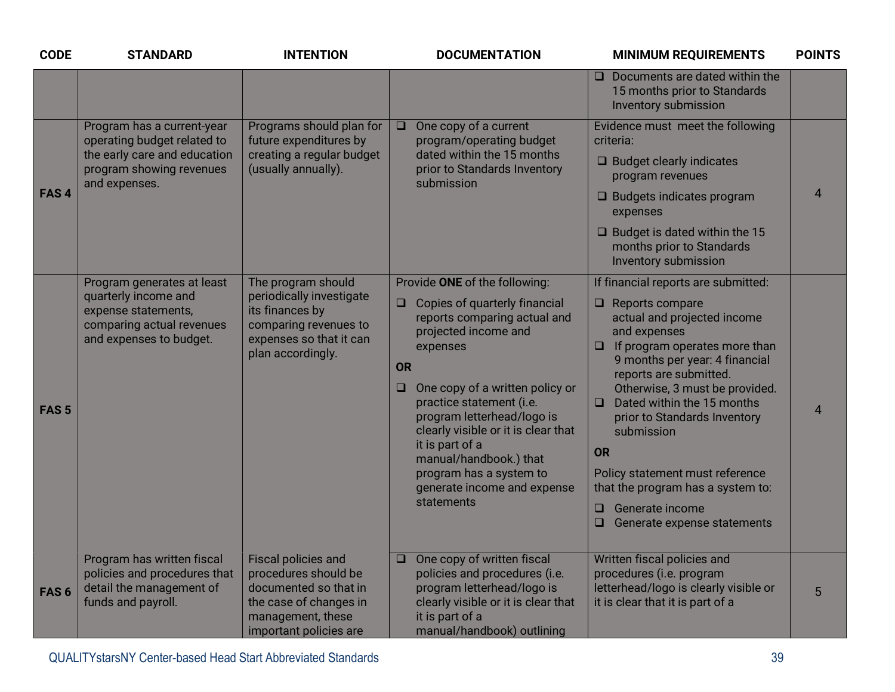| CODE | STANDARD | INTENTION | DOCUMENTATION | MINIMUM REQUIREMENTS | POINTS |
|---|---|---|---|---|---|
| | | | | ❑ Documents are dated within the 15 months prior to Standards Inventory submission | |
| **FAS 4** | Program has a current-year operating budget related to the early care and education program showing revenues and expenses. | Programs should plan for future expenditures by creating a regular budget (usually annually). | ❑ One copy of a current program/operating budget dated within the 15 months prior to Standards Inventory submission | Evidence must meet the following criteria:<br>❑ Budget clearly indicates program revenues<br>❑ Budgets indicates program expenses<br>❑ Budget is dated within the 15 months prior to Standards Inventory submission | 4 |
| **FAS 5** | Program generates at least quarterly income and expense statements, comparing actual revenues and expenses to budget. | The program should periodically investigate its finances by comparing revenues to expenses so that it can plan accordingly. | Provide **ONE** of the following:<br>❑ Copies of quarterly financial reports comparing actual and projected income and expenses<br>**OR**<br>❑ One copy of a written policy or practice statement (i.e. program letterhead/logo is clearly visible or it is clear that it is part of a manual/handbook.) that program has a system to generate income and expense statements | If financial reports are submitted:<br>❑ Reports compare actual and projected income and expenses<br>❑ If program operates more than 9 months per year: 4 financial reports are submitted. Otherwise, 3 must be provided.<br>❑ Dated within the 15 months prior to Standards Inventory submission<br>**OR**<br>Policy statement must reference that the program has a system to:<br>❑ Generate income<br>❑ Generate expense statements | 4 |
| **FAS 6** | Program has written fiscal policies and procedures that detail the management of funds and payroll. | Fiscal policies and procedures should be documented so that in the case of changes in management, these important policies are | ❑ One copy of written fiscal policies and procedures (i.e. program letterhead/logo is clearly visible or it is clear that it is part of a manual/handbook) outlining | Written fiscal policies and procedures (i.e. program letterhead/logo is clearly visible or it is clear that it is part of a | 5 |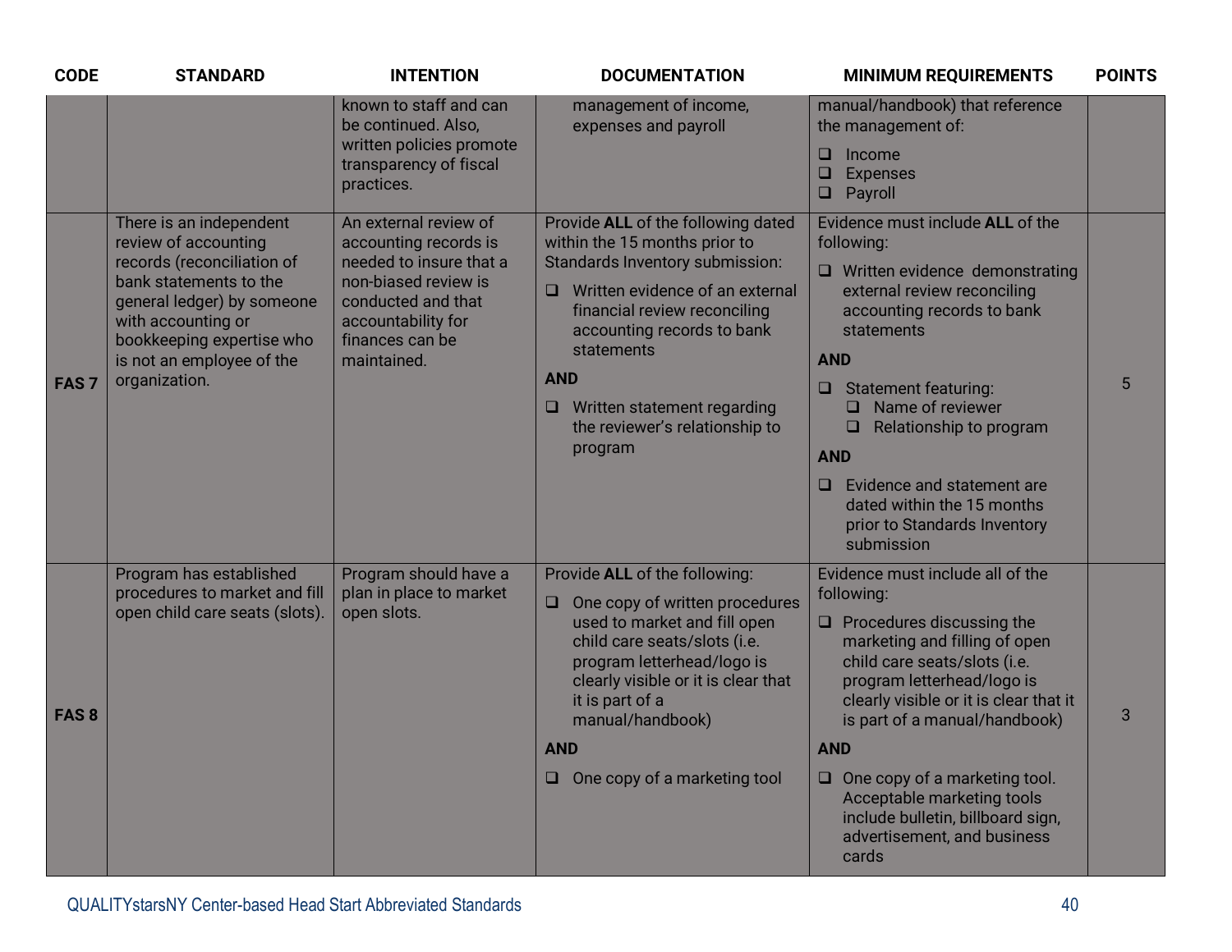| CODE | STANDARD | INTENTION | DOCUMENTATION | MINIMUM REQUIREMENTS | POINTS |
|---|---|---|---|---|---|
| | | known to staff and can be continued. Also, written policies promote transparency of fiscal practices. | management of income, expenses and payroll | manual/handbook) that reference the management of:<br>❑ Income<br>❑ Expenses<br>❑ Payroll | |
| **FAS 7** | There is an independent review of accounting records (reconciliation of bank statements to the general ledger) by someone with accounting or bookkeeping expertise who is not an employee of the organization. | An external review of accounting records is needed to insure that a non-biased review is conducted and that accountability for finances can be maintained. | Provide **ALL** of the following dated within the 15 months prior to Standards Inventory submission:<br>❑ Written evidence of an external financial review reconciling accounting records to bank statements<br>**AND**<br>❑ Written statement regarding the reviewer's relationship to program | Evidence must include **ALL** of the following:<br>❑ Written evidence demonstrating external review reconciling accounting records to bank statements<br>**AND**<br>❑ Statement featuring:<br>❑ Name of reviewer<br>❑ Relationship to program<br>**AND**<br>❑ Evidence and statement are dated within the 15 months prior to Standards Inventory submission | 5 |
| **FAS 8** | Program has established procedures to market and fill open child care seats (slots). | Program should have a plan in place to market open slots. | Provide **ALL** of the following:<br>❑ One copy of written procedures used to market and fill open child care seats/slots (i.e. program letterhead/logo is clearly visible or it is clear that it is part of a manual/handbook)<br>**AND**<br>❑ One copy of a marketing tool | Evidence must include all of the following:<br>❑ Procedures discussing the marketing and filling of open child care seats/slots (i.e. program letterhead/logo is clearly visible or it is clear that it is part of a manual/handbook)<br>**AND**<br>❑ One copy of a marketing tool. Acceptable marketing tools include bulletin, billboard sign, advertisement, and business cards | 3 |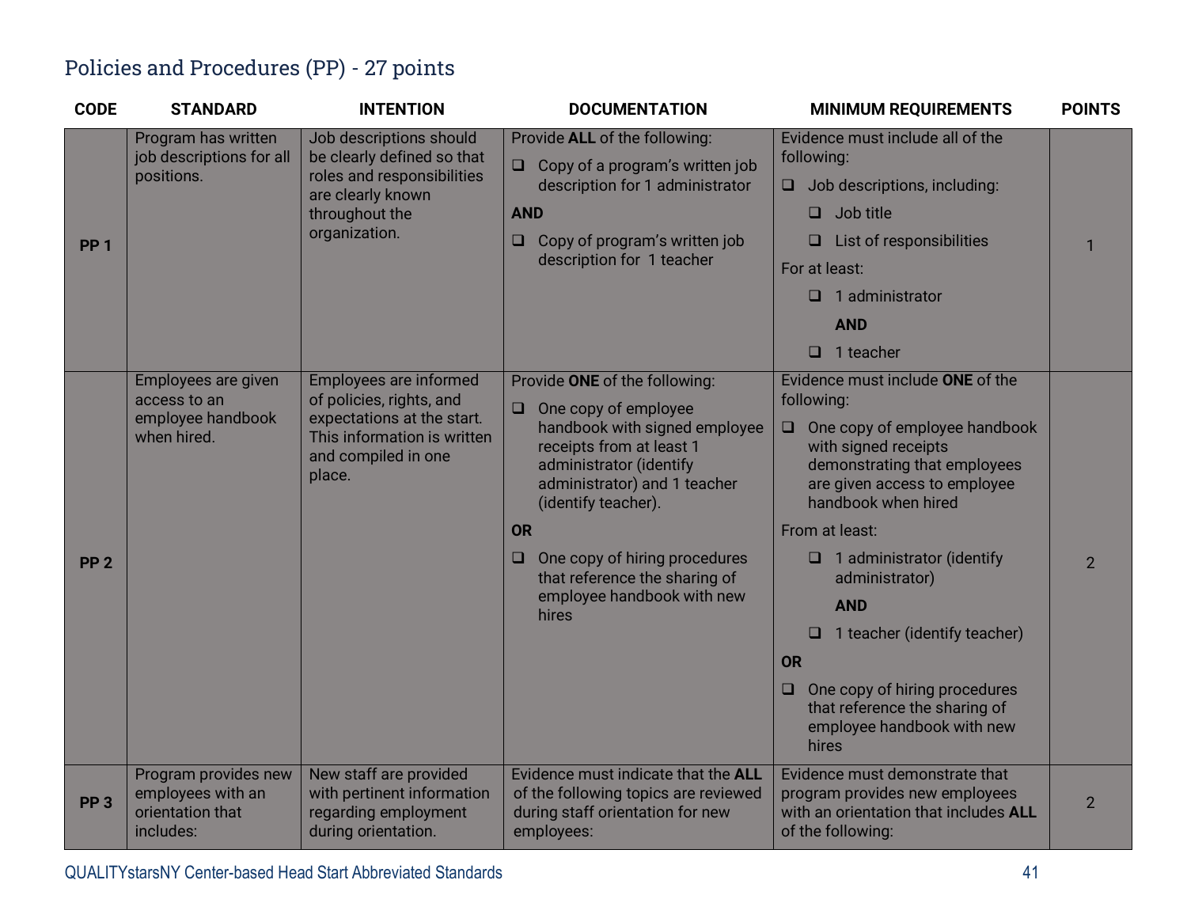## Policies and Procedures (PP) - 27 points

| CODE | STANDARD | INTENTION | DOCUMENTATION | MINIMUM REQUIREMENTS | POINTS |
|---|---|---|---|---|---|
| PP 1 | Program has written job descriptions for all positions. | Job descriptions should be clearly defined so that roles and responsibilities are clearly known throughout the organization. | Provide **ALL** of the following:<br>❑ Copy of a program's written job description for 1 administrator<br>**AND**<br>❑ Copy of program's written job description for 1 teacher | Evidence must include all of the following:<br>❑ Job descriptions, including:<br>❑ Job title<br>❑ List of responsibilities<br>For at least:<br>❑ 1 administrator<br>**AND**<br>❑ 1 teacher | 1 |
| PP 2 | Employees are given access to an employee handbook when hired. | Employees are informed of policies, rights, and expectations at the start. This information is written and compiled in one place. | Provide **ONE** of the following:<br>❑ One copy of employee handbook with signed employee receipts from at least 1 administrator (identify administrator) and 1 teacher (identify teacher).<br>**OR**<br>❑ One copy of hiring procedures that reference the sharing of employee handbook with new hires | Evidence must include **ONE** of the following:<br>❑ One copy of employee handbook with signed receipts demonstrating that employees are given access to employee handbook when hired<br>From at least:<br>❑ 1 administrator (identify administrator)<br>**AND**<br>❑ 1 teacher (identify teacher)<br>**OR**<br>❑ One copy of hiring procedures that reference the sharing of employee handbook with new hires | 2 |
| PP 3 | Program provides new employees with an orientation that includes: | New staff are provided with pertinent information regarding employment during orientation. | Evidence must indicate that the **ALL** of the following topics are reviewed during staff orientation for new employees: | Evidence must demonstrate that program provides new employees with an orientation that includes **ALL** of the following: | 2 |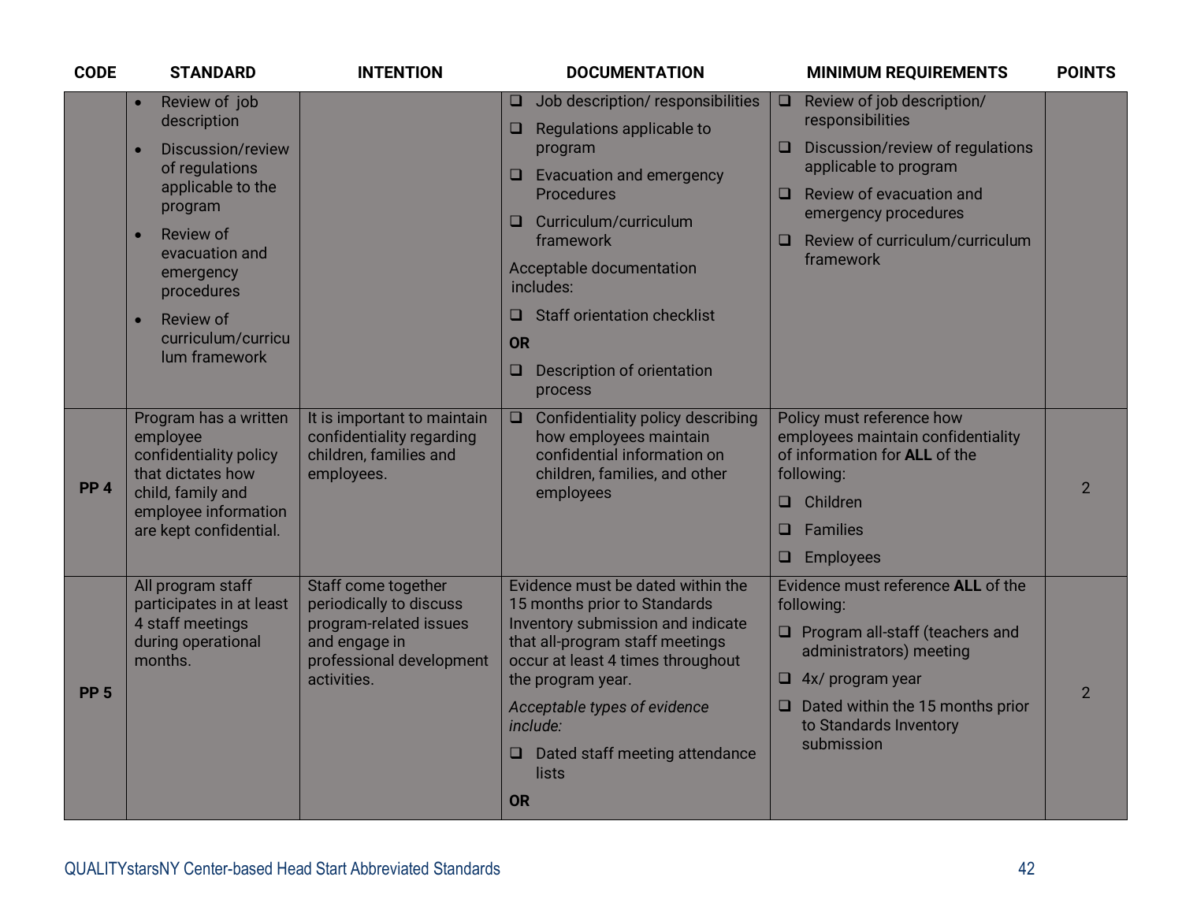| CODE | STANDARD | INTENTION | DOCUMENTATION | MINIMUM REQUIREMENTS | POINTS |
|---|---|---|---|---|---|
| | • Review of job description<br>• Discussion/review of regulations applicable to the program<br>• Review of evacuation and emergency procedures<br>• Review of curriculum/curriculum framework | | ❑ Job description/ responsibilities<br>❑ Regulations applicable to program<br>❑ Evacuation and emergency Procedures<br>❑ Curriculum/curriculum framework<br>Acceptable documentation includes:<br>❑ Staff orientation checklist<br>**OR**<br>❑ Description of orientation process | ❑ Review of job description/ responsibilities<br>❑ Discussion/review of regulations applicable to program<br>❑ Review of evacuation and emergency procedures<br>❑ Review of curriculum/curriculum framework | |
| **PP 4** | Program has a written employee confidentiality policy that dictates how child, family and employee information are kept confidential. | It is important to maintain confidentiality regarding children, families and employees. | ❑ Confidentiality policy describing how employees maintain confidential information on children, families, and other employees | Policy must reference how employees maintain confidentiality of information for **ALL** of the following:<br>❑ Children<br>❑ Families<br>❑ Employees | 2 |
| **PP 5** | All program staff participates in at least 4 staff meetings during operational months. | Staff come together periodically to discuss program-related issues and engage in professional development activities. | Evidence must be dated within the 15 months prior to Standards Inventory submission and indicate that all-program staff meetings occur at least 4 times throughout the program year.<br>*Acceptable types of evidence include:*<br>❑ Dated staff meeting attendance lists<br>**OR** | Evidence must reference **ALL** of the following:<br>❑ Program all-staff (teachers and administrators) meeting<br>❑ 4x/ program year<br>❑ Dated within the 15 months prior to Standards Inventory submission | 2 |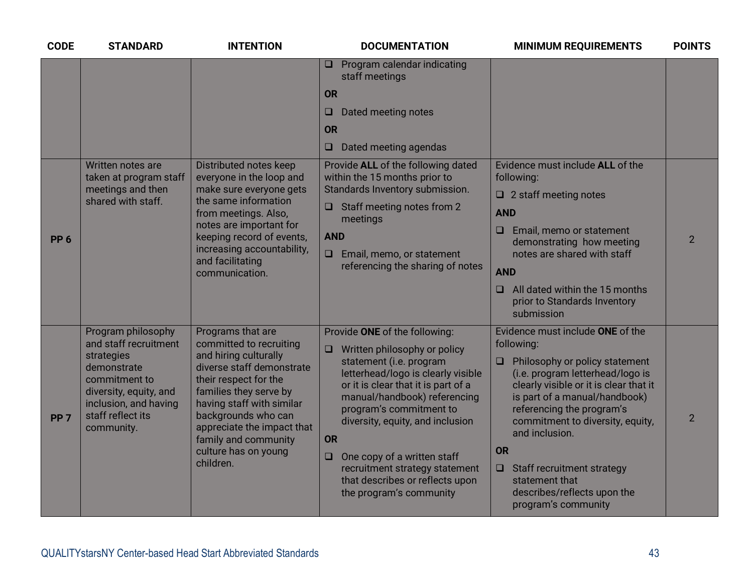| CODE | STANDARD | INTENTION | DOCUMENTATION | MINIMUM REQUIREMENTS | POINTS |
|---|---|---|---|---|---|
| | | | ❑ Program calendar indicating staff meetings<br>**OR**<br>❑ Dated meeting notes<br>**OR**<br>❑ Dated meeting agendas | | |
| **PP 6** | Written notes are taken at program staff meetings and then shared with staff. | Distributed notes keep everyone in the loop and make sure everyone gets the same information from meetings. Also, notes are important for keeping record of events, increasing accountability, and facilitating communication. | Provide **ALL** of the following dated within the 15 months prior to Standards Inventory submission.<br>❑ Staff meeting notes from 2 meetings<br>**AND**<br>❑ Email, memo, or statement referencing the sharing of notes | Evidence must include **ALL** of the following:<br>❑ 2 staff meeting notes<br>**AND**<br>❑ Email, memo or statement demonstrating how meeting notes are shared with staff<br>**AND**<br>❑ All dated within the 15 months prior to Standards Inventory submission | 2 |
| **PP 7** | Program philosophy and staff recruitment strategies demonstrate commitment to diversity, equity, and inclusion, and having staff reflect its community. | Programs that are committed to recruiting and hiring culturally diverse staff demonstrate their respect for the families they serve by having staff with similar backgrounds who can appreciate the impact that family and community culture has on young children. | Provide **ONE** of the following:<br>❑ Written philosophy or policy statement (i.e. program letterhead/logo is clearly visible or it is clear that it is part of a manual/handbook) referencing program's commitment to diversity, equity, and inclusion<br>**OR**<br>❑ One copy of a written staff recruitment strategy statement that describes or reflects upon the program's community | Evidence must include **ONE** of the following:<br>❑ Philosophy or policy statement (i.e. program letterhead/logo is clearly visible or it is clear that it is part of a manual/handbook) referencing the program's commitment to diversity, equity, and inclusion.<br>**OR**<br>❑ Staff recruitment strategy statement that describes/reflects upon the program's community | 2 |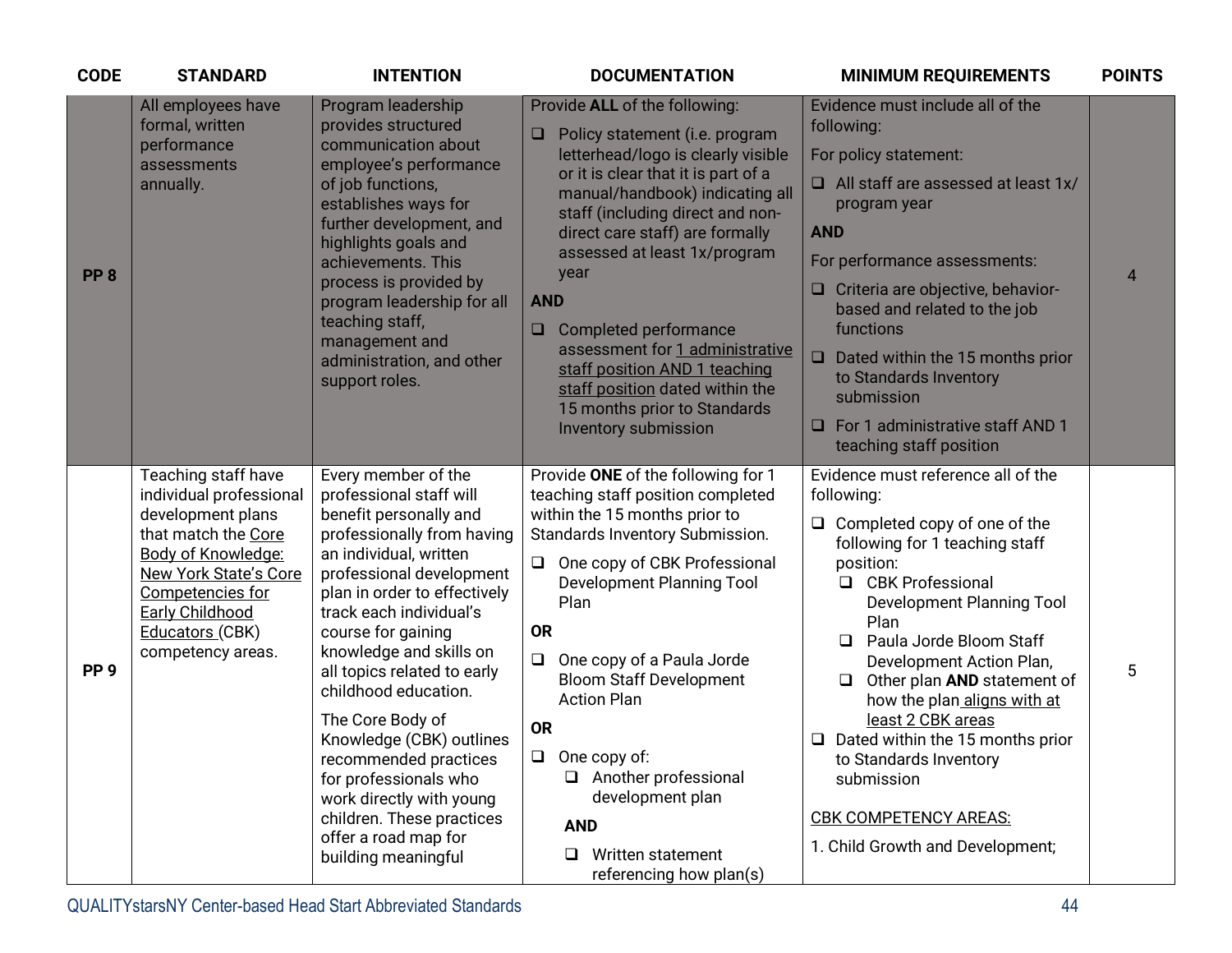| CODE | STANDARD | INTENTION | DOCUMENTATION | MINIMUM REQUIREMENTS | POINTS |
|---|---|---|---|---|---|
| **PP 8** | All employees have formal, written performance assessments annually. | Program leadership provides structured communication about employee's performance of job functions, establishes ways for further development, and highlights goals and achievements. This process is provided by program leadership for all teaching staff, management and administration, and other support roles. | Provide **ALL** of the following:<br>❑ Policy statement (i.e. program letterhead/logo is clearly visible or it is clear that it is part of a manual/handbook) indicating all staff (including direct and non-direct care staff) are formally assessed at least 1x/program year<br>**AND**<br>❑ Completed performance assessment for 1 administrative staff position AND 1 teaching staff position dated within the 15 months prior to Standards Inventory submission | Evidence must include all of the following:<br>For policy statement:<br>❑ All staff are assessed at least 1x/ program year<br>**AND**<br>For performance assessments:<br>❑ Criteria are objective, behavior-based and related to the job functions<br>❑ Dated within the 15 months prior to Standards Inventory submission<br>❑ For 1 administrative staff AND 1 teaching staff position | 4 |
| **PP 9** | Teaching staff have individual professional development plans that match the Core Body of Knowledge: New York State's Core Competencies for Early Childhood Educators (CBK) competency areas. | Every member of the professional staff will benefit personally and professionally from having an individual, written professional development plan in order to effectively track each individual's course for gaining knowledge and skills on all topics related to early childhood education.<br>The Core Body of Knowledge (CBK) outlines recommended practices for professionals who work directly with young children. These practices offer a road map for building meaningful | Provide **ONE** of the following for 1 teaching staff position completed within the 15 months prior to Standards Inventory Submission.<br>❑ One copy of CBK Professional Development Planning Tool Plan<br>**OR**<br>❑ One copy of a Paula Jorde Bloom Staff Development Action Plan<br>**OR**<br>❑ One copy of:<br>❑ Another professional development plan<br>**AND**<br>❑ Written statement referencing how plan(s) | Evidence must reference all of the following:<br>❑ Completed copy of one of the following for 1 teaching staff position:<br>❑ CBK Professional Development Planning Tool Plan<br>❑ Paula Jorde Bloom Staff Development Action Plan,<br>❑ Other plan **AND** statement of how the plan aligns with at least 2 CBK areas<br>❑ Dated within the 15 months prior to Standards Inventory submission<br><br>CBK COMPETENCY AREAS:<br>1. Child Growth and Development; | 5 |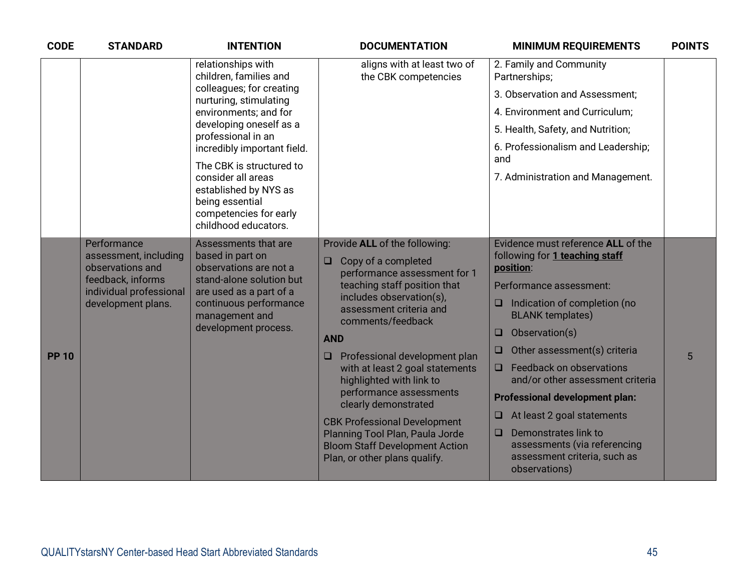| CODE | STANDARD | INTENTION | DOCUMENTATION | MINIMUM REQUIREMENTS | POINTS |
|---|---|---|---|---|---|
| | | relationships with children, families and colleagues; for creating nurturing, stimulating environments; and for developing oneself as a professional in an incredibly important field.<br><br>The CBK is structured to consider all areas established by NYS as being essential competencies for early childhood educators. | aligns with at least two of the CBK competencies | 2. Family and Community Partnerships;<br><br>3. Observation and Assessment;<br><br>4. Environment and Curriculum;<br><br>5. Health, Safety, and Nutrition;<br><br>6. Professionalism and Leadership; and<br><br>7. Administration and Management. | |
| **PP 10** | Performance assessment, including observations and feedback, informs individual professional development plans. | Assessments that are based in part on observations are not a stand-alone solution but are used as a part of a continuous performance management and development process. | Provide **ALL** of the following:<br><br>❑ Copy of a completed performance assessment for 1 teaching staff position that includes observation(s), assessment criteria and comments/feedback<br><br>**AND**<br><br>❑ Professional development plan with at least 2 goal statements highlighted with link to performance assessments clearly demonstrated<br><br>CBK Professional Development Planning Tool Plan, Paula Jorde Bloom Staff Development Action Plan, or other plans qualify. | Evidence must reference **ALL** of the following for **1 teaching staff position**:<br><br>Performance assessment:<br><br>❑ Indication of completion (no BLANK templates)<br><br>❑ Observation(s)<br><br>❑ Other assessment(s) criteria<br><br>❑ Feedback on observations and/or other assessment criteria<br><br>**Professional development plan:**<br><br>❑ At least 2 goal statements<br><br>❑ Demonstrates link to assessments (via referencing assessment criteria, such as observations) | 5 |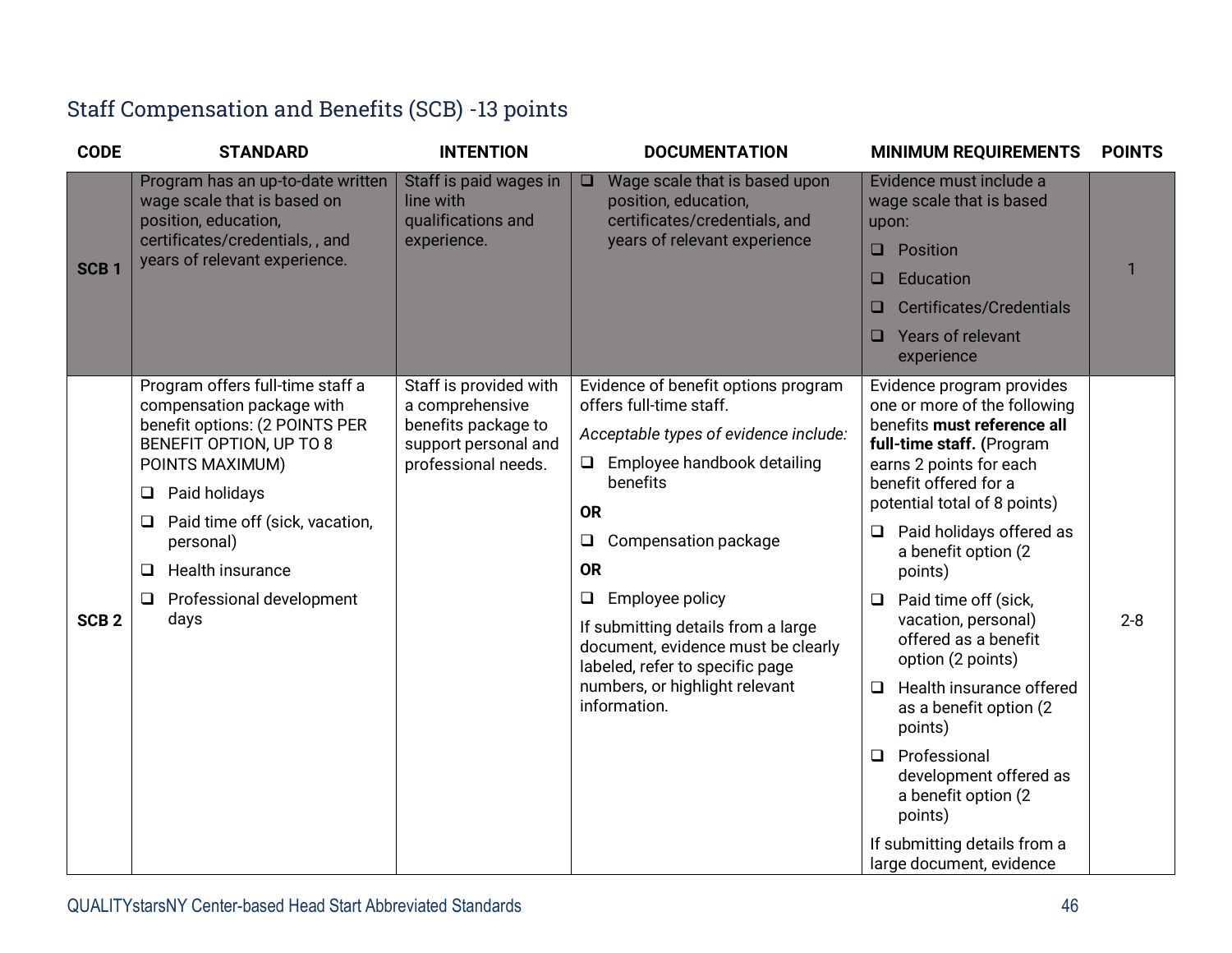## Staff Compensation and Benefits (SCB) -13 points

| CODE | STANDARD | INTENTION | DOCUMENTATION | MINIMUM REQUIREMENTS | POINTS |
|---|---|---|---|---|---|
| **SCB 1** | Program has an up-to-date written wage scale that is based on position, education, certificates/credentials, , and years of relevant experience. | Staff is paid wages in line with qualifications and experience. | ❑ Wage scale that is based upon position, education, certificates/credentials, and years of relevant experience | Evidence must include a wage scale that is based upon:<br>❑ Position<br>❑ Education<br>❑ Certificates/Credentials<br>❑ Years of relevant experience | 1 |
| **SCB 2** | Program offers full-time staff a compensation package with benefit options: (2 POINTS PER BENEFIT OPTION, UP TO 8 POINTS MAXIMUM)<br>❑ Paid holidays<br>❑ Paid time off (sick, vacation, personal)<br>❑ Health insurance<br>❑ Professional development days | Staff is provided with a comprehensive benefits package to support personal and professional needs. | Evidence of benefit options program offers full-time staff.<br>*Acceptable types of evidence include:*<br>❑ Employee handbook detailing benefits<br>**OR**<br>❑ Compensation package<br>**OR**<br>❑ Employee policy<br>If submitting details from a large document, evidence must be clearly labeled, refer to specific page numbers, or highlight relevant information. | Evidence program provides one or more of the following benefits **must reference all full-time staff. (**Program earns 2 points for each benefit offered for a potential total of 8 points)<br>❑ Paid holidays offered as a benefit option (2 points)<br>❑ Paid time off (sick, vacation, personal) offered as a benefit option (2 points)<br>❑ Health insurance offered as a benefit option (2 points)<br>❑ Professional development offered as a benefit option (2 points)<br>If submitting details from a large document, evidence | 2-8 |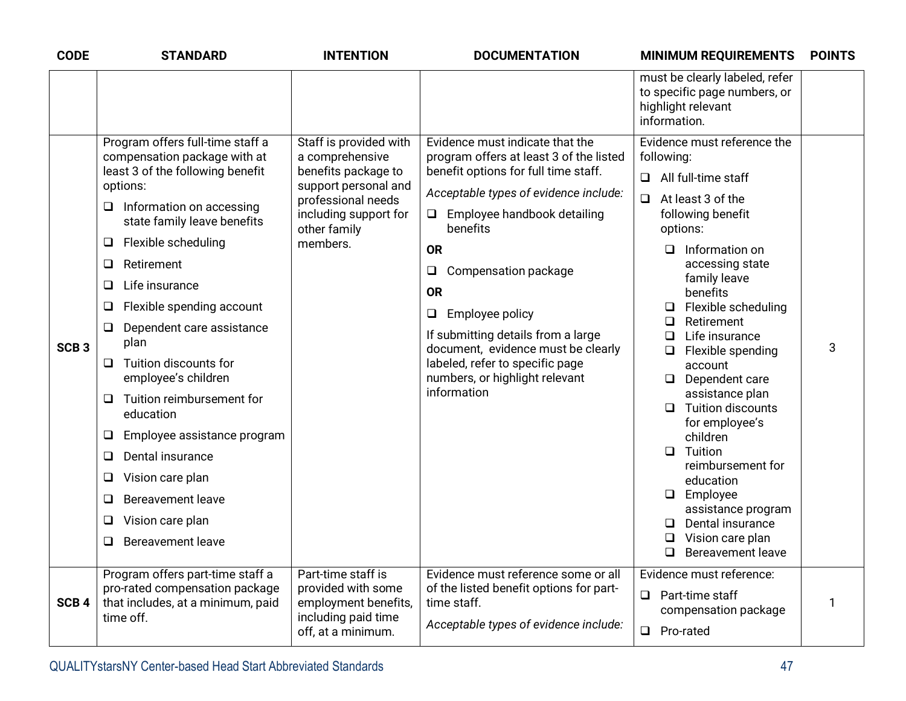| CODE | STANDARD | INTENTION | DOCUMENTATION | MINIMUM REQUIREMENTS | POINTS |
|---|---|---|---|---|---|
| | | | | must be clearly labeled, refer to specific page numbers, or highlight relevant information. | |
| SCB 3 | Program offers full-time staff a compensation package with at least 3 of the following benefit options:<br>❑ Information on accessing state family leave benefits<br>❑ Flexible scheduling<br>❑ Retirement<br>❑ Life insurance<br>❑ Flexible spending account<br>❑ Dependent care assistance plan<br>❑ Tuition discounts for employee's children<br>❑ Tuition reimbursement for education<br>❑ Employee assistance program<br>❑ Dental insurance<br>❑ Vision care plan<br>❑ Bereavement leave<br>❑ Vision care plan<br>❑ Bereavement leave | Staff is provided with a comprehensive benefits package to support personal and professional needs including support for other family members. | Evidence must indicate that the program offers at least 3 of the listed benefit options for full time staff.<br>*Acceptable types of evidence include:*<br>❑ Employee handbook detailing benefits<br>**OR**<br>❑ Compensation package<br>**OR**<br>❑ Employee policy<br>If submitting details from a large document, evidence must be clearly labeled, refer to specific page numbers, or highlight relevant information | Evidence must reference the following:<br>❑ All full-time staff<br>❑ At least 3 of the following benefit options:<br>❑ Information on accessing state family leave benefits<br>❑ Flexible scheduling<br>❑ Retirement<br>❑ Life insurance<br>❑ Flexible spending account<br>❑ Dependent care assistance plan<br>❑ Tuition discounts for employee's children<br>❑ Tuition reimbursement for education<br>❑ Employee assistance program<br>❑ Dental insurance<br>❑ Vision care plan<br>❑ Bereavement leave | 3 |
| SCB 4 | Program offers part-time staff a pro-rated compensation package that includes, at a minimum, paid time off. | Part-time staff is provided with some employment benefits, including paid time off, at a minimum. | Evidence must reference some or all of the listed benefit options for part-time staff.<br>*Acceptable types of evidence include:* | Evidence must reference:<br>❑ Part-time staff compensation package<br>❑ Pro-rated | 1 |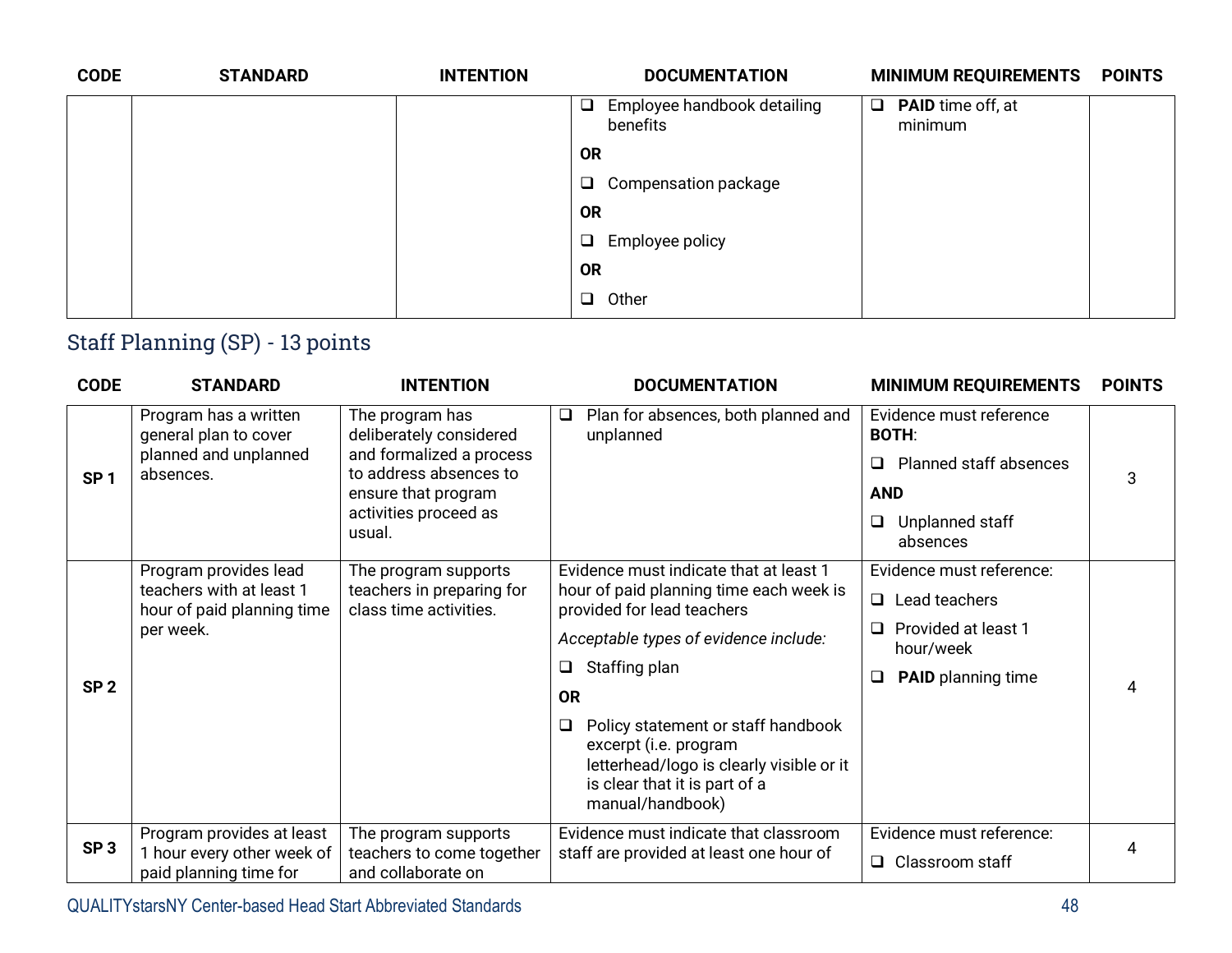| CODE | STANDARD | INTENTION | DOCUMENTATION | MINIMUM REQUIREMENTS | POINTS |
|---|---|---|---|---|---|
| | | | ❑ Employee handbook detailing benefits<br>**OR**<br>❑ Compensation package<br>**OR**<br>❑ Employee policy<br>**OR**<br>❑ Other | ❑ **PAID** time off, at minimum | |

## Staff Planning (SP) - 13 points

| CODE | STANDARD | INTENTION | DOCUMENTATION | MINIMUM REQUIREMENTS | POINTS |
|---|---|---|---|---|---|
| **SP 1** | Program has a written general plan to cover planned and unplanned absences. | The program has deliberately considered and formalized a process to address absences to ensure that program activities proceed as usual. | ❑ Plan for absences, both planned and unplanned | Evidence must reference **BOTH**:<br>❑ Planned staff absences<br>**AND**<br>❑ Unplanned staff absences | 3 |
| **SP 2** | Program provides lead teachers with at least 1 hour of paid planning time per week. | The program supports teachers in preparing for class time activities. | Evidence must indicate that at least 1 hour of paid planning time each week is provided for lead teachers<br>*Acceptable types of evidence include:*<br>❑ Staffing plan<br>**OR**<br>❑ Policy statement or staff handbook excerpt (i.e. program letterhead/logo is clearly visible or it is clear that it is part of a manual/handbook) | Evidence must reference:<br>❑ Lead teachers<br>❑ Provided at least 1 hour/week<br>❑ **PAID** planning time | 4 |
| **SP 3** | Program provides at least 1 hour every other week of paid planning time for | The program supports teachers to come together and collaborate on | Evidence must indicate that classroom staff are provided at least one hour of | Evidence must reference:<br>❑ Classroom staff | 4 |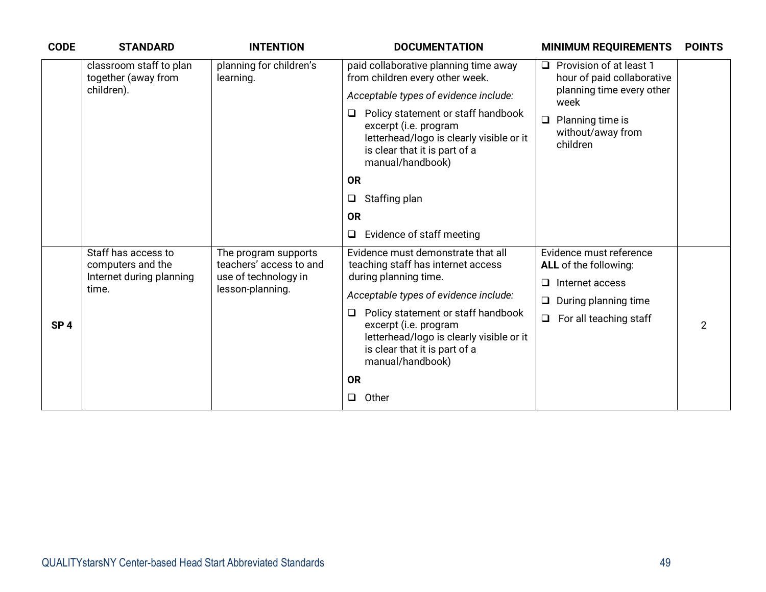| CODE | STANDARD | INTENTION | DOCUMENTATION | MINIMUM REQUIREMENTS | POINTS |
| --- | --- | --- | --- | --- | --- |
| | classroom staff to plan together (away from children). | planning for children's learning. | paid collaborative planning time away from children every other week.<br>*Acceptable types of evidence include:*<br>❑ Policy statement or staff handbook excerpt (i.e. program letterhead/logo is clearly visible or it is clear that it is part of a manual/handbook)<br>**OR**<br>❑ Staffing plan<br>**OR**<br>❑ Evidence of staff meeting | ❑ Provision of at least 1 hour of paid collaborative planning time every other week<br>❑ Planning time is without/away from children | |
| **SP 4** | Staff has access to computers and the Internet during planning time. | The program supports teachers' access to and use of technology in lesson-planning. | Evidence must demonstrate that all teaching staff has internet access during planning time.<br>*Acceptable types of evidence include:*<br>❑ Policy statement or staff handbook excerpt (i.e. program letterhead/logo is clearly visible or it is clear that it is part of a manual/handbook)<br>**OR**<br>❑ Other | Evidence must reference **ALL** of the following:<br>❑ Internet access<br>❑ During planning time<br>❑ For all teaching staff | 2 |